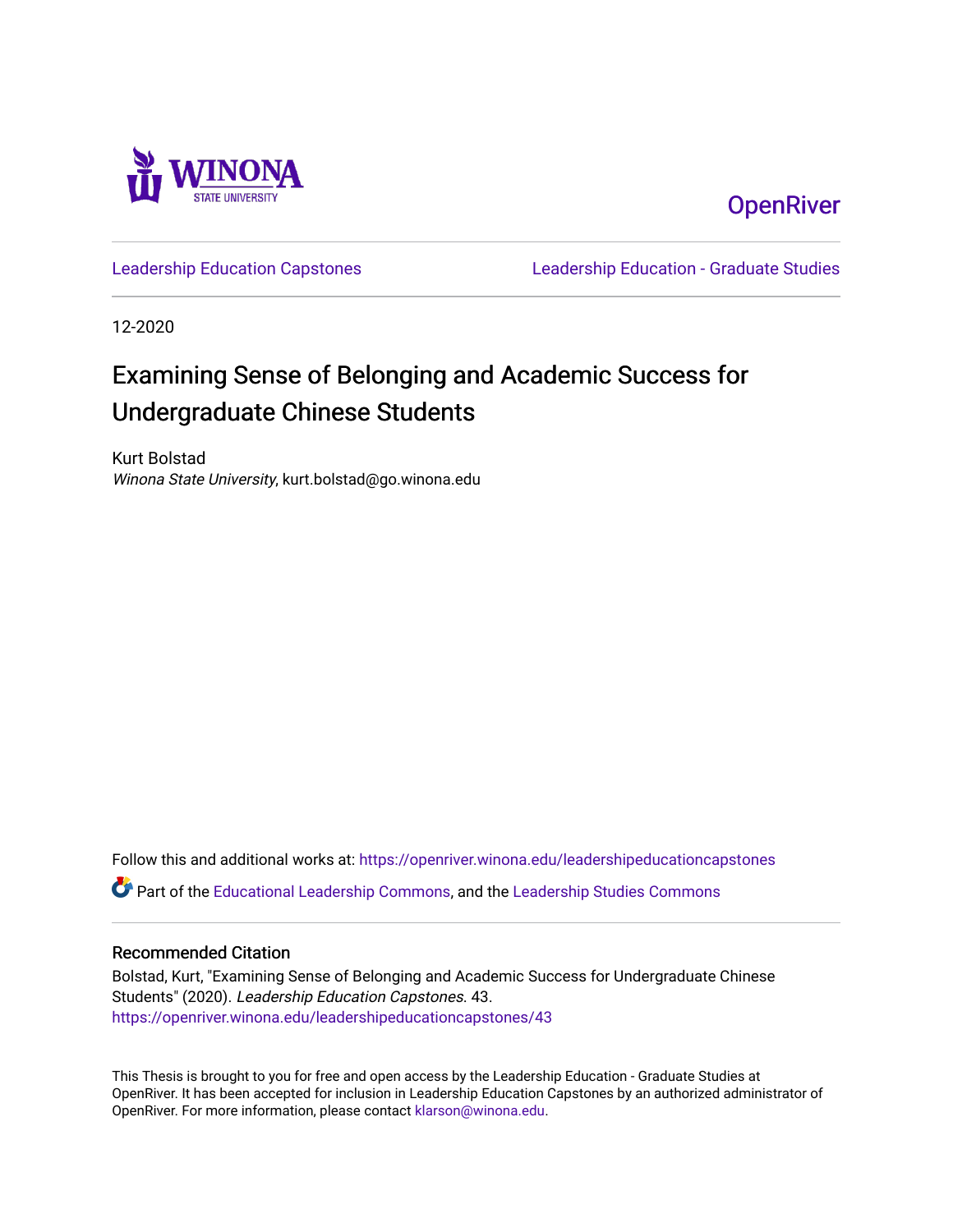Winona State University

OpenRiver

Leadership Education Capstones | Leadership Education - Graduate Studies

12-2020

# Examining Sense of Belonging and Academic Success for Undergraduate Chinese Students

Kurt Bolstad
*Winona State University*, kurt.bolstad@go.winona.edu

Follow this and additional works at: https://openriver.winona.edu/leadershipeducationcapstones

Part of the Educational Leadership Commons, and the Leadership Studies Commons

## Recommended Citation

Bolstad, Kurt, "Examining Sense of Belonging and Academic Success for Undergraduate Chinese Students" (2020). *Leadership Education Capstones*. 43.
https://openriver.winona.edu/leadershipeducationcapstones/43

This Thesis is brought to you for free and open access by the Leadership Education - Graduate Studies at OpenRiver. It has been accepted for inclusion in Leadership Education Capstones by an authorized administrator of OpenRiver. For more information, please contact klarson@winona.edu.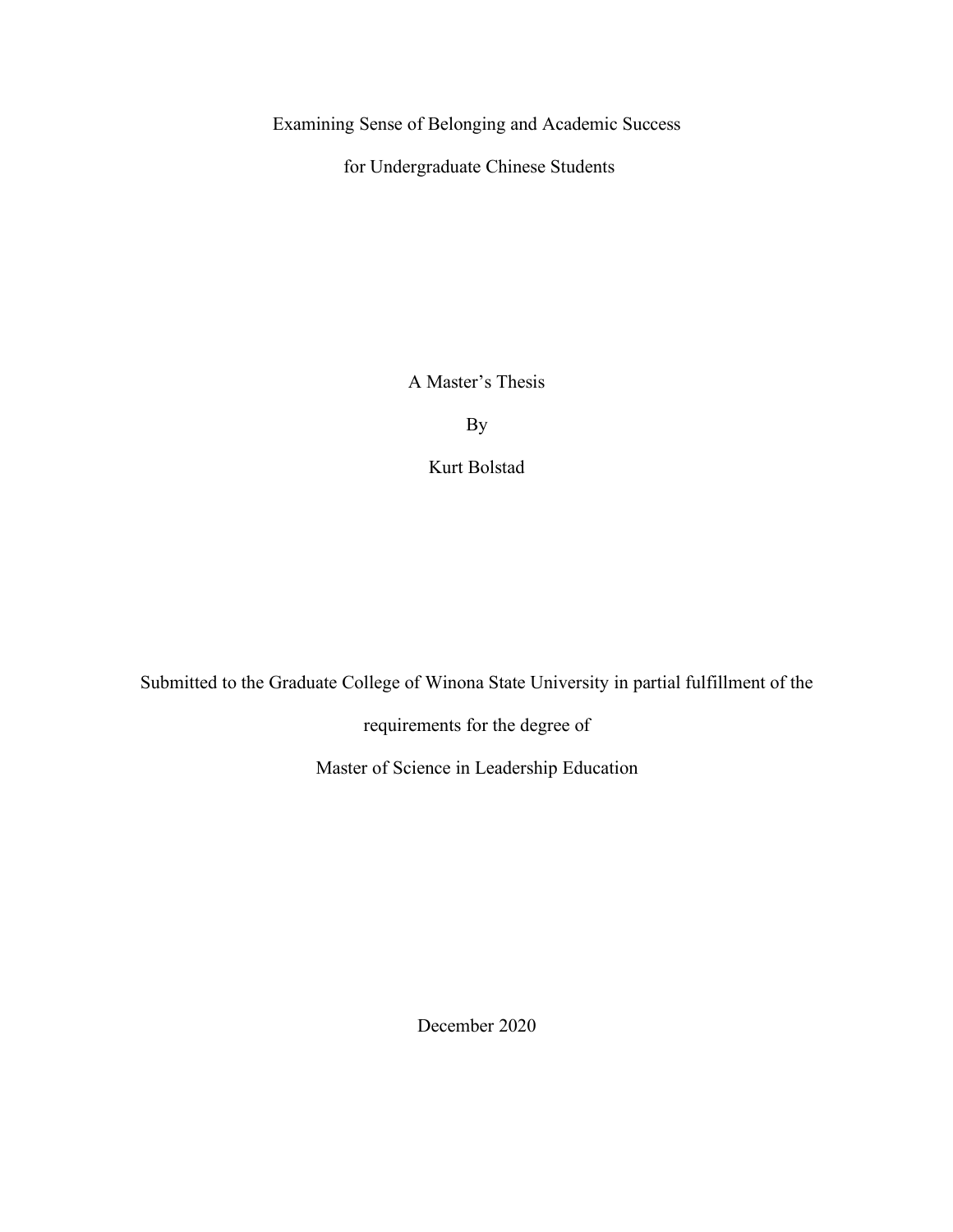# Examining Sense of Belonging and Academic Success for Undergraduate Chinese Students

A Master's Thesis

By

Kurt Bolstad

Submitted to the Graduate College of Winona State University in partial fulfillment of the requirements for the degree of

Master of Science in Leadership Education

December 2020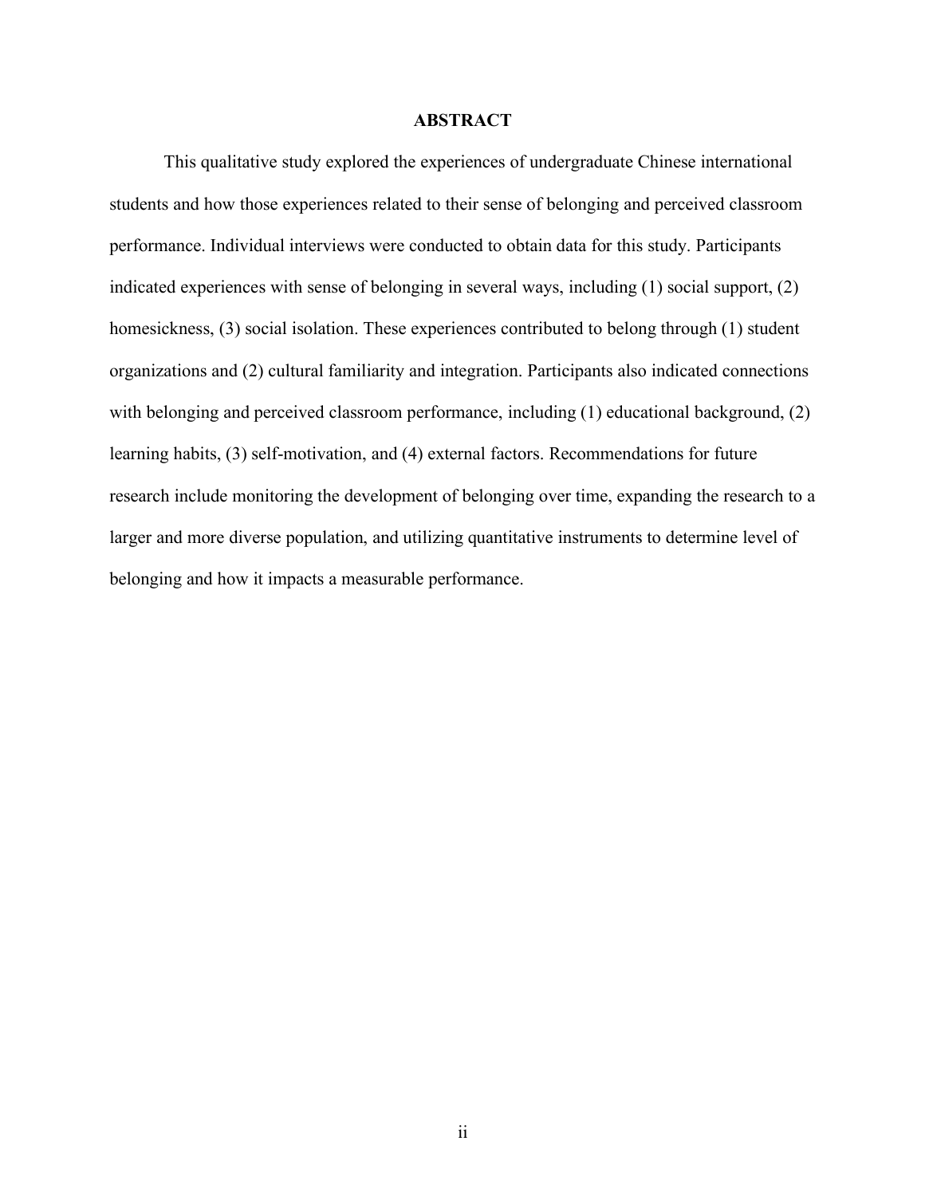## ABSTRACT

This qualitative study explored the experiences of undergraduate Chinese international students and how those experiences related to their sense of belonging and perceived classroom performance. Individual interviews were conducted to obtain data for this study. Participants indicated experiences with sense of belonging in several ways, including (1) social support, (2) homesickness, (3) social isolation. These experiences contributed to belong through (1) student organizations and (2) cultural familiarity and integration. Participants also indicated connections with belonging and perceived classroom performance, including (1) educational background, (2) learning habits, (3) self-motivation, and (4) external factors. Recommendations for future research include monitoring the development of belonging over time, expanding the research to a larger and more diverse population, and utilizing quantitative instruments to determine level of belonging and how it impacts a measurable performance.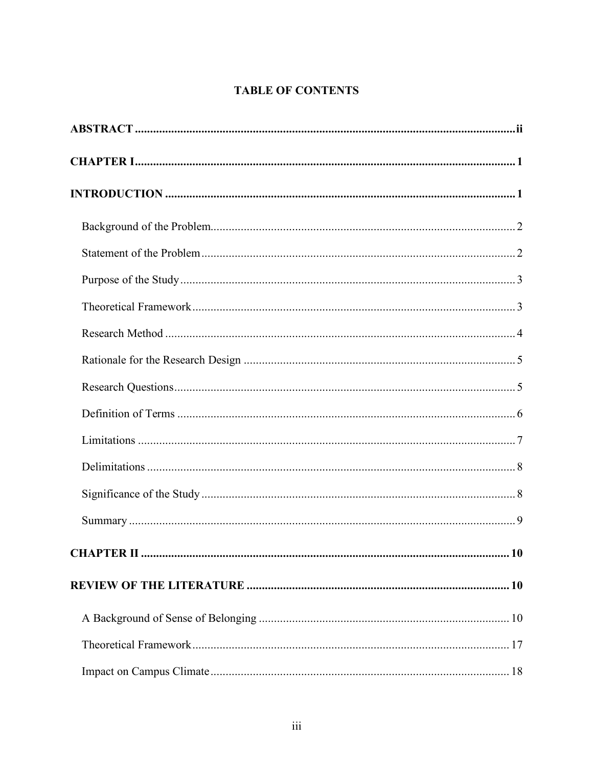# TABLE OF CONTENTS

**ABSTRACT** .......... ii

**CHAPTER I** .......... 1

**INTRODUCTION** .......... 1

- Background of the Problem .......... 2
- Statement of the Problem .......... 2
- Purpose of the Study .......... 3
- Theoretical Framework .......... 3
- Research Method .......... 4
- Rationale for the Research Design .......... 5
- Research Questions .......... 5
- Definition of Terms .......... 6
- Limitations .......... 7
- Delimitations .......... 8
- Significance of the Study .......... 8
- Summary .......... 9

**CHAPTER II** .......... 10

**REVIEW OF THE LITERATURE** .......... 10

- A Background of Sense of Belonging .......... 10
- Theoretical Framework .......... 17
- Impact on Campus Climate .......... 18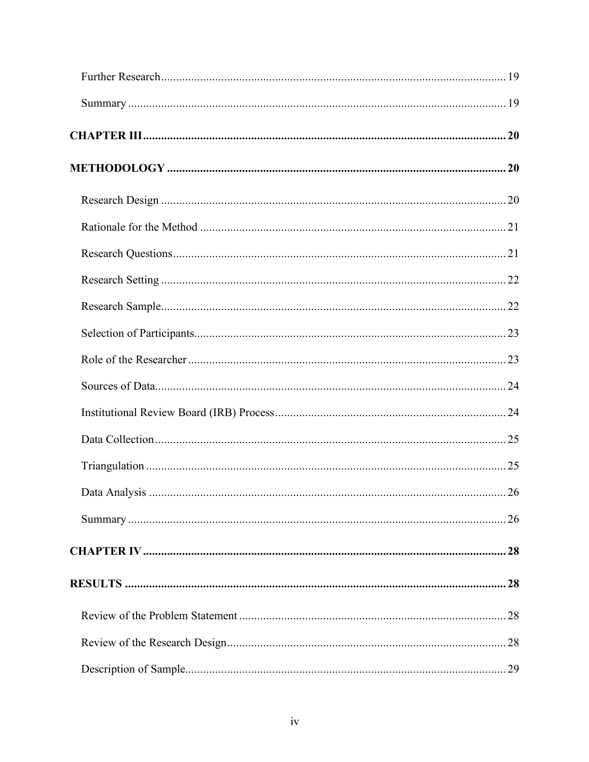Further Research ..... 19

Summary ..... 19

**CHAPTER III ..... 20**

**METHODOLOGY ..... 20**

Research Design ..... 20

Rationale for the Method ..... 21

Research Questions ..... 21

Research Setting ..... 22

Research Sample ..... 22

Selection of Participants ..... 23

Role of the Researcher ..... 23

Sources of Data ..... 24

Institutional Review Board (IRB) Process ..... 24

Data Collection ..... 25

Triangulation ..... 25

Data Analysis ..... 26

Summary ..... 26

**CHAPTER IV ..... 28**

**RESULTS ..... 28**

Review of the Problem Statement ..... 28

Review of the Research Design ..... 28

Description of Sample ..... 29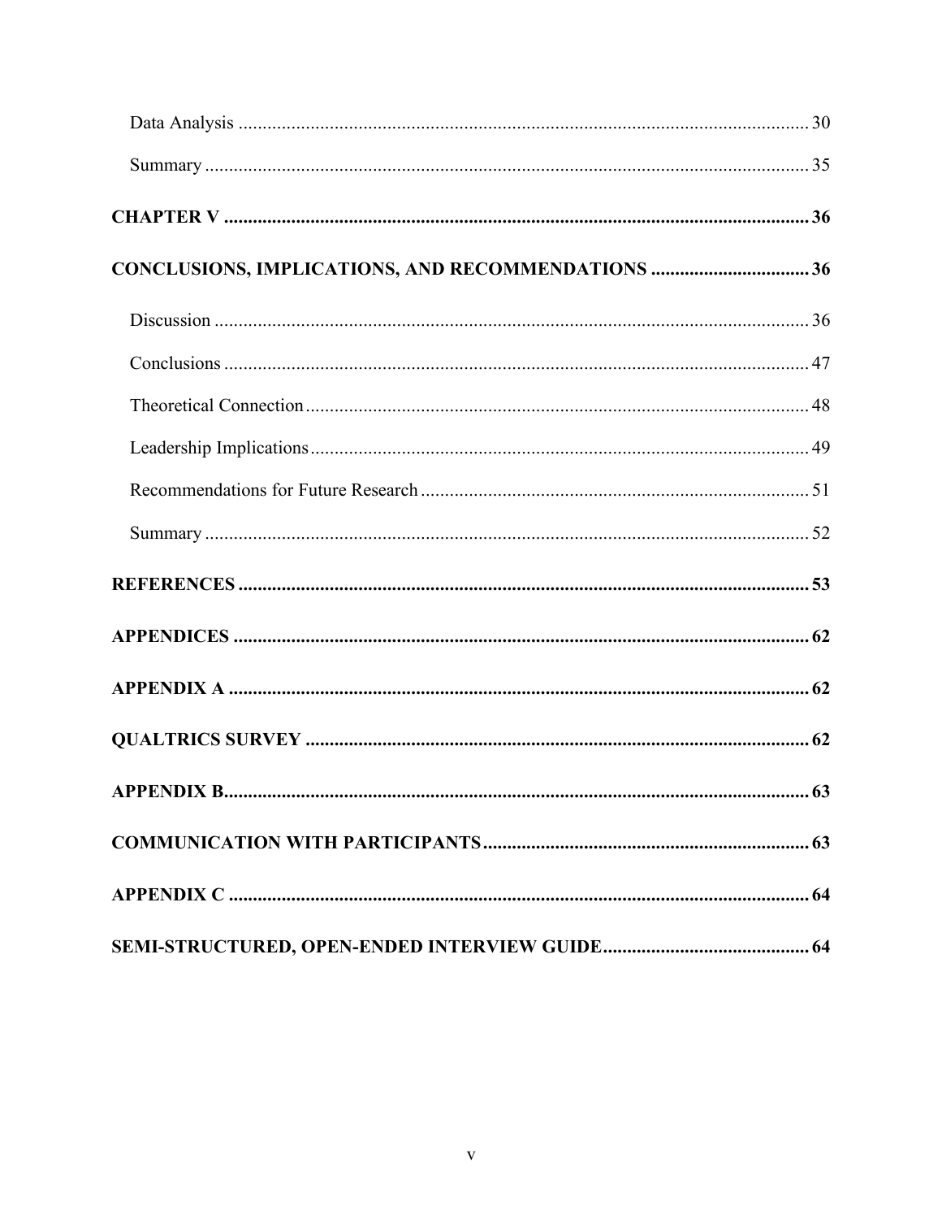Data Analysis ..................................................... 30

Summary ..................................................... 35

**CHAPTER V ..................................................... 36**

**CONCLUSIONS, IMPLICATIONS, AND RECOMMENDATIONS ..................................................... 36**

Discussion ..................................................... 36

Conclusions ..................................................... 47

Theoretical Connection ..................................................... 48

Leadership Implications ..................................................... 49

Recommendations for Future Research ..................................................... 51

Summary ..................................................... 52

**REFERENCES ..................................................... 53**

**APPENDICES ..................................................... 62**

**APPENDIX A ..................................................... 62**

**QUALTRICS SURVEY ..................................................... 62**

**APPENDIX B ..................................................... 63**

**COMMUNICATION WITH PARTICIPANTS ..................................................... 63**

**APPENDIX C ..................................................... 64**

**SEMI-STRUCTURED, OPEN-ENDED INTERVIEW GUIDE ..................................................... 64**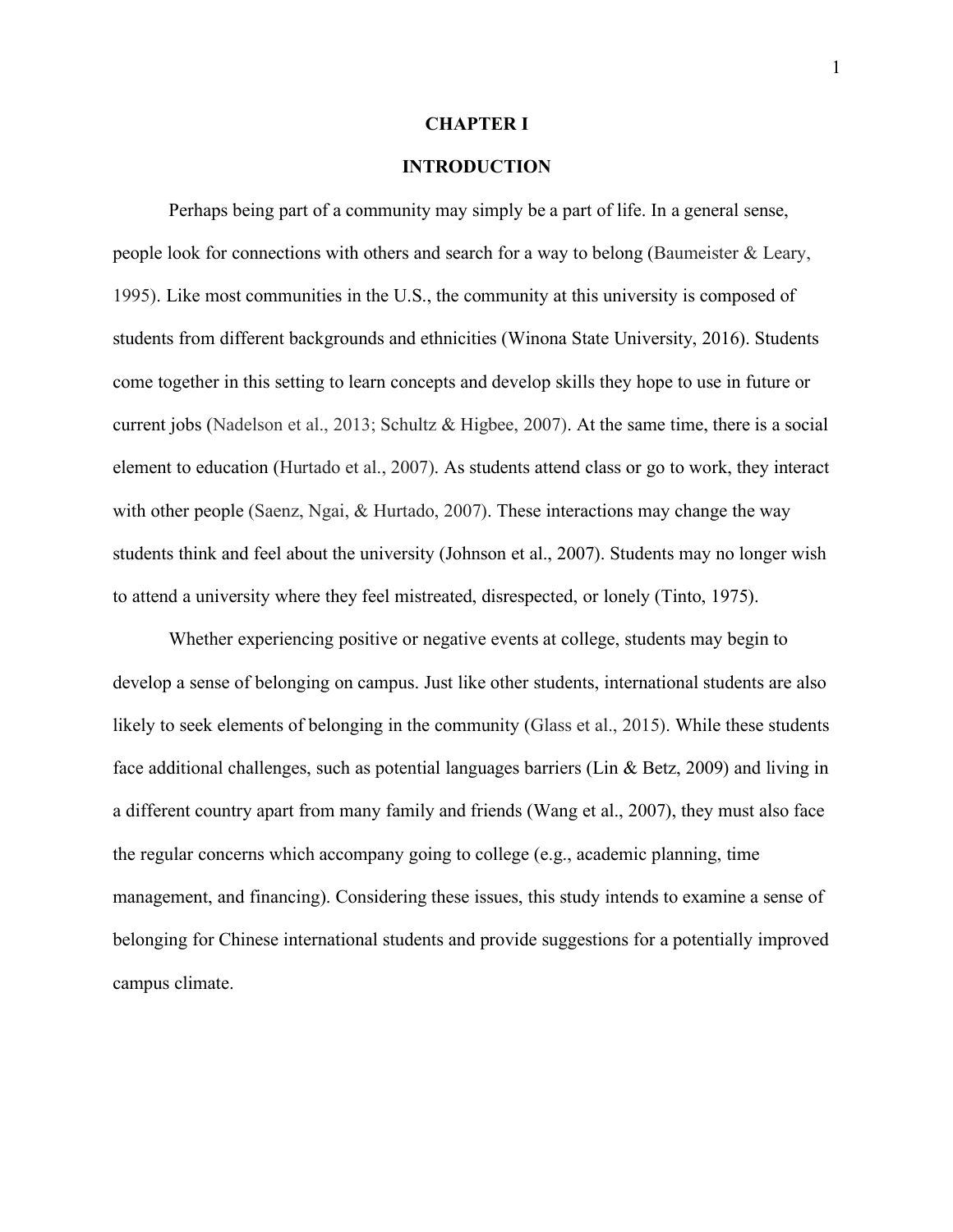# CHAPTER I

## INTRODUCTION

Perhaps being part of a community may simply be a part of life. In a general sense, people look for connections with others and search for a way to belong (Baumeister & Leary, 1995). Like most communities in the U.S., the community at this university is composed of students from different backgrounds and ethnicities (Winona State University, 2016). Students come together in this setting to learn concepts and develop skills they hope to use in future or current jobs (Nadelson et al., 2013; Schultz & Higbee, 2007). At the same time, there is a social element to education (Hurtado et al., 2007). As students attend class or go to work, they interact with other people (Saenz, Ngai, & Hurtado, 2007). These interactions may change the way students think and feel about the university (Johnson et al., 2007). Students may no longer wish to attend a university where they feel mistreated, disrespected, or lonely (Tinto, 1975).

Whether experiencing positive or negative events at college, students may begin to develop a sense of belonging on campus. Just like other students, international students are also likely to seek elements of belonging in the community (Glass et al., 2015). While these students face additional challenges, such as potential languages barriers (Lin & Betz, 2009) and living in a different country apart from many family and friends (Wang et al., 2007), they must also face the regular concerns which accompany going to college (e.g., academic planning, time management, and financing). Considering these issues, this study intends to examine a sense of belonging for Chinese international students and provide suggestions for a potentially improved campus climate.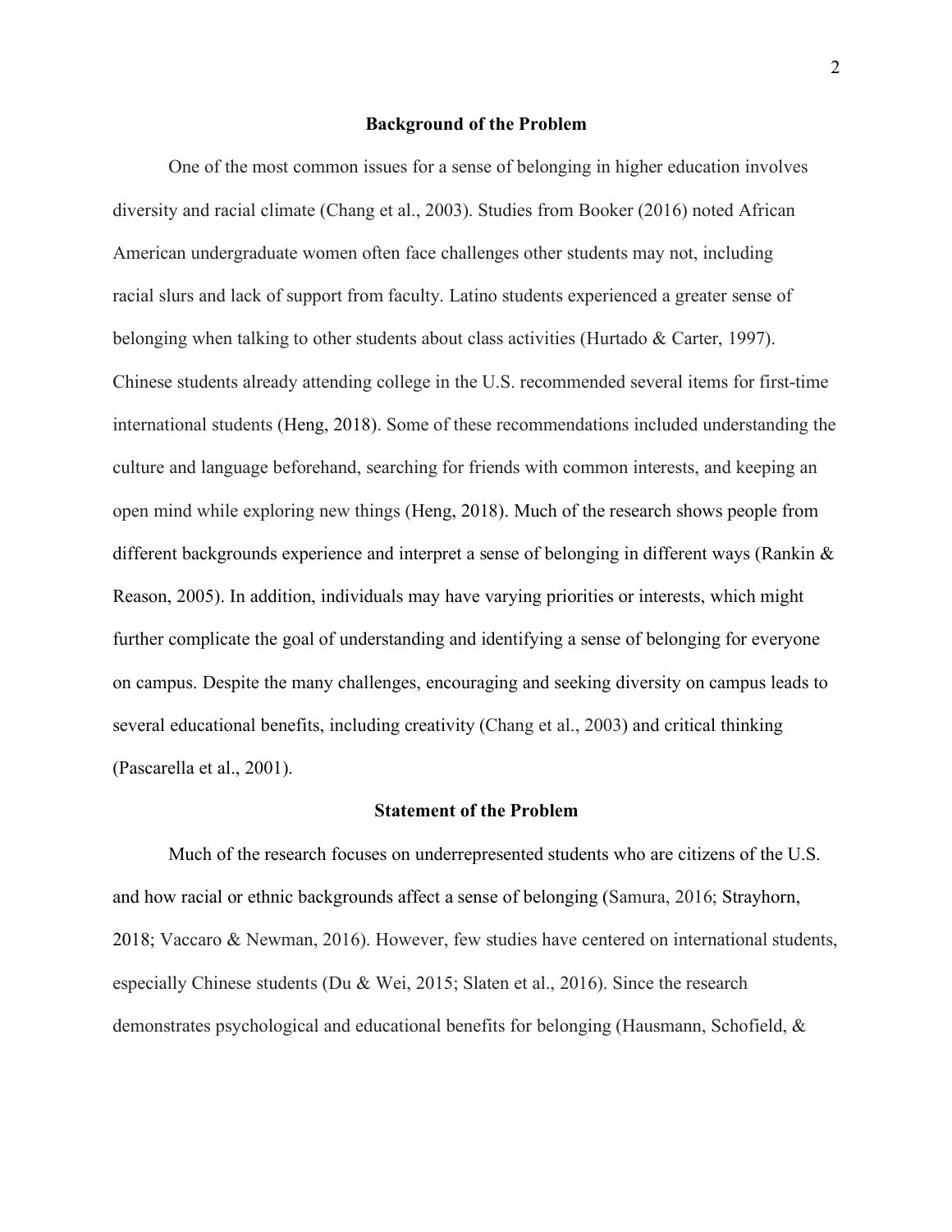## Background of the Problem

One of the most common issues for a sense of belonging in higher education involves diversity and racial climate (Chang et al., 2003). Studies from Booker (2016) noted African American undergraduate women often face challenges other students may not, including racial slurs and lack of support from faculty. Latino students experienced a greater sense of belonging when talking to other students about class activities (Hurtado & Carter, 1997). Chinese students already attending college in the U.S. recommended several items for first-time international students (Heng, 2018). Some of these recommendations included understanding the culture and language beforehand, searching for friends with common interests, and keeping an open mind while exploring new things (Heng, 2018). Much of the research shows people from different backgrounds experience and interpret a sense of belonging in different ways (Rankin & Reason, 2005). In addition, individuals may have varying priorities or interests, which might further complicate the goal of understanding and identifying a sense of belonging for everyone on campus. Despite the many challenges, encouraging and seeking diversity on campus leads to several educational benefits, including creativity (Chang et al., 2003) and critical thinking (Pascarella et al., 2001).

## Statement of the Problem

Much of the research focuses on underrepresented students who are citizens of the U.S. and how racial or ethnic backgrounds affect a sense of belonging (Samura, 2016; Strayhorn, 2018; Vaccaro & Newman, 2016). However, few studies have centered on international students, especially Chinese students (Du & Wei, 2015; Slaten et al., 2016). Since the research demonstrates psychological and educational benefits for belonging (Hausmann, Schofield, &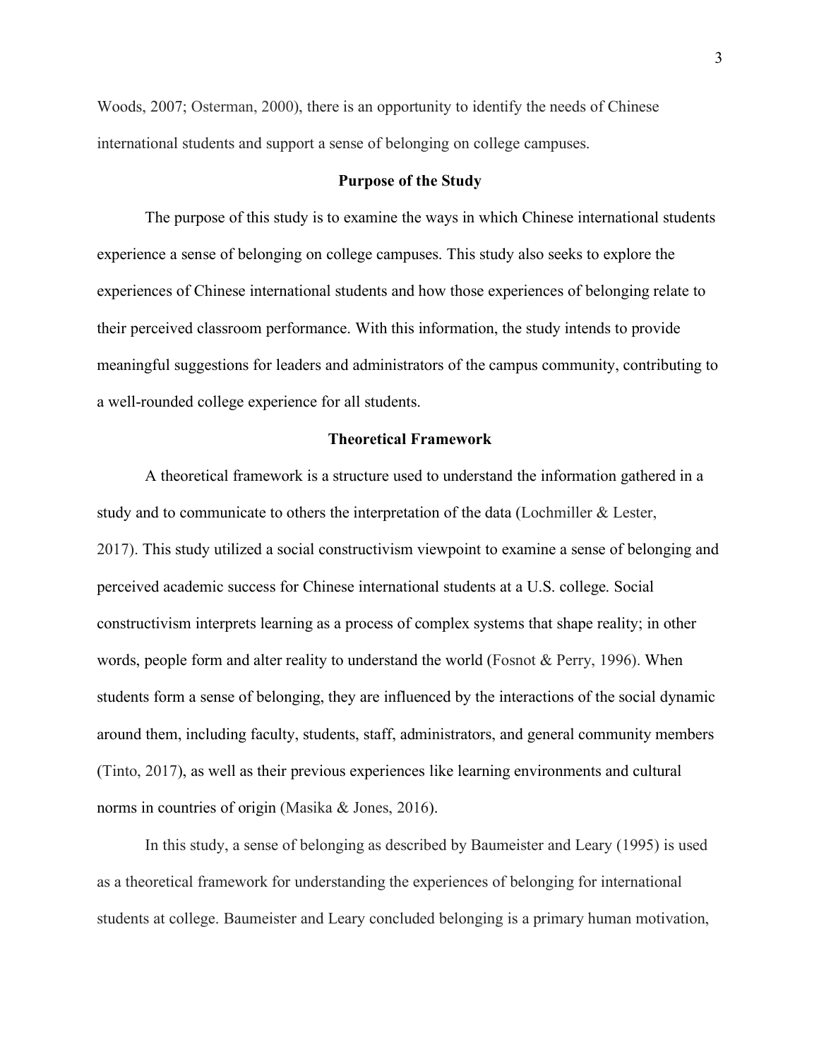Woods, 2007; Osterman, 2000), there is an opportunity to identify the needs of Chinese international students and support a sense of belonging on college campuses.

## Purpose of the Study

The purpose of this study is to examine the ways in which Chinese international students experience a sense of belonging on college campuses. This study also seeks to explore the experiences of Chinese international students and how those experiences of belonging relate to their perceived classroom performance. With this information, the study intends to provide meaningful suggestions for leaders and administrators of the campus community, contributing to a well-rounded college experience for all students.

## Theoretical Framework

A theoretical framework is a structure used to understand the information gathered in a study and to communicate to others the interpretation of the data (Lochmiller & Lester, 2017). This study utilized a social constructivism viewpoint to examine a sense of belonging and perceived academic success for Chinese international students at a U.S. college. Social constructivism interprets learning as a process of complex systems that shape reality; in other words, people form and alter reality to understand the world (Fosnot & Perry, 1996). When students form a sense of belonging, they are influenced by the interactions of the social dynamic around them, including faculty, students, staff, administrators, and general community members (Tinto, 2017), as well as their previous experiences like learning environments and cultural norms in countries of origin (Masika & Jones, 2016).

In this study, a sense of belonging as described by Baumeister and Leary (1995) is used as a theoretical framework for understanding the experiences of belonging for international students at college. Baumeister and Leary concluded belonging is a primary human motivation,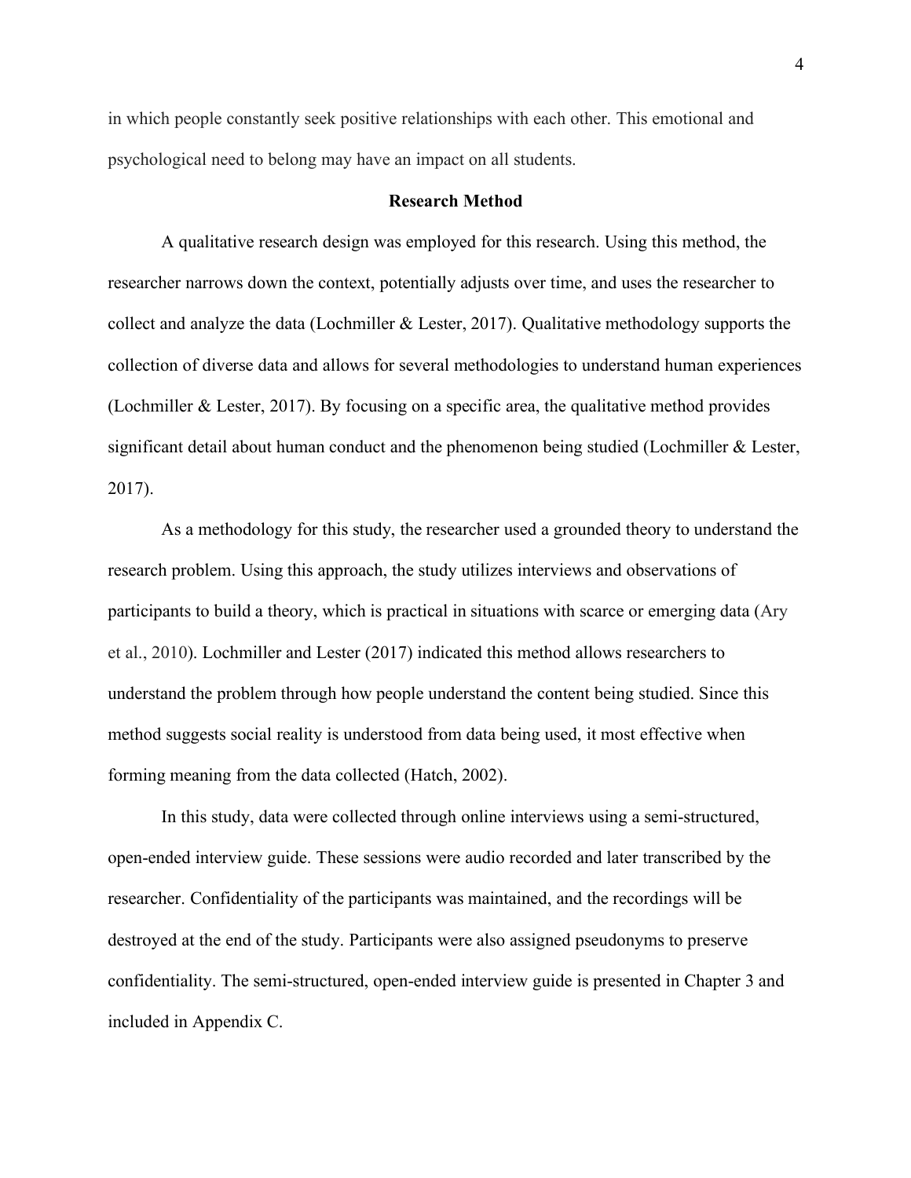in which people constantly seek positive relationships with each other. This emotional and psychological need to belong may have an impact on all students.

## Research Method

A qualitative research design was employed for this research. Using this method, the researcher narrows down the context, potentially adjusts over time, and uses the researcher to collect and analyze the data (Lochmiller & Lester, 2017). Qualitative methodology supports the collection of diverse data and allows for several methodologies to understand human experiences (Lochmiller & Lester, 2017). By focusing on a specific area, the qualitative method provides significant detail about human conduct and the phenomenon being studied (Lochmiller & Lester, 2017).

As a methodology for this study, the researcher used a grounded theory to understand the research problem. Using this approach, the study utilizes interviews and observations of participants to build a theory, which is practical in situations with scarce or emerging data (Ary et al., 2010). Lochmiller and Lester (2017) indicated this method allows researchers to understand the problem through how people understand the content being studied. Since this method suggests social reality is understood from data being used, it most effective when forming meaning from the data collected (Hatch, 2002).

In this study, data were collected through online interviews using a semi-structured, open-ended interview guide. These sessions were audio recorded and later transcribed by the researcher. Confidentiality of the participants was maintained, and the recordings will be destroyed at the end of the study. Participants were also assigned pseudonyms to preserve confidentiality. The semi-structured, open-ended interview guide is presented in Chapter 3 and included in Appendix C.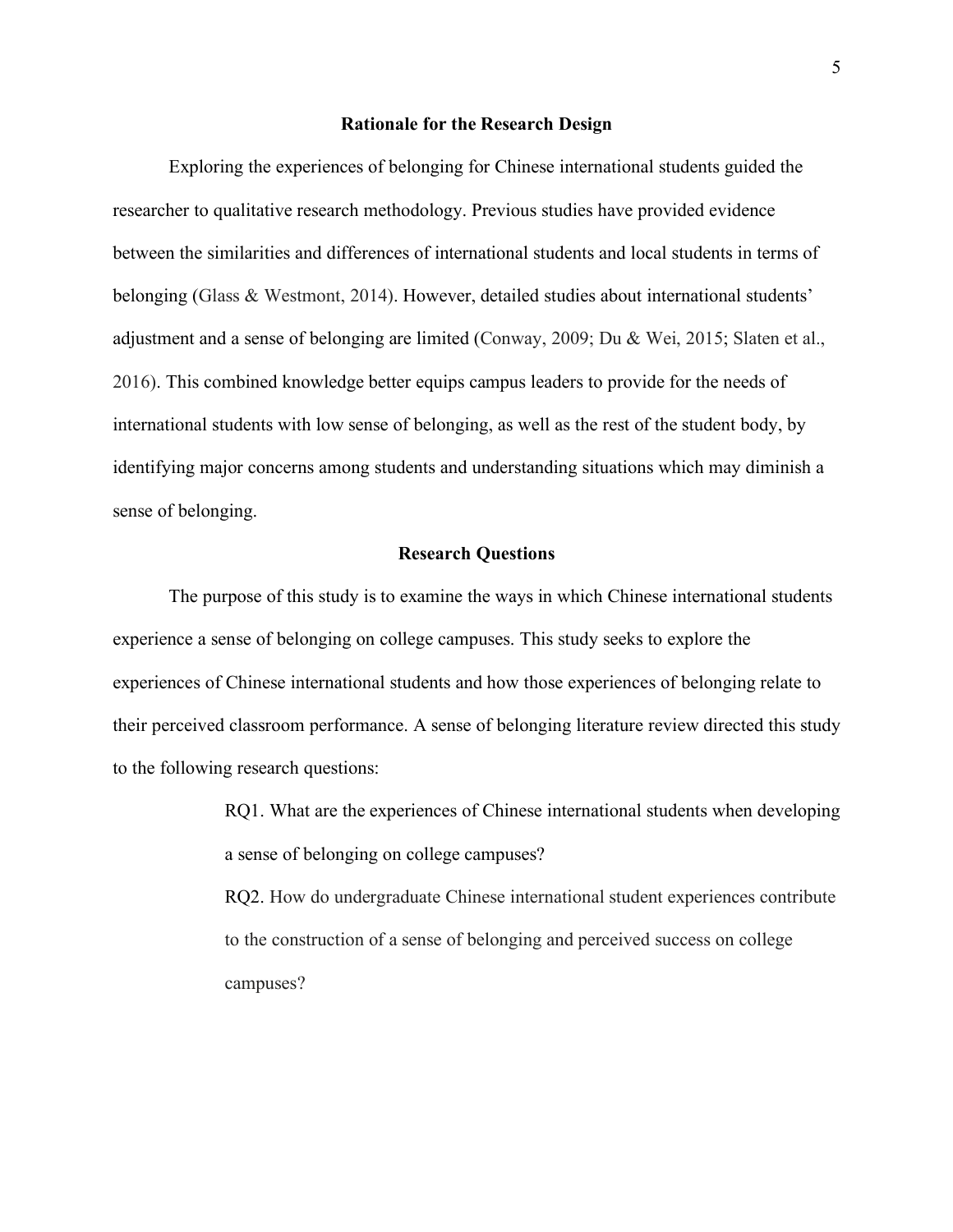## Rationale for the Research Design

Exploring the experiences of belonging for Chinese international students guided the researcher to qualitative research methodology. Previous studies have provided evidence between the similarities and differences of international students and local students in terms of belonging (Glass & Westmont, 2014). However, detailed studies about international students' adjustment and a sense of belonging are limited (Conway, 2009; Du & Wei, 2015; Slaten et al., 2016). This combined knowledge better equips campus leaders to provide for the needs of international students with low sense of belonging, as well as the rest of the student body, by identifying major concerns among students and understanding situations which may diminish a sense of belonging.

## Research Questions

The purpose of this study is to examine the ways in which Chinese international students experience a sense of belonging on college campuses. This study seeks to explore the experiences of Chinese international students and how those experiences of belonging relate to their perceived classroom performance. A sense of belonging literature review directed this study to the following research questions:

RQ1. What are the experiences of Chinese international students when developing a sense of belonging on college campuses?

RQ2. How do undergraduate Chinese international student experiences contribute to the construction of a sense of belonging and perceived success on college campuses?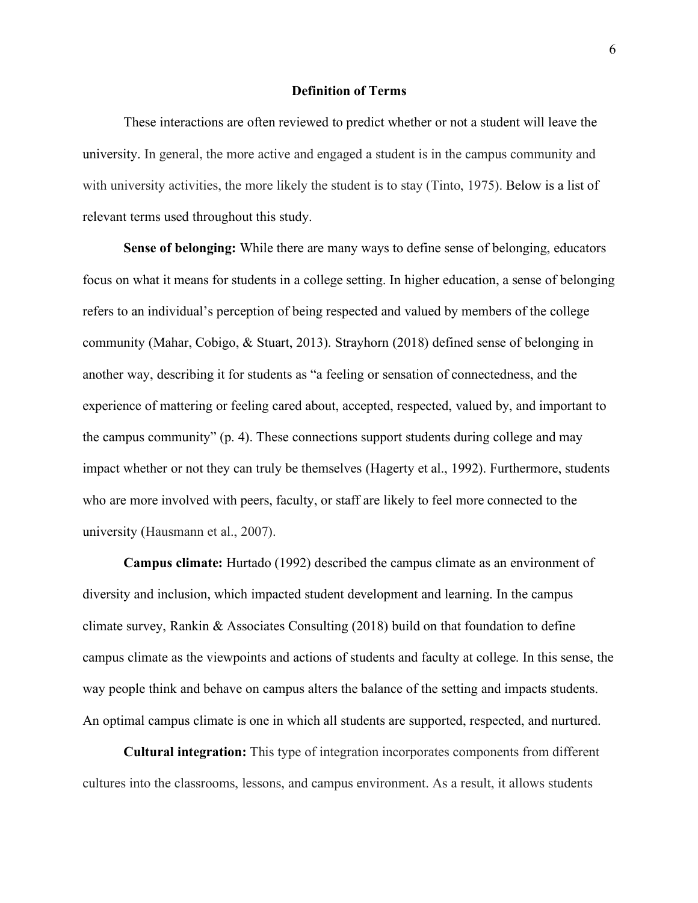## Definition of Terms

These interactions are often reviewed to predict whether or not a student will leave the university. In general, the more active and engaged a student is in the campus community and with university activities, the more likely the student is to stay (Tinto, 1975). Below is a list of relevant terms used throughout this study.

**Sense of belonging:** While there are many ways to define sense of belonging, educators focus on what it means for students in a college setting. In higher education, a sense of belonging refers to an individual's perception of being respected and valued by members of the college community (Mahar, Cobigo, & Stuart, 2013). Strayhorn (2018) defined sense of belonging in another way, describing it for students as "a feeling or sensation of connectedness, and the experience of mattering or feeling cared about, accepted, respected, valued by, and important to the campus community" (p. 4). These connections support students during college and may impact whether or not they can truly be themselves (Hagerty et al., 1992). Furthermore, students who are more involved with peers, faculty, or staff are likely to feel more connected to the university (Hausmann et al., 2007).

**Campus climate:** Hurtado (1992) described the campus climate as an environment of diversity and inclusion, which impacted student development and learning. In the campus climate survey, Rankin & Associates Consulting (2018) build on that foundation to define campus climate as the viewpoints and actions of students and faculty at college. In this sense, the way people think and behave on campus alters the balance of the setting and impacts students. An optimal campus climate is one in which all students are supported, respected, and nurtured.

**Cultural integration:** This type of integration incorporates components from different cultures into the classrooms, lessons, and campus environment. As a result, it allows students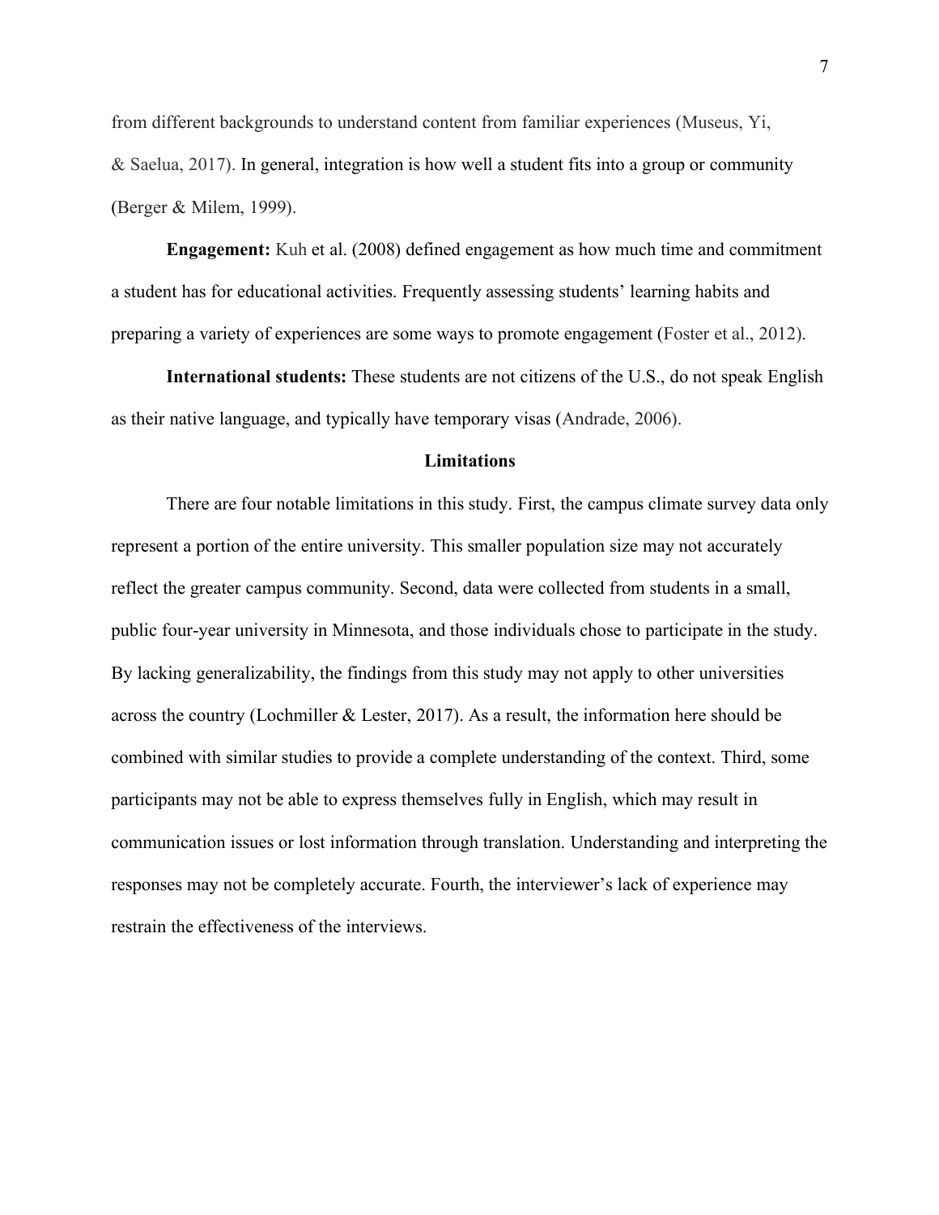from different backgrounds to understand content from familiar experiences (Museus, Yi, & Saelua, 2017). In general, integration is how well a student fits into a group or community (Berger & Milem, 1999).

**Engagement:** Kuh et al. (2008) defined engagement as how much time and commitment a student has for educational activities. Frequently assessing students' learning habits and preparing a variety of experiences are some ways to promote engagement (Foster et al., 2012).

**International students:** These students are not citizens of the U.S., do not speak English as their native language, and typically have temporary visas (Andrade, 2006).

## Limitations

There are four notable limitations in this study. First, the campus climate survey data only represent a portion of the entire university. This smaller population size may not accurately reflect the greater campus community. Second, data were collected from students in a small, public four-year university in Minnesota, and those individuals chose to participate in the study. By lacking generalizability, the findings from this study may not apply to other universities across the country (Lochmiller & Lester, 2017). As a result, the information here should be combined with similar studies to provide a complete understanding of the context. Third, some participants may not be able to express themselves fully in English, which may result in communication issues or lost information through translation. Understanding and interpreting the responses may not be completely accurate. Fourth, the interviewer's lack of experience may restrain the effectiveness of the interviews.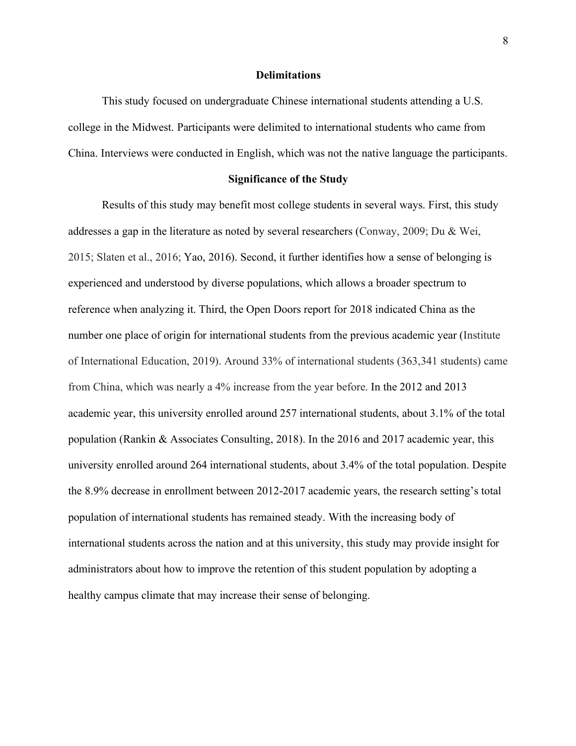## Delimitations

This study focused on undergraduate Chinese international students attending a U.S. college in the Midwest. Participants were delimited to international students who came from China. Interviews were conducted in English, which was not the native language the participants.

## Significance of the Study

Results of this study may benefit most college students in several ways. First, this study addresses a gap in the literature as noted by several researchers (Conway, 2009; Du & Wei, 2015; Slaten et al., 2016; Yao, 2016). Second, it further identifies how a sense of belonging is experienced and understood by diverse populations, which allows a broader spectrum to reference when analyzing it. Third, the Open Doors report for 2018 indicated China as the number one place of origin for international students from the previous academic year (Institute of International Education, 2019). Around 33% of international students (363,341 students) came from China, which was nearly a 4% increase from the year before. In the 2012 and 2013 academic year, this university enrolled around 257 international students, about 3.1% of the total population (Rankin & Associates Consulting, 2018). In the 2016 and 2017 academic year, this university enrolled around 264 international students, about 3.4% of the total population. Despite the 8.9% decrease in enrollment between 2012-2017 academic years, the research setting's total population of international students has remained steady. With the increasing body of international students across the nation and at this university, this study may provide insight for administrators about how to improve the retention of this student population by adopting a healthy campus climate that may increase their sense of belonging.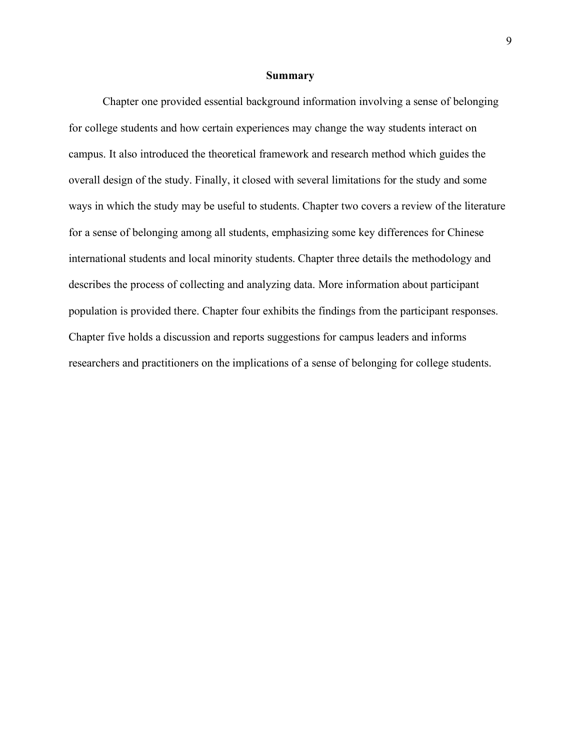## Summary

Chapter one provided essential background information involving a sense of belonging for college students and how certain experiences may change the way students interact on campus. It also introduced the theoretical framework and research method which guides the overall design of the study. Finally, it closed with several limitations for the study and some ways in which the study may be useful to students. Chapter two covers a review of the literature for a sense of belonging among all students, emphasizing some key differences for Chinese international students and local minority students. Chapter three details the methodology and describes the process of collecting and analyzing data. More information about participant population is provided there. Chapter four exhibits the findings from the participant responses. Chapter five holds a discussion and reports suggestions for campus leaders and informs researchers and practitioners on the implications of a sense of belonging for college students.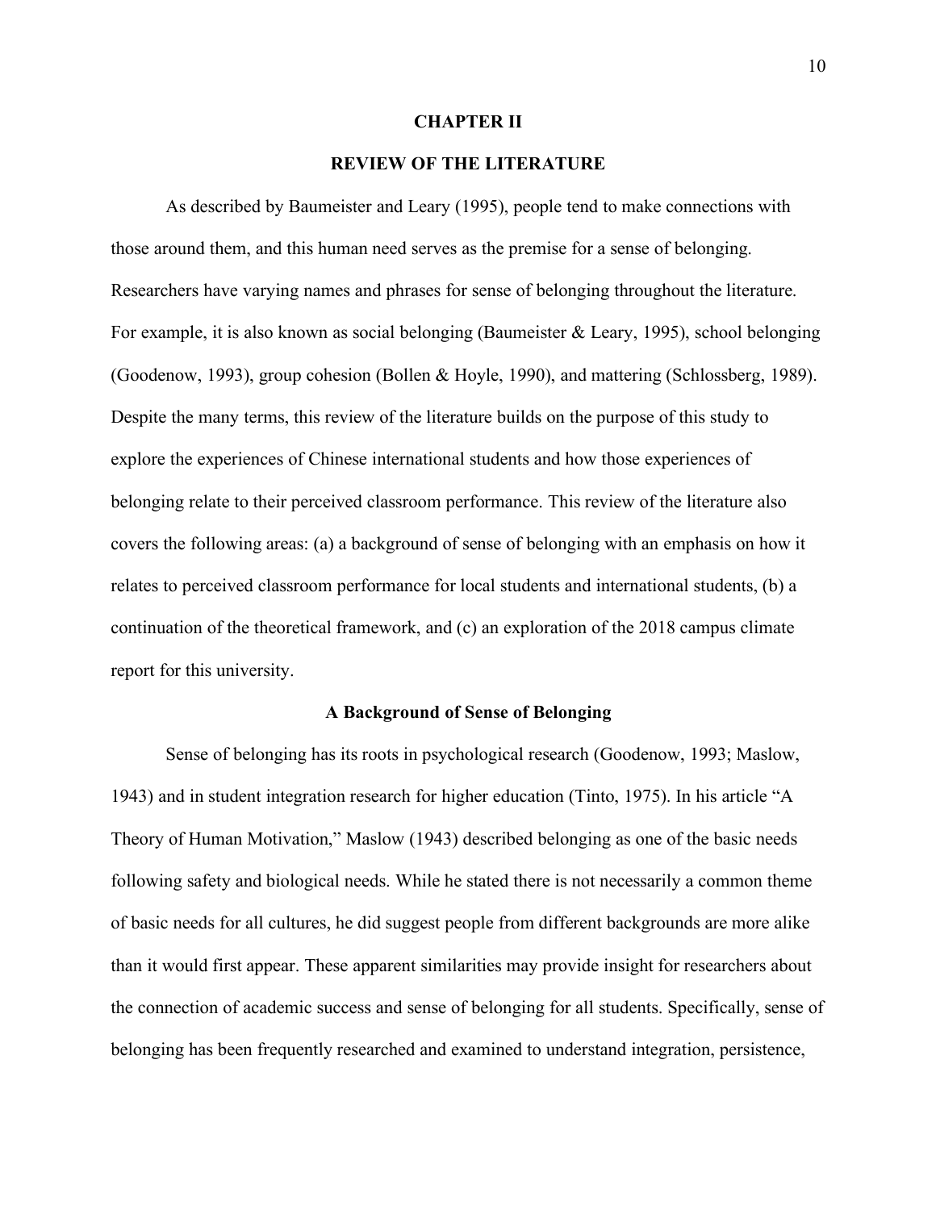# CHAPTER II

# REVIEW OF THE LITERATURE

As described by Baumeister and Leary (1995), people tend to make connections with those around them, and this human need serves as the premise for a sense of belonging. Researchers have varying names and phrases for sense of belonging throughout the literature. For example, it is also known as social belonging (Baumeister & Leary, 1995), school belonging (Goodenow, 1993), group cohesion (Bollen & Hoyle, 1990), and mattering (Schlossberg, 1989). Despite the many terms, this review of the literature builds on the purpose of this study to explore the experiences of Chinese international students and how those experiences of belonging relate to their perceived classroom performance. This review of the literature also covers the following areas: (a) a background of sense of belonging with an emphasis on how it relates to perceived classroom performance for local students and international students, (b) a continuation of the theoretical framework, and (c) an exploration of the 2018 campus climate report for this university.

## A Background of Sense of Belonging

Sense of belonging has its roots in psychological research (Goodenow, 1993; Maslow, 1943) and in student integration research for higher education (Tinto, 1975). In his article "A Theory of Human Motivation," Maslow (1943) described belonging as one of the basic needs following safety and biological needs. While he stated there is not necessarily a common theme of basic needs for all cultures, he did suggest people from different backgrounds are more alike than it would first appear. These apparent similarities may provide insight for researchers about the connection of academic success and sense of belonging for all students. Specifically, sense of belonging has been frequently researched and examined to understand integration, persistence,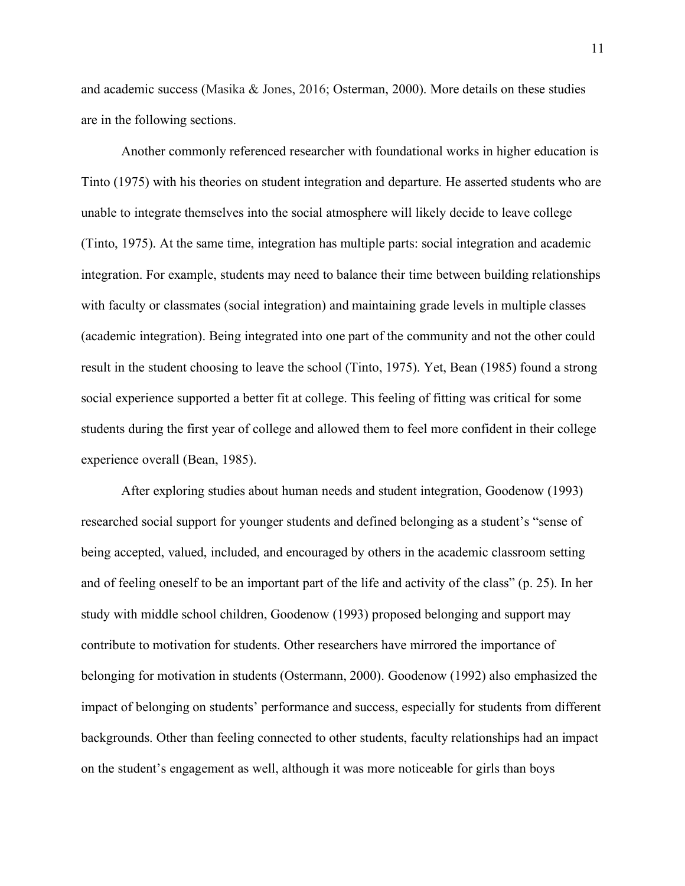and academic success (Masika & Jones, 2016; Osterman, 2000). More details on these studies are in the following sections.

Another commonly referenced researcher with foundational works in higher education is Tinto (1975) with his theories on student integration and departure. He asserted students who are unable to integrate themselves into the social atmosphere will likely decide to leave college (Tinto, 1975). At the same time, integration has multiple parts: social integration and academic integration. For example, students may need to balance their time between building relationships with faculty or classmates (social integration) and maintaining grade levels in multiple classes (academic integration). Being integrated into one part of the community and not the other could result in the student choosing to leave the school (Tinto, 1975). Yet, Bean (1985) found a strong social experience supported a better fit at college. This feeling of fitting was critical for some students during the first year of college and allowed them to feel more confident in their college experience overall (Bean, 1985).

After exploring studies about human needs and student integration, Goodenow (1993) researched social support for younger students and defined belonging as a student's "sense of being accepted, valued, included, and encouraged by others in the academic classroom setting and of feeling oneself to be an important part of the life and activity of the class" (p. 25). In her study with middle school children, Goodenow (1993) proposed belonging and support may contribute to motivation for students. Other researchers have mirrored the importance of belonging for motivation in students (Ostermann, 2000). Goodenow (1992) also emphasized the impact of belonging on students' performance and success, especially for students from different backgrounds. Other than feeling connected to other students, faculty relationships had an impact on the student's engagement as well, although it was more noticeable for girls than boys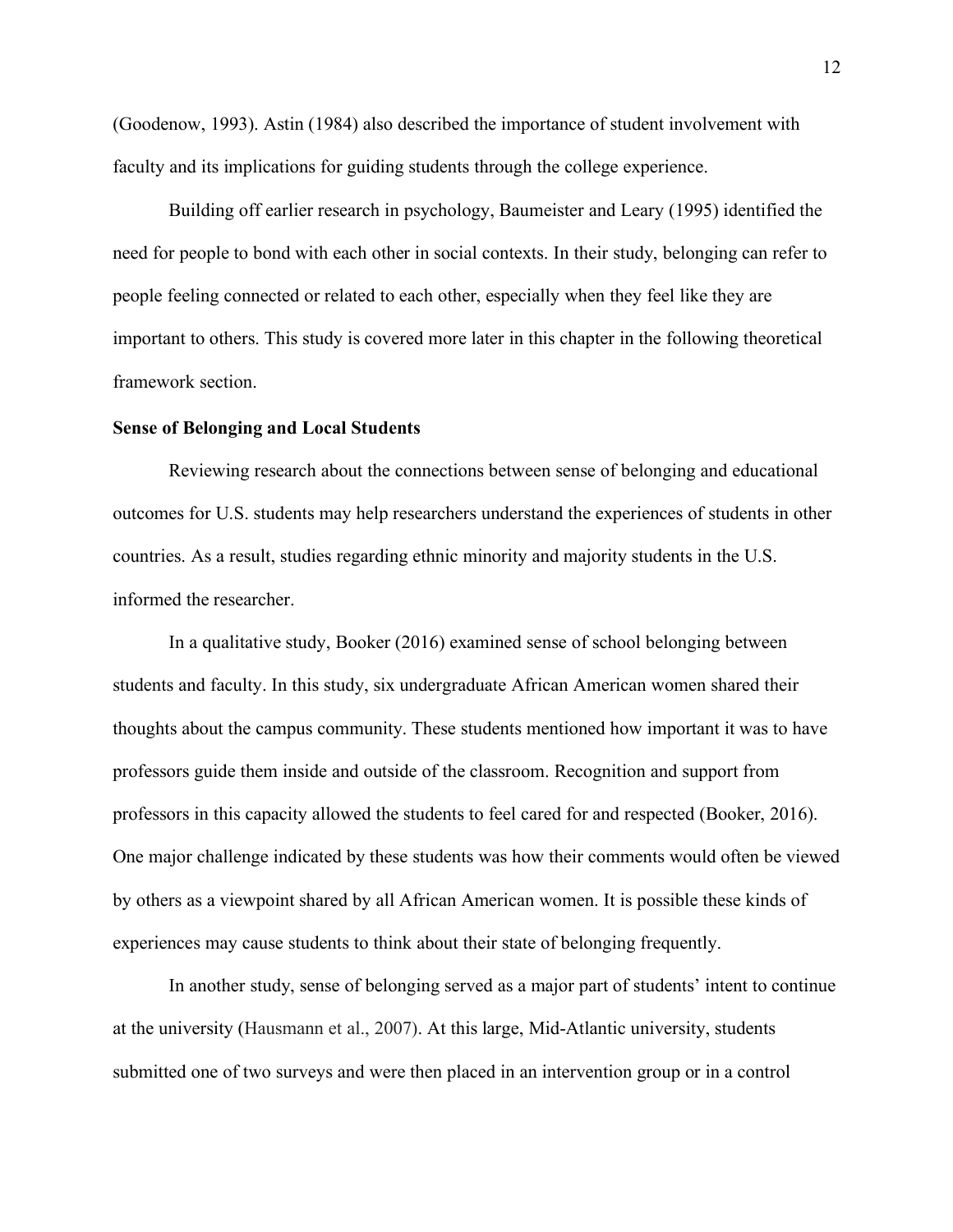(Goodenow, 1993). Astin (1984) also described the importance of student involvement with faculty and its implications for guiding students through the college experience.

Building off earlier research in psychology, Baumeister and Leary (1995) identified the need for people to bond with each other in social contexts. In their study, belonging can refer to people feeling connected or related to each other, especially when they feel like they are important to others. This study is covered more later in this chapter in the following theoretical framework section.

**Sense of Belonging and Local Students**

Reviewing research about the connections between sense of belonging and educational outcomes for U.S. students may help researchers understand the experiences of students in other countries. As a result, studies regarding ethnic minority and majority students in the U.S. informed the researcher.

In a qualitative study, Booker (2016) examined sense of school belonging between students and faculty. In this study, six undergraduate African American women shared their thoughts about the campus community. These students mentioned how important it was to have professors guide them inside and outside of the classroom. Recognition and support from professors in this capacity allowed the students to feel cared for and respected (Booker, 2016). One major challenge indicated by these students was how their comments would often be viewed by others as a viewpoint shared by all African American women. It is possible these kinds of experiences may cause students to think about their state of belonging frequently.

In another study, sense of belonging served as a major part of students' intent to continue at the university (Hausmann et al., 2007). At this large, Mid-Atlantic university, students submitted one of two surveys and were then placed in an intervention group or in a control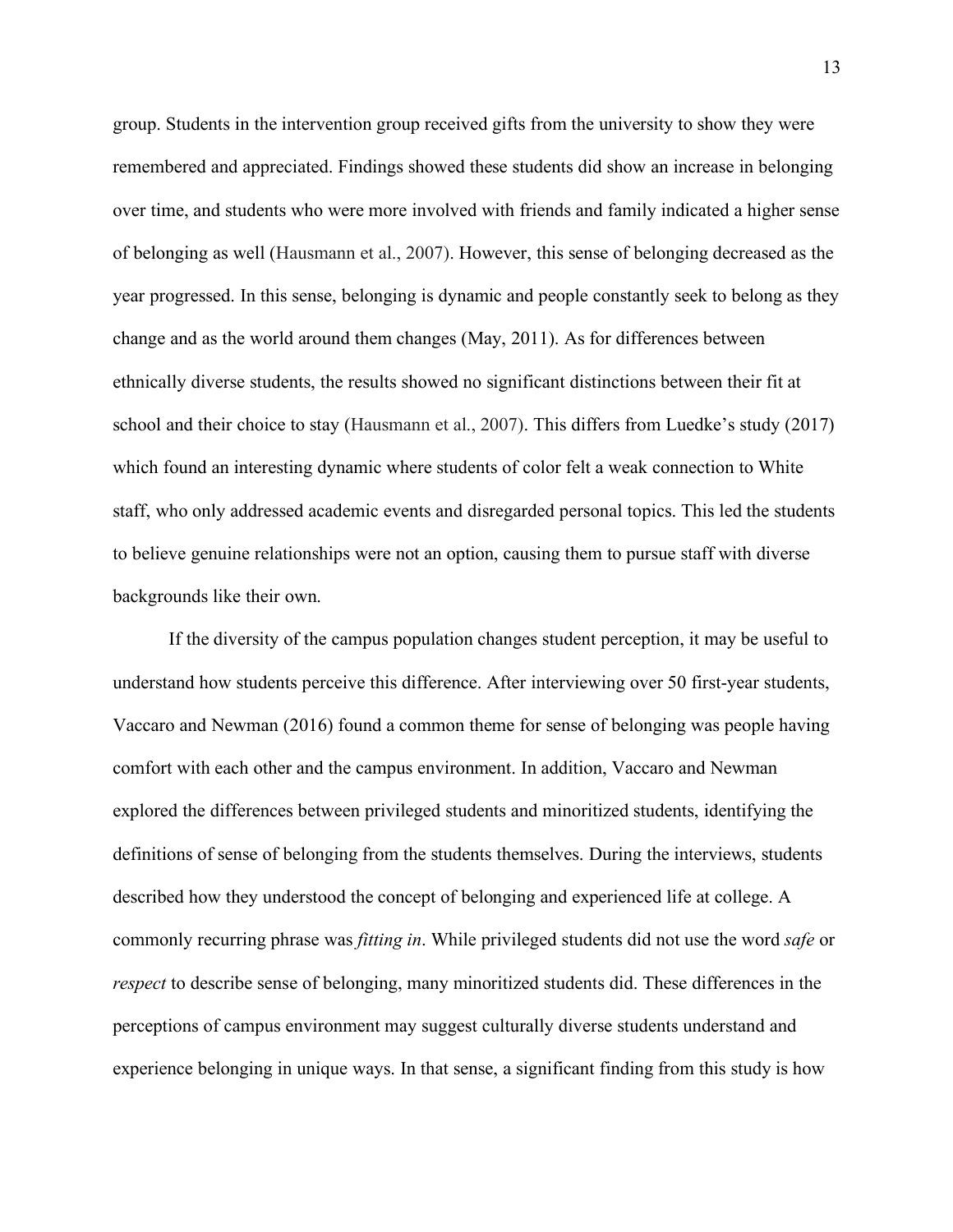group. Students in the intervention group received gifts from the university to show they were remembered and appreciated. Findings showed these students did show an increase in belonging over time, and students who were more involved with friends and family indicated a higher sense of belonging as well (Hausmann et al., 2007). However, this sense of belonging decreased as the year progressed. In this sense, belonging is dynamic and people constantly seek to belong as they change and as the world around them changes (May, 2011). As for differences between ethnically diverse students, the results showed no significant distinctions between their fit at school and their choice to stay (Hausmann et al., 2007). This differs from Luedke's study (2017) which found an interesting dynamic where students of color felt a weak connection to White staff, who only addressed academic events and disregarded personal topics. This led the students to believe genuine relationships were not an option, causing them to pursue staff with diverse backgrounds like their own.

If the diversity of the campus population changes student perception, it may be useful to understand how students perceive this difference. After interviewing over 50 first-year students, Vaccaro and Newman (2016) found a common theme for sense of belonging was people having comfort with each other and the campus environment. In addition, Vaccaro and Newman explored the differences between privileged students and minoritized students, identifying the definitions of sense of belonging from the students themselves. During the interviews, students described how they understood the concept of belonging and experienced life at college. A commonly recurring phrase was *fitting in*. While privileged students did not use the word *safe* or *respect* to describe sense of belonging, many minoritized students did. These differences in the perceptions of campus environment may suggest culturally diverse students understand and experience belonging in unique ways. In that sense, a significant finding from this study is how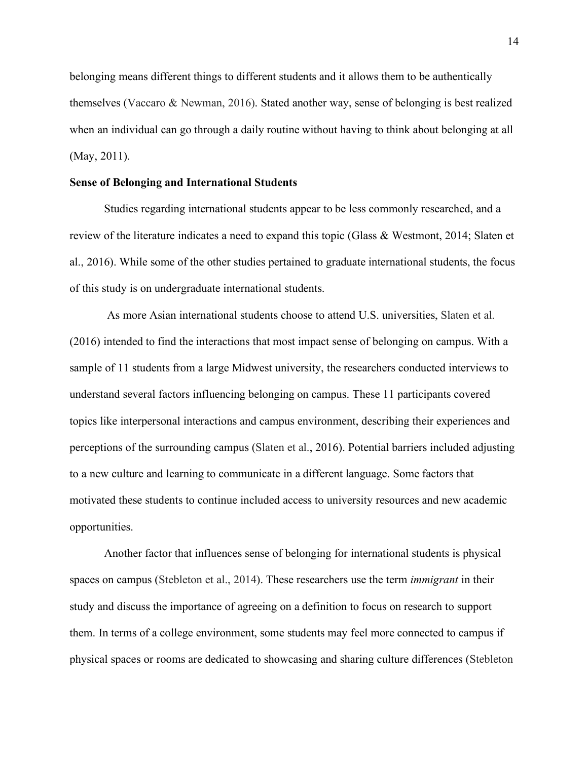belonging means different things to different students and it allows them to be authentically themselves (Vaccaro & Newman, 2016). Stated another way, sense of belonging is best realized when an individual can go through a daily routine without having to think about belonging at all (May, 2011).

**Sense of Belonging and International Students**

Studies regarding international students appear to be less commonly researched, and a review of the literature indicates a need to expand this topic (Glass & Westmont, 2014; Slaten et al., 2016). While some of the other studies pertained to graduate international students, the focus of this study is on undergraduate international students.

As more Asian international students choose to attend U.S. universities, Slaten et al. (2016) intended to find the interactions that most impact sense of belonging on campus. With a sample of 11 students from a large Midwest university, the researchers conducted interviews to understand several factors influencing belonging on campus. These 11 participants covered topics like interpersonal interactions and campus environment, describing their experiences and perceptions of the surrounding campus (Slaten et al., 2016). Potential barriers included adjusting to a new culture and learning to communicate in a different language. Some factors that motivated these students to continue included access to university resources and new academic opportunities.

Another factor that influences sense of belonging for international students is physical spaces on campus (Stebleton et al., 2014). These researchers use the term *immigrant* in their study and discuss the importance of agreeing on a definition to focus on research to support them. In terms of a college environment, some students may feel more connected to campus if physical spaces or rooms are dedicated to showcasing and sharing culture differences (Stebleton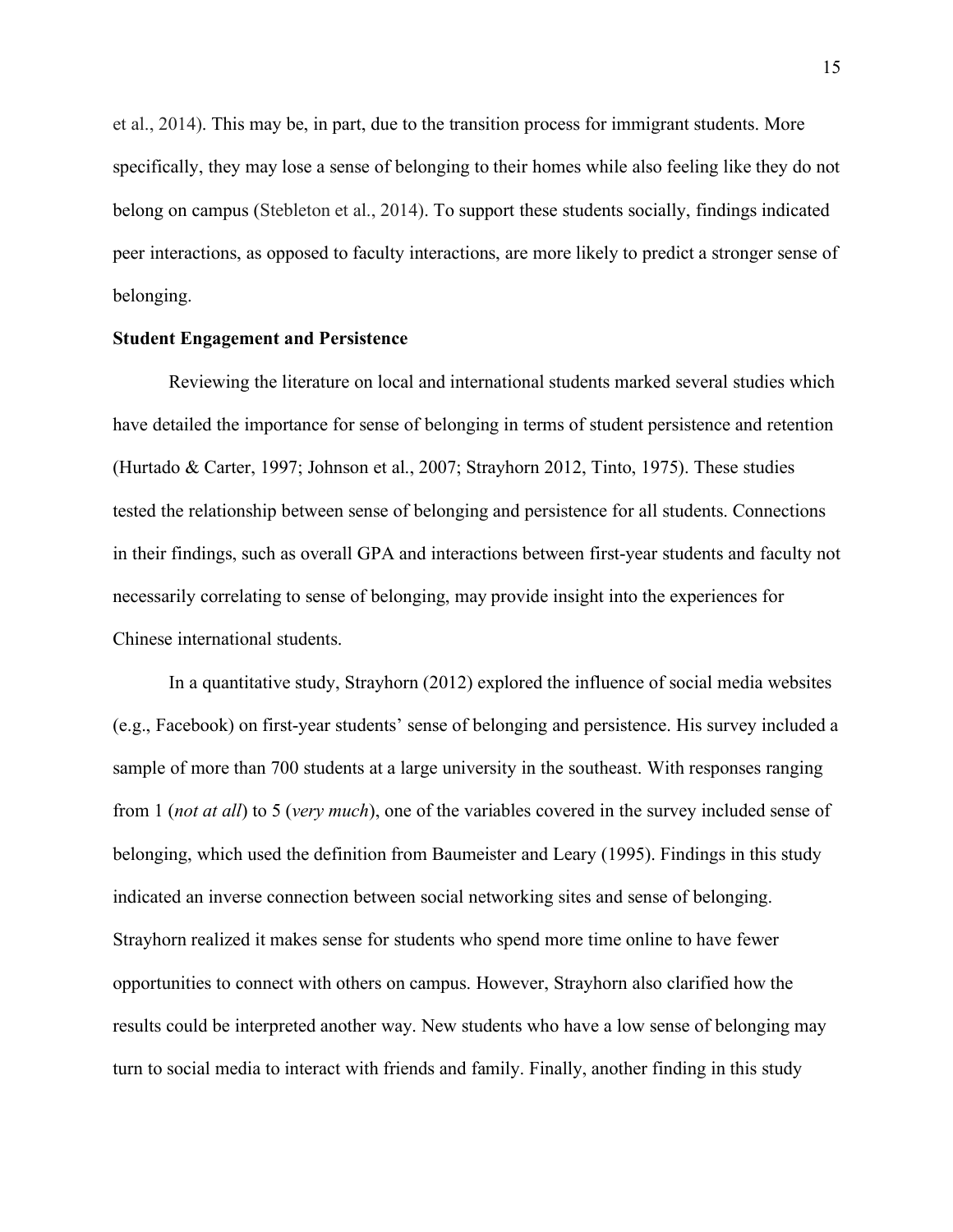et al., 2014). This may be, in part, due to the transition process for immigrant students. More specifically, they may lose a sense of belonging to their homes while also feeling like they do not belong on campus (Stebleton et al., 2014). To support these students socially, findings indicated peer interactions, as opposed to faculty interactions, are more likely to predict a stronger sense of belonging.

**Student Engagement and Persistence**

Reviewing the literature on local and international students marked several studies which have detailed the importance for sense of belonging in terms of student persistence and retention (Hurtado & Carter, 1997; Johnson et al., 2007; Strayhorn 2012, Tinto, 1975). These studies tested the relationship between sense of belonging and persistence for all students. Connections in their findings, such as overall GPA and interactions between first-year students and faculty not necessarily correlating to sense of belonging, may provide insight into the experiences for Chinese international students.

In a quantitative study, Strayhorn (2012) explored the influence of social media websites (e.g., Facebook) on first-year students' sense of belonging and persistence. His survey included a sample of more than 700 students at a large university in the southeast. With responses ranging from 1 (*not at all*) to 5 (*very much*), one of the variables covered in the survey included sense of belonging, which used the definition from Baumeister and Leary (1995). Findings in this study indicated an inverse connection between social networking sites and sense of belonging. Strayhorn realized it makes sense for students who spend more time online to have fewer opportunities to connect with others on campus. However, Strayhorn also clarified how the results could be interpreted another way. New students who have a low sense of belonging may turn to social media to interact with friends and family. Finally, another finding in this study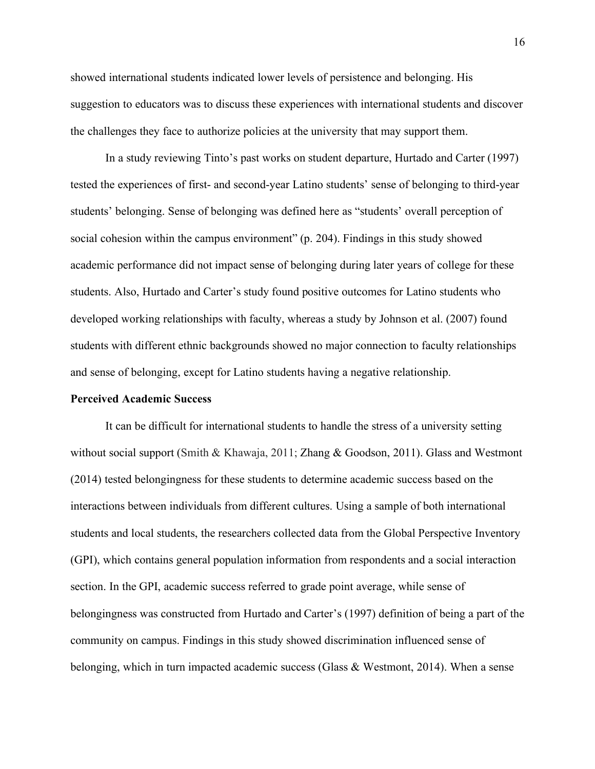showed international students indicated lower levels of persistence and belonging. His suggestion to educators was to discuss these experiences with international students and discover the challenges they face to authorize policies at the university that may support them.

In a study reviewing Tinto's past works on student departure, Hurtado and Carter (1997) tested the experiences of first- and second-year Latino students' sense of belonging to third-year students' belonging. Sense of belonging was defined here as "students' overall perception of social cohesion within the campus environment" (p. 204). Findings in this study showed academic performance did not impact sense of belonging during later years of college for these students. Also, Hurtado and Carter's study found positive outcomes for Latino students who developed working relationships with faculty, whereas a study by Johnson et al. (2007) found students with different ethnic backgrounds showed no major connection to faculty relationships and sense of belonging, except for Latino students having a negative relationship.

**Perceived Academic Success**

It can be difficult for international students to handle the stress of a university setting without social support (Smith & Khawaja, 2011; Zhang & Goodson, 2011). Glass and Westmont (2014) tested belongingness for these students to determine academic success based on the interactions between individuals from different cultures. Using a sample of both international students and local students, the researchers collected data from the Global Perspective Inventory (GPI), which contains general population information from respondents and a social interaction section. In the GPI, academic success referred to grade point average, while sense of belongingness was constructed from Hurtado and Carter's (1997) definition of being a part of the community on campus. Findings in this study showed discrimination influenced sense of belonging, which in turn impacted academic success (Glass & Westmont, 2014). When a sense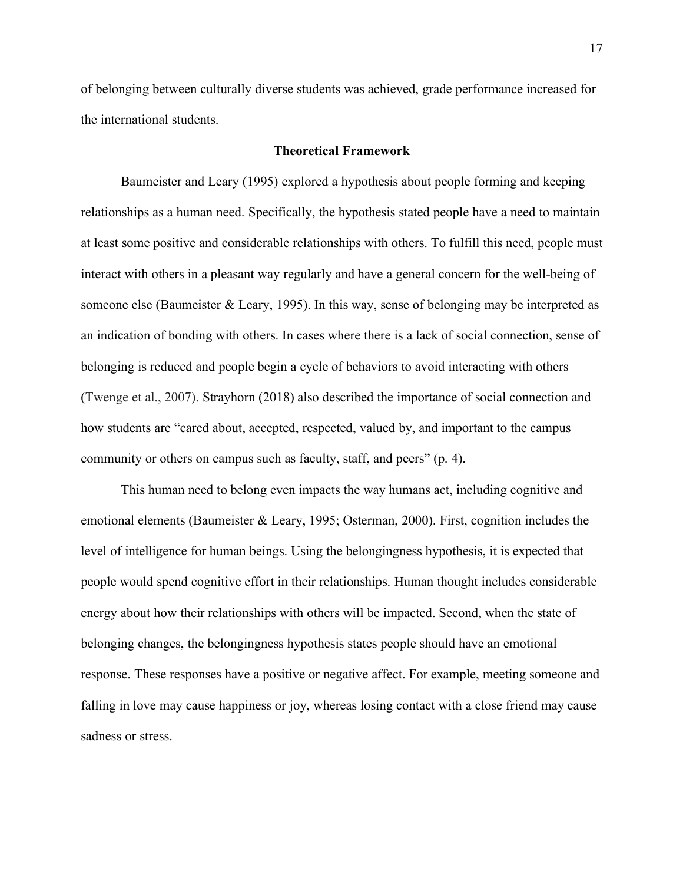of belonging between culturally diverse students was achieved, grade performance increased for the international students.

## Theoretical Framework

Baumeister and Leary (1995) explored a hypothesis about people forming and keeping relationships as a human need. Specifically, the hypothesis stated people have a need to maintain at least some positive and considerable relationships with others. To fulfill this need, people must interact with others in a pleasant way regularly and have a general concern for the well-being of someone else (Baumeister & Leary, 1995). In this way, sense of belonging may be interpreted as an indication of bonding with others. In cases where there is a lack of social connection, sense of belonging is reduced and people begin a cycle of behaviors to avoid interacting with others (Twenge et al., 2007). Strayhorn (2018) also described the importance of social connection and how students are "cared about, accepted, respected, valued by, and important to the campus community or others on campus such as faculty, staff, and peers" (p. 4).

This human need to belong even impacts the way humans act, including cognitive and emotional elements (Baumeister & Leary, 1995; Osterman, 2000). First, cognition includes the level of intelligence for human beings. Using the belongingness hypothesis, it is expected that people would spend cognitive effort in their relationships. Human thought includes considerable energy about how their relationships with others will be impacted. Second, when the state of belonging changes, the belongingness hypothesis states people should have an emotional response. These responses have a positive or negative affect. For example, meeting someone and falling in love may cause happiness or joy, whereas losing contact with a close friend may cause sadness or stress.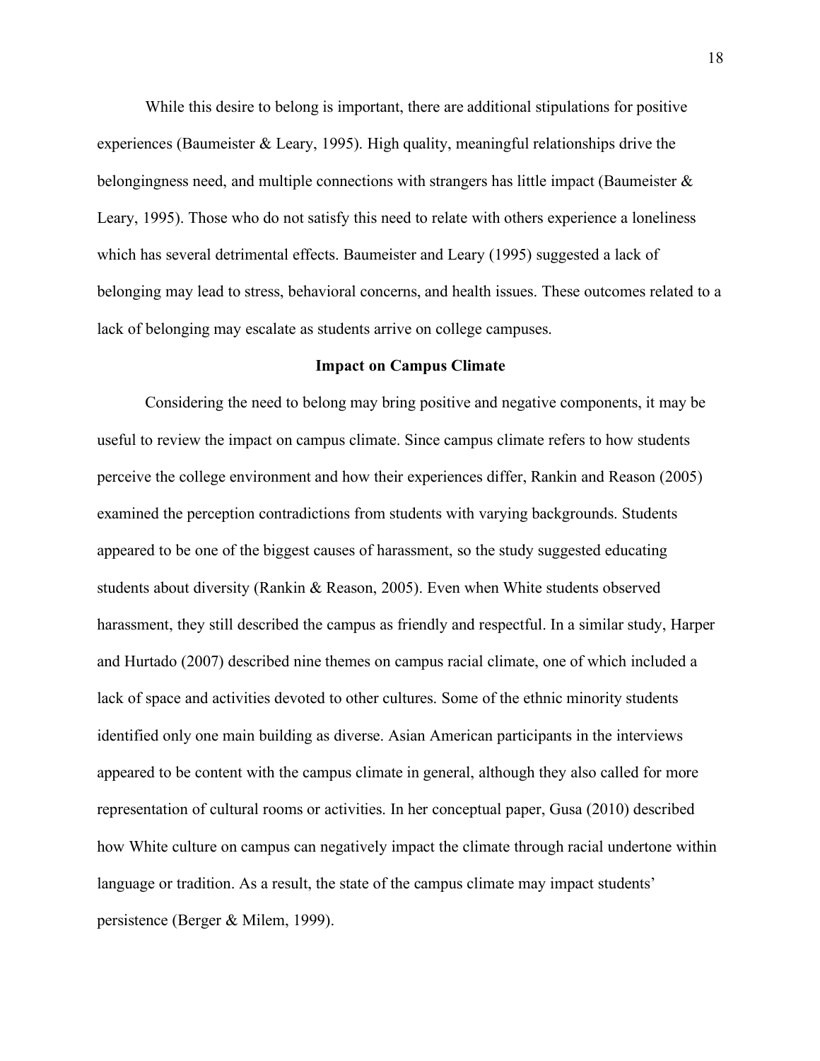While this desire to belong is important, there are additional stipulations for positive experiences (Baumeister & Leary, 1995). High quality, meaningful relationships drive the belongingness need, and multiple connections with strangers has little impact (Baumeister & Leary, 1995). Those who do not satisfy this need to relate with others experience a loneliness which has several detrimental effects. Baumeister and Leary (1995) suggested a lack of belonging may lead to stress, behavioral concerns, and health issues. These outcomes related to a lack of belonging may escalate as students arrive on college campuses.

## Impact on Campus Climate

Considering the need to belong may bring positive and negative components, it may be useful to review the impact on campus climate. Since campus climate refers to how students perceive the college environment and how their experiences differ, Rankin and Reason (2005) examined the perception contradictions from students with varying backgrounds. Students appeared to be one of the biggest causes of harassment, so the study suggested educating students about diversity (Rankin & Reason, 2005). Even when White students observed harassment, they still described the campus as friendly and respectful. In a similar study, Harper and Hurtado (2007) described nine themes on campus racial climate, one of which included a lack of space and activities devoted to other cultures. Some of the ethnic minority students identified only one main building as diverse. Asian American participants in the interviews appeared to be content with the campus climate in general, although they also called for more representation of cultural rooms or activities. In her conceptual paper, Gusa (2010) described how White culture on campus can negatively impact the climate through racial undertone within language or tradition. As a result, the state of the campus climate may impact students' persistence (Berger & Milem, 1999).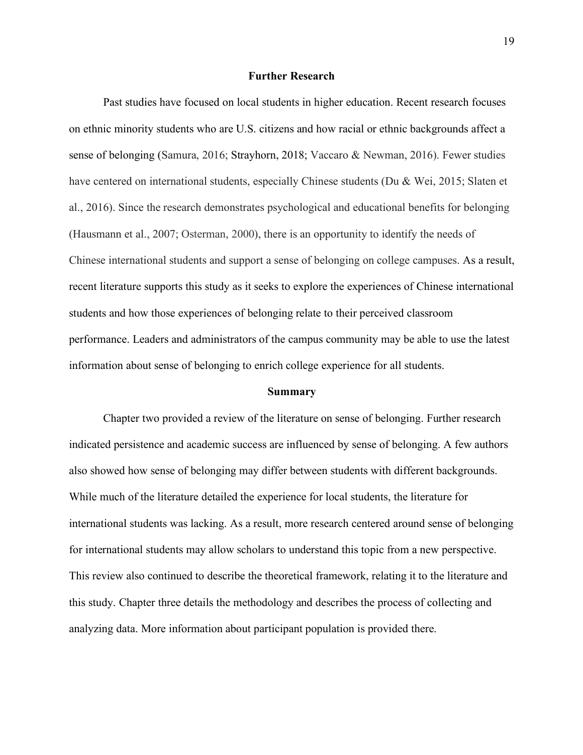## Further Research

Past studies have focused on local students in higher education. Recent research focuses on ethnic minority students who are U.S. citizens and how racial or ethnic backgrounds affect a sense of belonging (Samura, 2016; Strayhorn, 2018; Vaccaro & Newman, 2016). Fewer studies have centered on international students, especially Chinese students (Du & Wei, 2015; Slaten et al., 2016). Since the research demonstrates psychological and educational benefits for belonging (Hausmann et al., 2007; Osterman, 2000), there is an opportunity to identify the needs of Chinese international students and support a sense of belonging on college campuses. As a result, recent literature supports this study as it seeks to explore the experiences of Chinese international students and how those experiences of belonging relate to their perceived classroom performance. Leaders and administrators of the campus community may be able to use the latest information about sense of belonging to enrich college experience for all students.

## Summary

Chapter two provided a review of the literature on sense of belonging. Further research indicated persistence and academic success are influenced by sense of belonging. A few authors also showed how sense of belonging may differ between students with different backgrounds. While much of the literature detailed the experience for local students, the literature for international students was lacking. As a result, more research centered around sense of belonging for international students may allow scholars to understand this topic from a new perspective. This review also continued to describe the theoretical framework, relating it to the literature and this study. Chapter three details the methodology and describes the process of collecting and analyzing data. More information about participant population is provided there.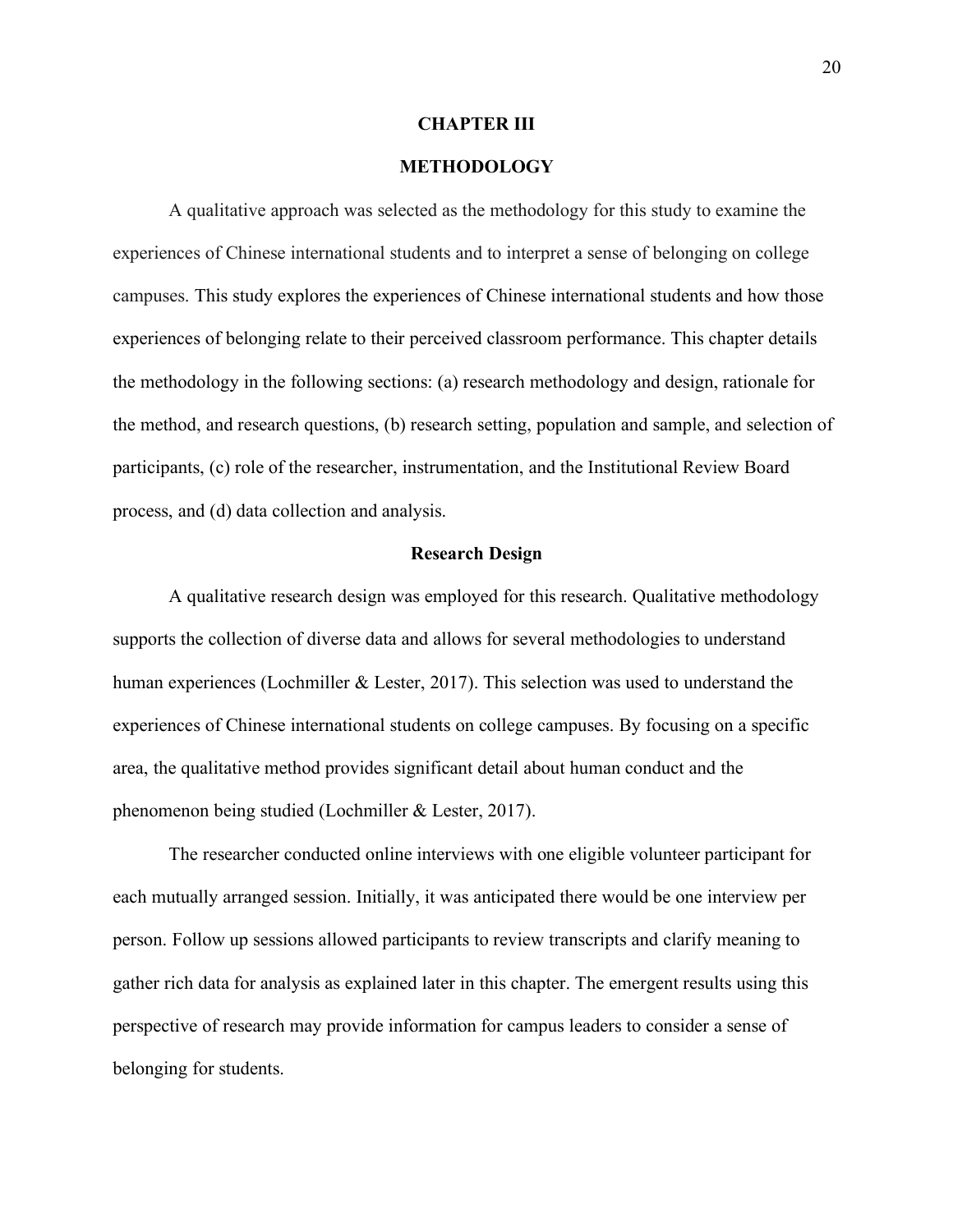# CHAPTER III

# METHODOLOGY

A qualitative approach was selected as the methodology for this study to examine the experiences of Chinese international students and to interpret a sense of belonging on college campuses. This study explores the experiences of Chinese international students and how those experiences of belonging relate to their perceived classroom performance. This chapter details the methodology in the following sections: (a) research methodology and design, rationale for the method, and research questions, (b) research setting, population and sample, and selection of participants, (c) role of the researcher, instrumentation, and the Institutional Review Board process, and (d) data collection and analysis.

## Research Design

A qualitative research design was employed for this research. Qualitative methodology supports the collection of diverse data and allows for several methodologies to understand human experiences (Lochmiller & Lester, 2017). This selection was used to understand the experiences of Chinese international students on college campuses. By focusing on a specific area, the qualitative method provides significant detail about human conduct and the phenomenon being studied (Lochmiller & Lester, 2017).

The researcher conducted online interviews with one eligible volunteer participant for each mutually arranged session. Initially, it was anticipated there would be one interview per person. Follow up sessions allowed participants to review transcripts and clarify meaning to gather rich data for analysis as explained later in this chapter. The emergent results using this perspective of research may provide information for campus leaders to consider a sense of belonging for students.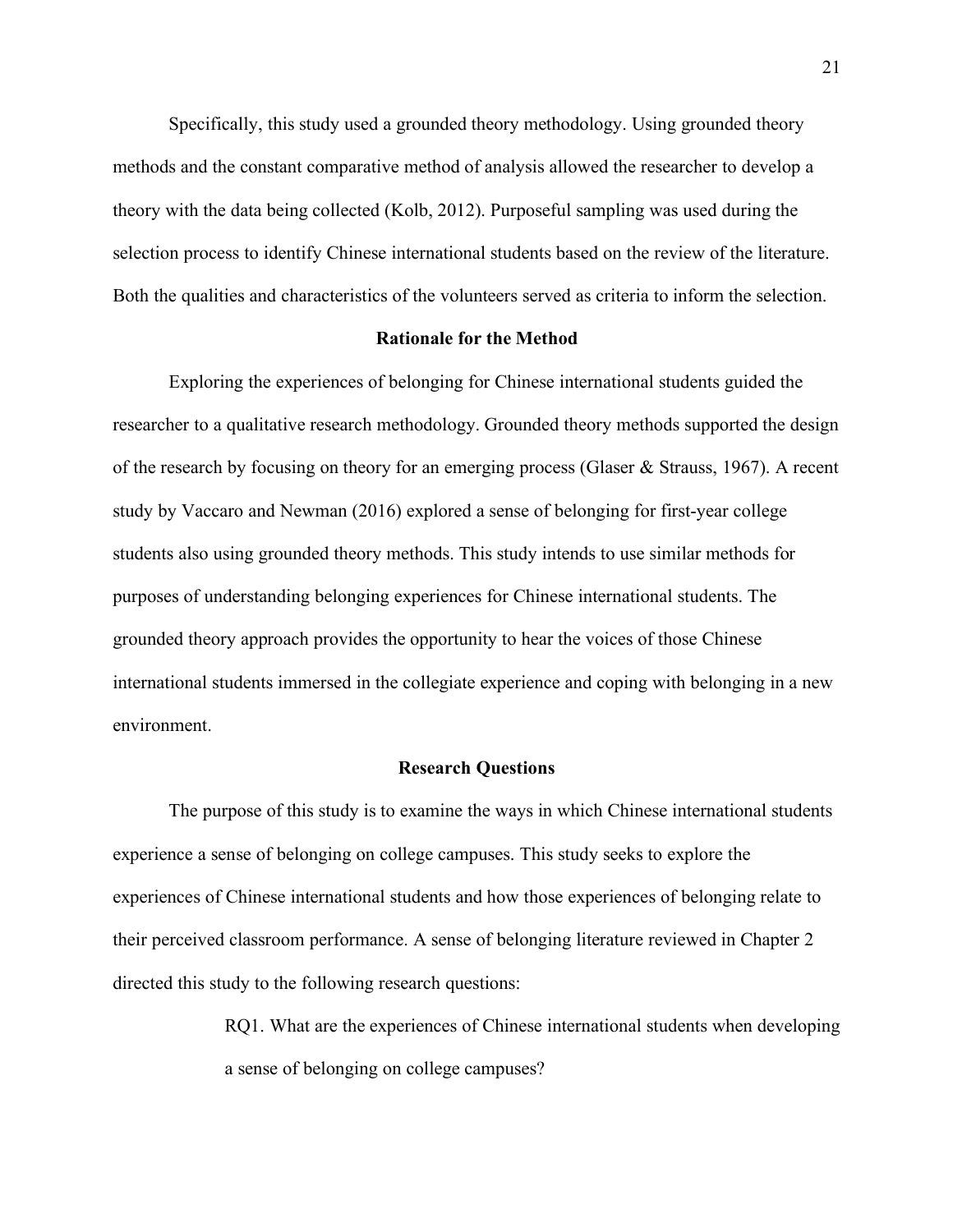Specifically, this study used a grounded theory methodology. Using grounded theory methods and the constant comparative method of analysis allowed the researcher to develop a theory with the data being collected (Kolb, 2012). Purposeful sampling was used during the selection process to identify Chinese international students based on the review of the literature. Both the qualities and characteristics of the volunteers served as criteria to inform the selection.

## Rationale for the Method

Exploring the experiences of belonging for Chinese international students guided the researcher to a qualitative research methodology. Grounded theory methods supported the design of the research by focusing on theory for an emerging process (Glaser & Strauss, 1967). A recent study by Vaccaro and Newman (2016) explored a sense of belonging for first-year college students also using grounded theory methods. This study intends to use similar methods for purposes of understanding belonging experiences for Chinese international students. The grounded theory approach provides the opportunity to hear the voices of those Chinese international students immersed in the collegiate experience and coping with belonging in a new environment.

## Research Questions

The purpose of this study is to examine the ways in which Chinese international students experience a sense of belonging on college campuses. This study seeks to explore the experiences of Chinese international students and how those experiences of belonging relate to their perceived classroom performance. A sense of belonging literature reviewed in Chapter 2 directed this study to the following research questions:

> RQ1. What are the experiences of Chinese international students when developing a sense of belonging on college campuses?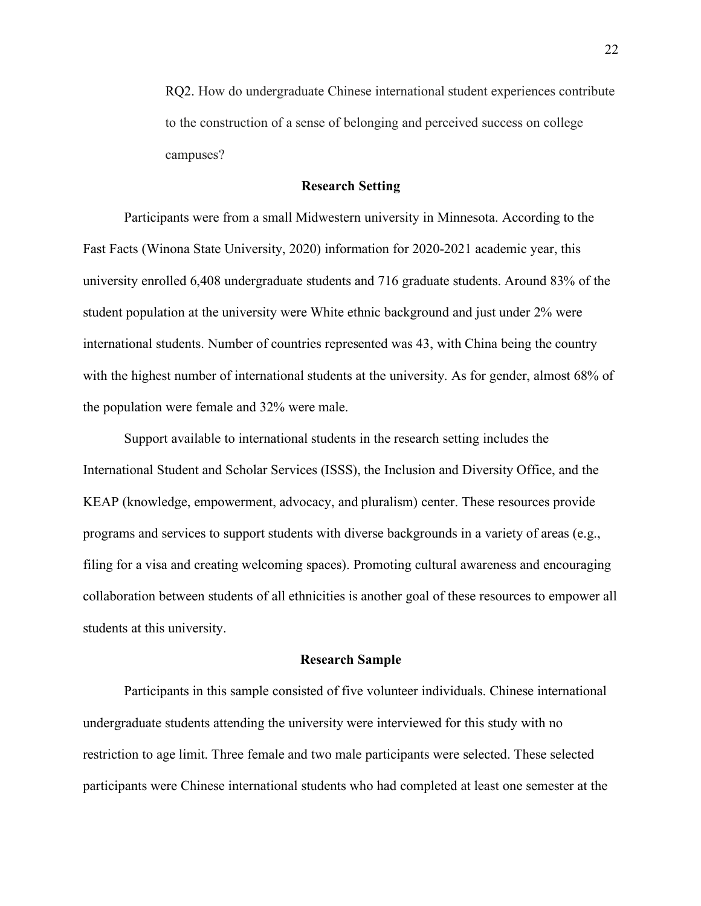RQ2. How do undergraduate Chinese international student experiences contribute to the construction of a sense of belonging and perceived success on college campuses?

## Research Setting

Participants were from a small Midwestern university in Minnesota. According to the Fast Facts (Winona State University, 2020) information for 2020-2021 academic year, this university enrolled 6,408 undergraduate students and 716 graduate students. Around 83% of the student population at the university were White ethnic background and just under 2% were international students. Number of countries represented was 43, with China being the country with the highest number of international students at the university. As for gender, almost 68% of the population were female and 32% were male.

Support available to international students in the research setting includes the International Student and Scholar Services (ISSS), the Inclusion and Diversity Office, and the KEAP (knowledge, empowerment, advocacy, and pluralism) center. These resources provide programs and services to support students with diverse backgrounds in a variety of areas (e.g., filing for a visa and creating welcoming spaces). Promoting cultural awareness and encouraging collaboration between students of all ethnicities is another goal of these resources to empower all students at this university.

## Research Sample

Participants in this sample consisted of five volunteer individuals. Chinese international undergraduate students attending the university were interviewed for this study with no restriction to age limit. Three female and two male participants were selected. These selected participants were Chinese international students who had completed at least one semester at the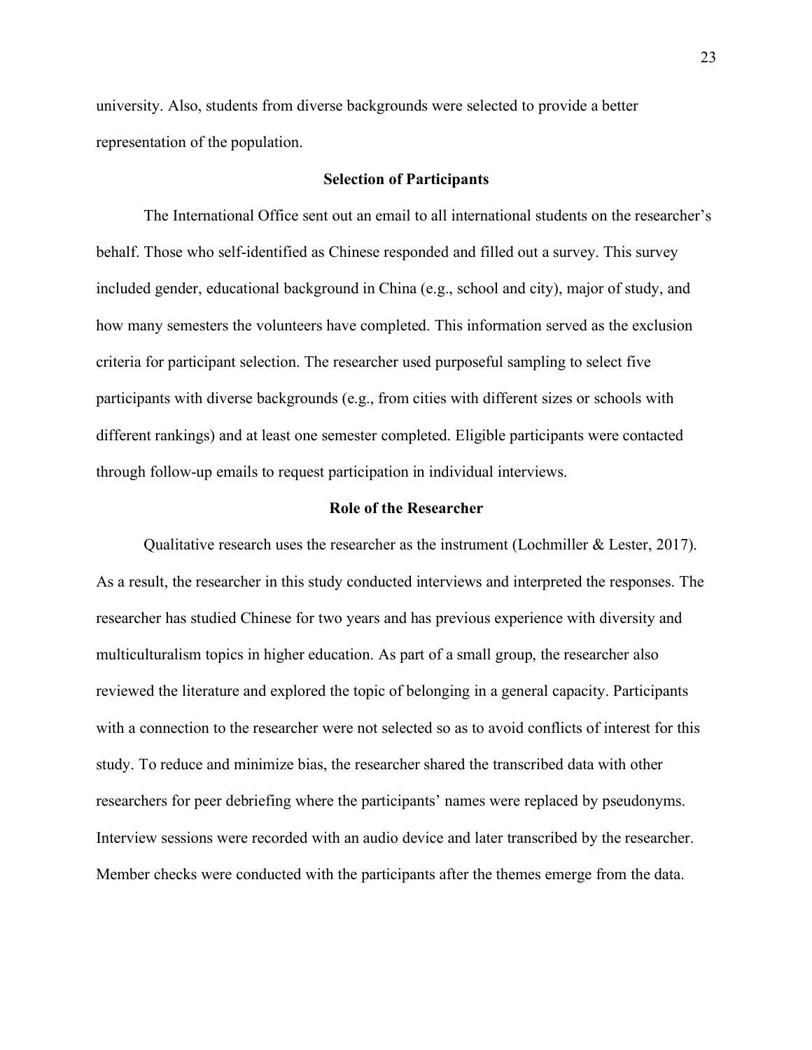university. Also, students from diverse backgrounds were selected to provide a better representation of the population.

## Selection of Participants

The International Office sent out an email to all international students on the researcher's behalf. Those who self-identified as Chinese responded and filled out a survey. This survey included gender, educational background in China (e.g., school and city), major of study, and how many semesters the volunteers have completed. This information served as the exclusion criteria for participant selection. The researcher used purposeful sampling to select five participants with diverse backgrounds (e.g., from cities with different sizes or schools with different rankings) and at least one semester completed. Eligible participants were contacted through follow-up emails to request participation in individual interviews.

## Role of the Researcher

Qualitative research uses the researcher as the instrument (Lochmiller & Lester, 2017). As a result, the researcher in this study conducted interviews and interpreted the responses. The researcher has studied Chinese for two years and has previous experience with diversity and multiculturalism topics in higher education. As part of a small group, the researcher also reviewed the literature and explored the topic of belonging in a general capacity. Participants with a connection to the researcher were not selected so as to avoid conflicts of interest for this study. To reduce and minimize bias, the researcher shared the transcribed data with other researchers for peer debriefing where the participants' names were replaced by pseudonyms. Interview sessions were recorded with an audio device and later transcribed by the researcher. Member checks were conducted with the participants after the themes emerge from the data.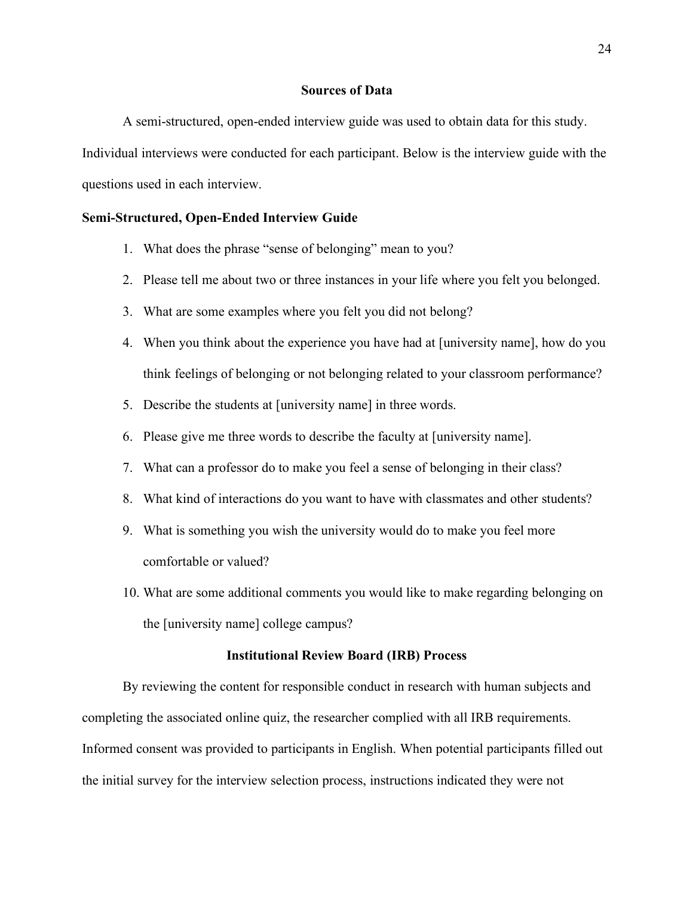## Sources of Data

A semi-structured, open-ended interview guide was used to obtain data for this study. Individual interviews were conducted for each participant. Below is the interview guide with the questions used in each interview.

### Semi-Structured, Open-Ended Interview Guide

1. What does the phrase "sense of belonging" mean to you?
2. Please tell me about two or three instances in your life where you felt you belonged.
3. What are some examples where you felt you did not belong?
4. When you think about the experience you have had at [university name], how do you think feelings of belonging or not belonging related to your classroom performance?
5. Describe the students at [university name] in three words.
6. Please give me three words to describe the faculty at [university name].
7. What can a professor do to make you feel a sense of belonging in their class?
8. What kind of interactions do you want to have with classmates and other students?
9. What is something you wish the university would do to make you feel more comfortable or valued?
10. What are some additional comments you would like to make regarding belonging on the [university name] college campus?

## Institutional Review Board (IRB) Process

By reviewing the content for responsible conduct in research with human subjects and completing the associated online quiz, the researcher complied with all IRB requirements. Informed consent was provided to participants in English. When potential participants filled out the initial survey for the interview selection process, instructions indicated they were not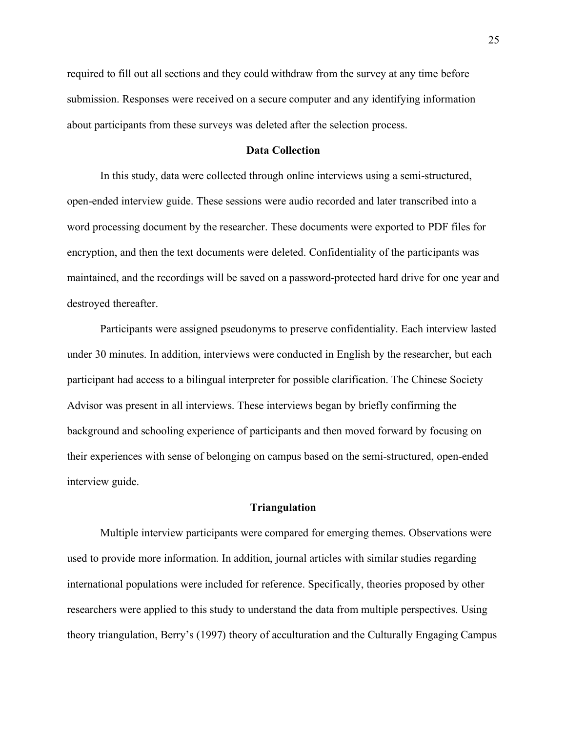required to fill out all sections and they could withdraw from the survey at any time before submission. Responses were received on a secure computer and any identifying information about participants from these surveys was deleted after the selection process.

## Data Collection

In this study, data were collected through online interviews using a semi-structured, open-ended interview guide. These sessions were audio recorded and later transcribed into a word processing document by the researcher. These documents were exported to PDF files for encryption, and then the text documents were deleted. Confidentiality of the participants was maintained, and the recordings will be saved on a password-protected hard drive for one year and destroyed thereafter.

Participants were assigned pseudonyms to preserve confidentiality. Each interview lasted under 30 minutes. In addition, interviews were conducted in English by the researcher, but each participant had access to a bilingual interpreter for possible clarification. The Chinese Society Advisor was present in all interviews. These interviews began by briefly confirming the background and schooling experience of participants and then moved forward by focusing on their experiences with sense of belonging on campus based on the semi-structured, open-ended interview guide.

## Triangulation

Multiple interview participants were compared for emerging themes. Observations were used to provide more information. In addition, journal articles with similar studies regarding international populations were included for reference. Specifically, theories proposed by other researchers were applied to this study to understand the data from multiple perspectives. Using theory triangulation, Berry's (1997) theory of acculturation and the Culturally Engaging Campus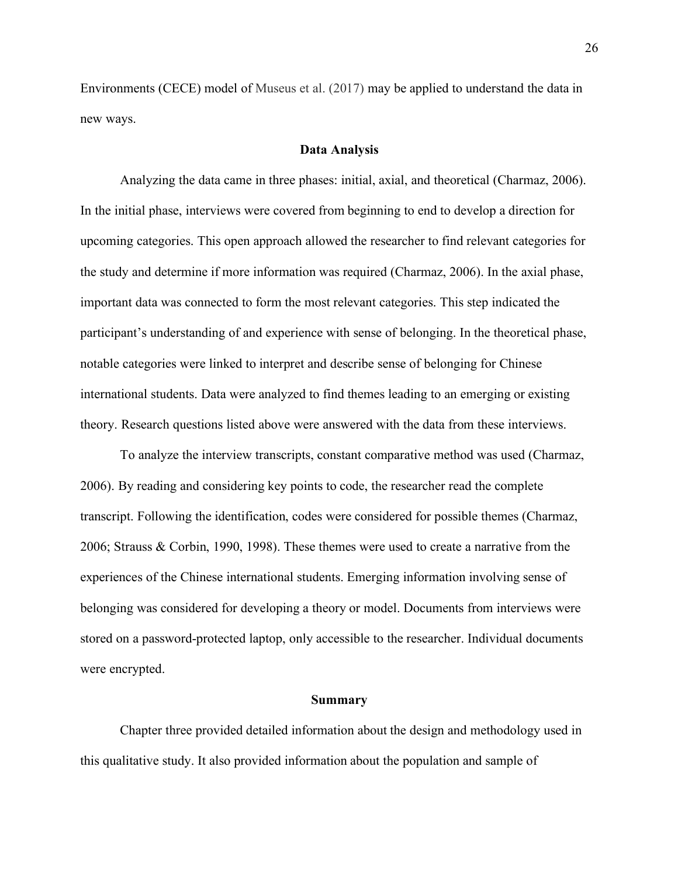Environments (CECE) model of Museus et al. (2017) may be applied to understand the data in new ways.

## Data Analysis

Analyzing the data came in three phases: initial, axial, and theoretical (Charmaz, 2006). In the initial phase, interviews were covered from beginning to end to develop a direction for upcoming categories. This open approach allowed the researcher to find relevant categories for the study and determine if more information was required (Charmaz, 2006). In the axial phase, important data was connected to form the most relevant categories. This step indicated the participant's understanding of and experience with sense of belonging. In the theoretical phase, notable categories were linked to interpret and describe sense of belonging for Chinese international students. Data were analyzed to find themes leading to an emerging or existing theory. Research questions listed above were answered with the data from these interviews.

To analyze the interview transcripts, constant comparative method was used (Charmaz, 2006). By reading and considering key points to code, the researcher read the complete transcript. Following the identification, codes were considered for possible themes (Charmaz, 2006; Strauss & Corbin, 1990, 1998). These themes were used to create a narrative from the experiences of the Chinese international students. Emerging information involving sense of belonging was considered for developing a theory or model. Documents from interviews were stored on a password-protected laptop, only accessible to the researcher. Individual documents were encrypted.

## Summary

Chapter three provided detailed information about the design and methodology used in this qualitative study. It also provided information about the population and sample of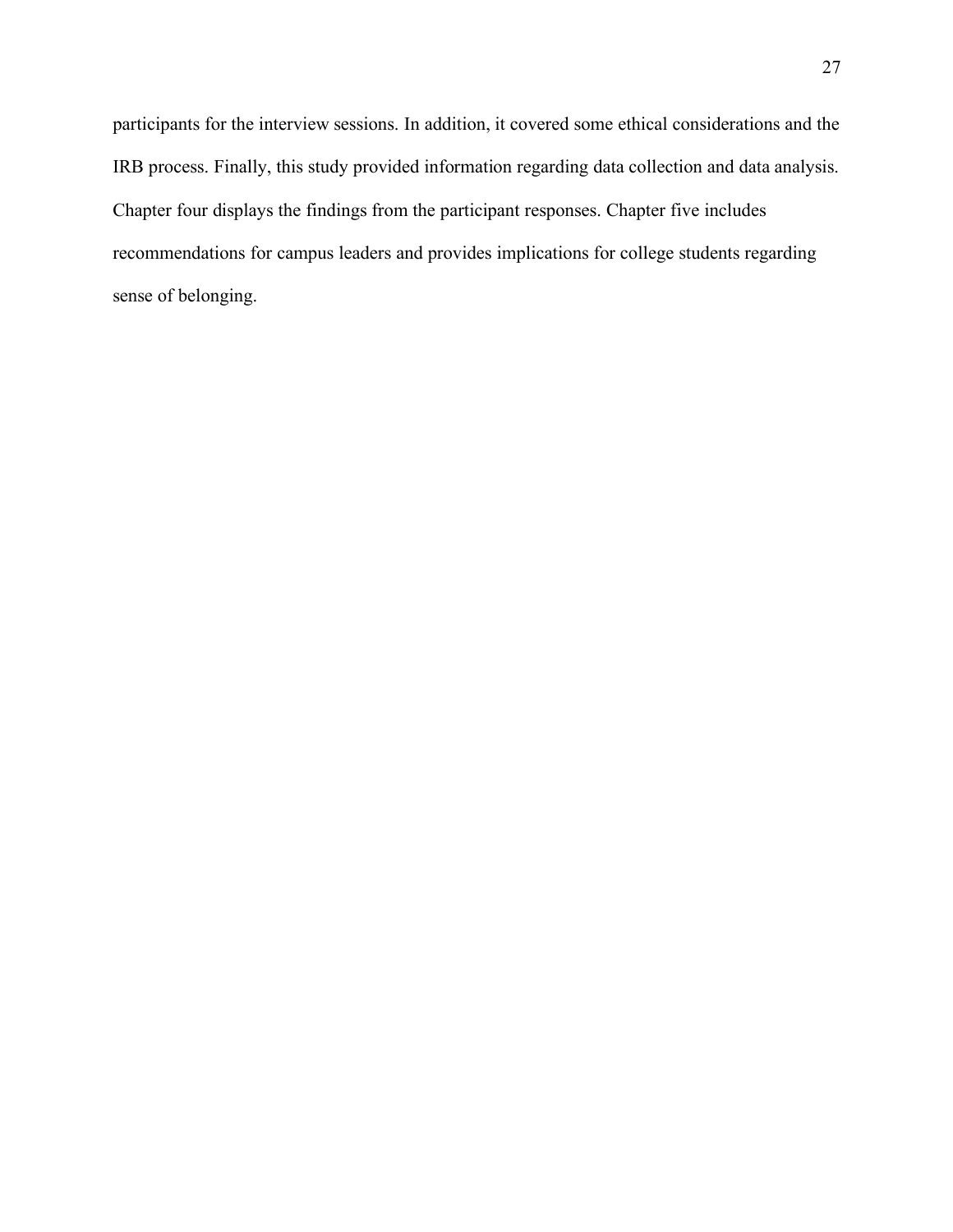participants for the interview sessions. In addition, it covered some ethical considerations and the IRB process. Finally, this study provided information regarding data collection and data analysis. Chapter four displays the findings from the participant responses. Chapter five includes recommendations for campus leaders and provides implications for college students regarding sense of belonging.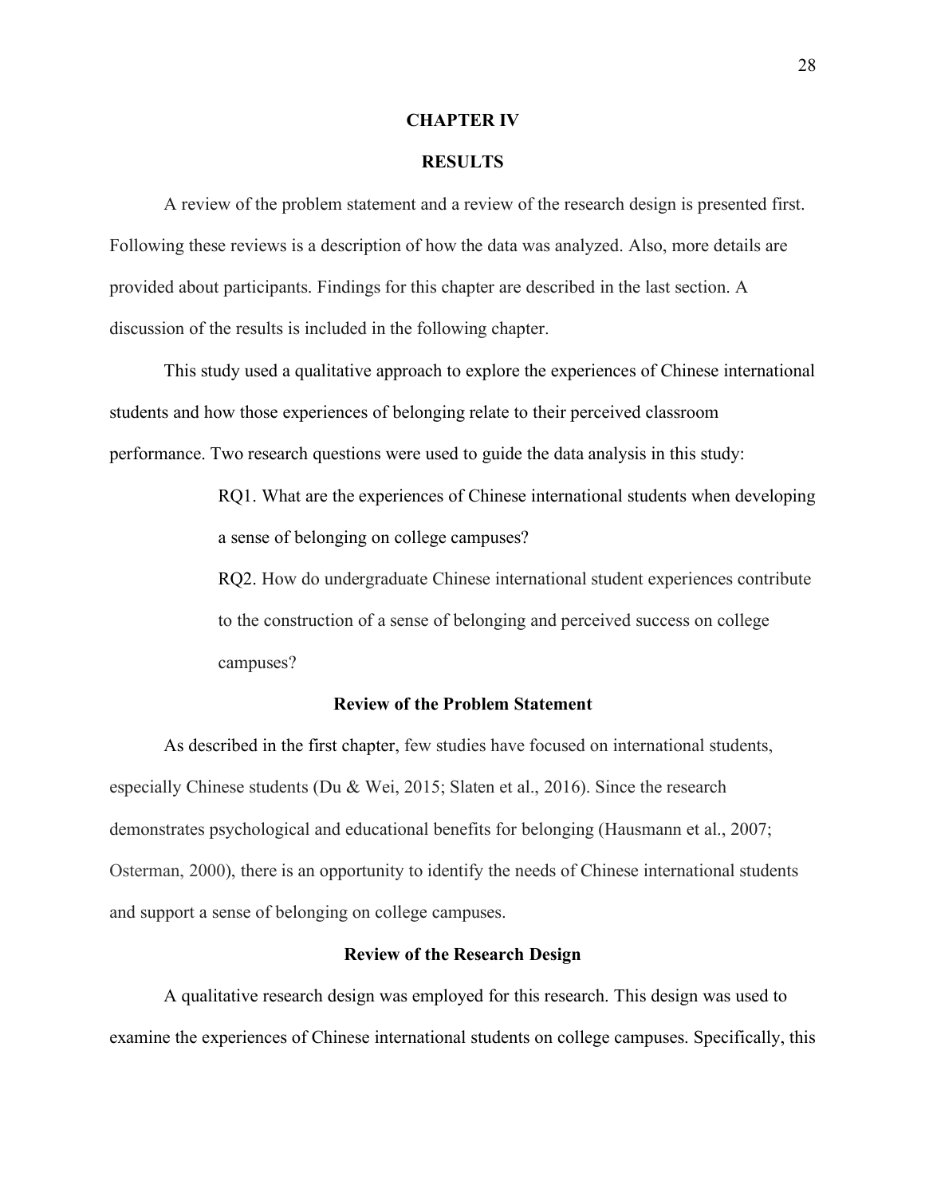# CHAPTER IV

# RESULTS

A review of the problem statement and a review of the research design is presented first. Following these reviews is a description of how the data was analyzed. Also, more details are provided about participants. Findings for this chapter are described in the last section. A discussion of the results is included in the following chapter.

This study used a qualitative approach to explore the experiences of Chinese international students and how those experiences of belonging relate to their perceived classroom performance. Two research questions were used to guide the data analysis in this study:

> RQ1. What are the experiences of Chinese international students when developing a sense of belonging on college campuses?
>
> RQ2. How do undergraduate Chinese international student experiences contribute to the construction of a sense of belonging and perceived success on college campuses?

## Review of the Problem Statement

As described in the first chapter, few studies have focused on international students, especially Chinese students (Du & Wei, 2015; Slaten et al., 2016). Since the research demonstrates psychological and educational benefits for belonging (Hausmann et al., 2007; Osterman, 2000), there is an opportunity to identify the needs of Chinese international students and support a sense of belonging on college campuses.

## Review of the Research Design

A qualitative research design was employed for this research. This design was used to examine the experiences of Chinese international students on college campuses. Specifically, this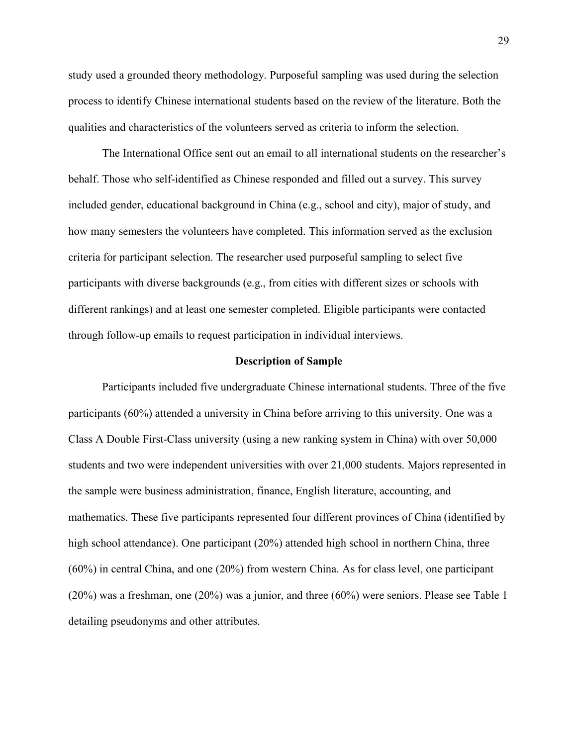study used a grounded theory methodology. Purposeful sampling was used during the selection process to identify Chinese international students based on the review of the literature. Both the qualities and characteristics of the volunteers served as criteria to inform the selection.

The International Office sent out an email to all international students on the researcher's behalf. Those who self-identified as Chinese responded and filled out a survey. This survey included gender, educational background in China (e.g., school and city), major of study, and how many semesters the volunteers have completed. This information served as the exclusion criteria for participant selection. The researcher used purposeful sampling to select five participants with diverse backgrounds (e.g., from cities with different sizes or schools with different rankings) and at least one semester completed. Eligible participants were contacted through follow-up emails to request participation in individual interviews.

## Description of Sample

Participants included five undergraduate Chinese international students. Three of the five participants (60%) attended a university in China before arriving to this university. One was a Class A Double First-Class university (using a new ranking system in China) with over 50,000 students and two were independent universities with over 21,000 students. Majors represented in the sample were business administration, finance, English literature, accounting, and mathematics. These five participants represented four different provinces of China (identified by high school attendance). One participant (20%) attended high school in northern China, three (60%) in central China, and one (20%) from western China. As for class level, one participant (20%) was a freshman, one (20%) was a junior, and three (60%) were seniors. Please see Table 1 detailing pseudonyms and other attributes.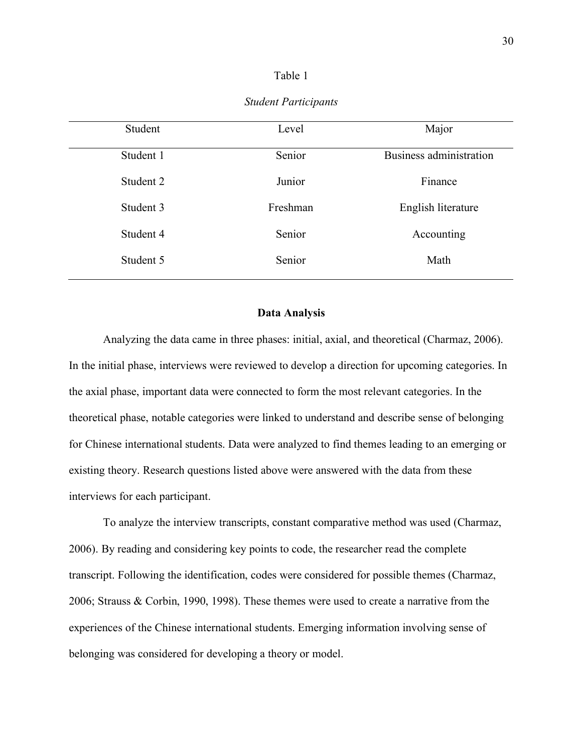Table 1

*Student Participants*

| Student | Level | Major |
|---|---|---|
| Student 1 | Senior | Business administration |
| Student 2 | Junior | Finance |
| Student 3 | Freshman | English literature |
| Student 4 | Senior | Accounting |
| Student 5 | Senior | Math |

## Data Analysis

Analyzing the data came in three phases: initial, axial, and theoretical (Charmaz, 2006). In the initial phase, interviews were reviewed to develop a direction for upcoming categories. In the axial phase, important data were connected to form the most relevant categories. In the theoretical phase, notable categories were linked to understand and describe sense of belonging for Chinese international students. Data were analyzed to find themes leading to an emerging or existing theory. Research questions listed above were answered with the data from these interviews for each participant.

To analyze the interview transcripts, constant comparative method was used (Charmaz, 2006). By reading and considering key points to code, the researcher read the complete transcript. Following the identification, codes were considered for possible themes (Charmaz, 2006; Strauss & Corbin, 1990, 1998). These themes were used to create a narrative from the experiences of the Chinese international students. Emerging information involving sense of belonging was considered for developing a theory or model.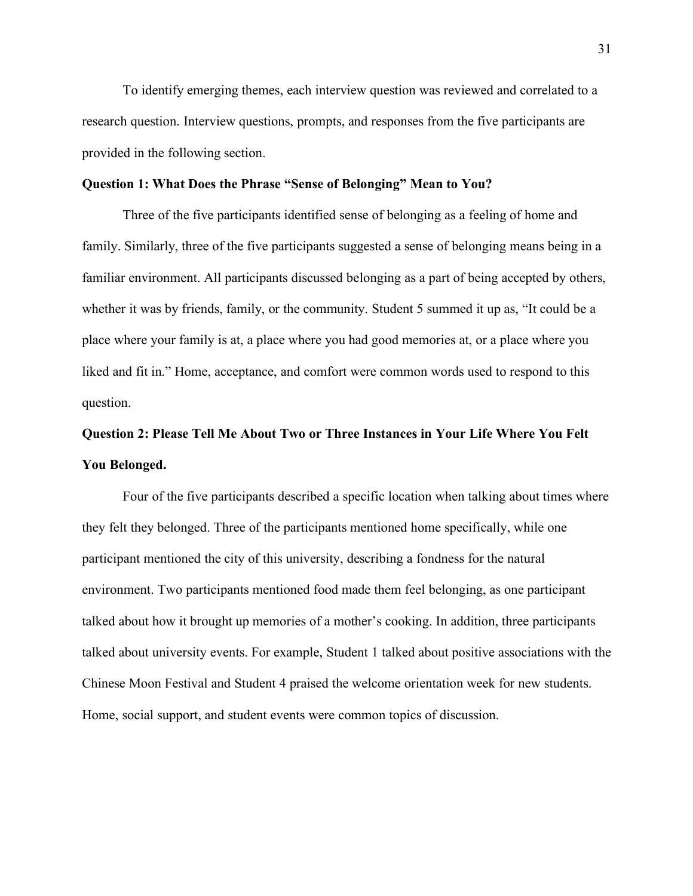To identify emerging themes, each interview question was reviewed and correlated to a research question. Interview questions, prompts, and responses from the five participants are provided in the following section.

**Question 1: What Does the Phrase "Sense of Belonging" Mean to You?**

Three of the five participants identified sense of belonging as a feeling of home and family. Similarly, three of the five participants suggested a sense of belonging means being in a familiar environment. All participants discussed belonging as a part of being accepted by others, whether it was by friends, family, or the community. Student 5 summed it up as, "It could be a place where your family is at, a place where you had good memories at, or a place where you liked and fit in." Home, acceptance, and comfort were common words used to respond to this question.

**Question 2: Please Tell Me About Two or Three Instances in Your Life Where You Felt You Belonged.**

Four of the five participants described a specific location when talking about times where they felt they belonged. Three of the participants mentioned home specifically, while one participant mentioned the city of this university, describing a fondness for the natural environment. Two participants mentioned food made them feel belonging, as one participant talked about how it brought up memories of a mother's cooking. In addition, three participants talked about university events. For example, Student 1 talked about positive associations with the Chinese Moon Festival and Student 4 praised the welcome orientation week for new students. Home, social support, and student events were common topics of discussion.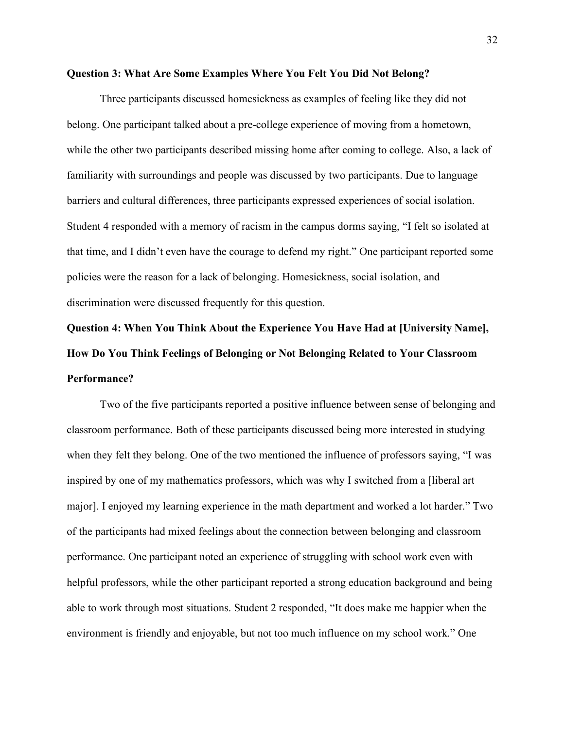### Question 3: What Are Some Examples Where You Felt You Did Not Belong?

Three participants discussed homesickness as examples of feeling like they did not belong. One participant talked about a pre-college experience of moving from a hometown, while the other two participants described missing home after coming to college. Also, a lack of familiarity with surroundings and people was discussed by two participants. Due to language barriers and cultural differences, three participants expressed experiences of social isolation. Student 4 responded with a memory of racism in the campus dorms saying, "I felt so isolated at that time, and I didn't even have the courage to defend my right." One participant reported some policies were the reason for a lack of belonging. Homesickness, social isolation, and discrimination were discussed frequently for this question.

### Question 4: When You Think About the Experience You Have Had at [University Name], How Do You Think Feelings of Belonging or Not Belonging Related to Your Classroom Performance?

Two of the five participants reported a positive influence between sense of belonging and classroom performance. Both of these participants discussed being more interested in studying when they felt they belong. One of the two mentioned the influence of professors saying, "I was inspired by one of my mathematics professors, which was why I switched from a [liberal art major]. I enjoyed my learning experience in the math department and worked a lot harder." Two of the participants had mixed feelings about the connection between belonging and classroom performance. One participant noted an experience of struggling with school work even with helpful professors, while the other participant reported a strong education background and being able to work through most situations. Student 2 responded, "It does make me happier when the environment is friendly and enjoyable, but not too much influence on my school work." One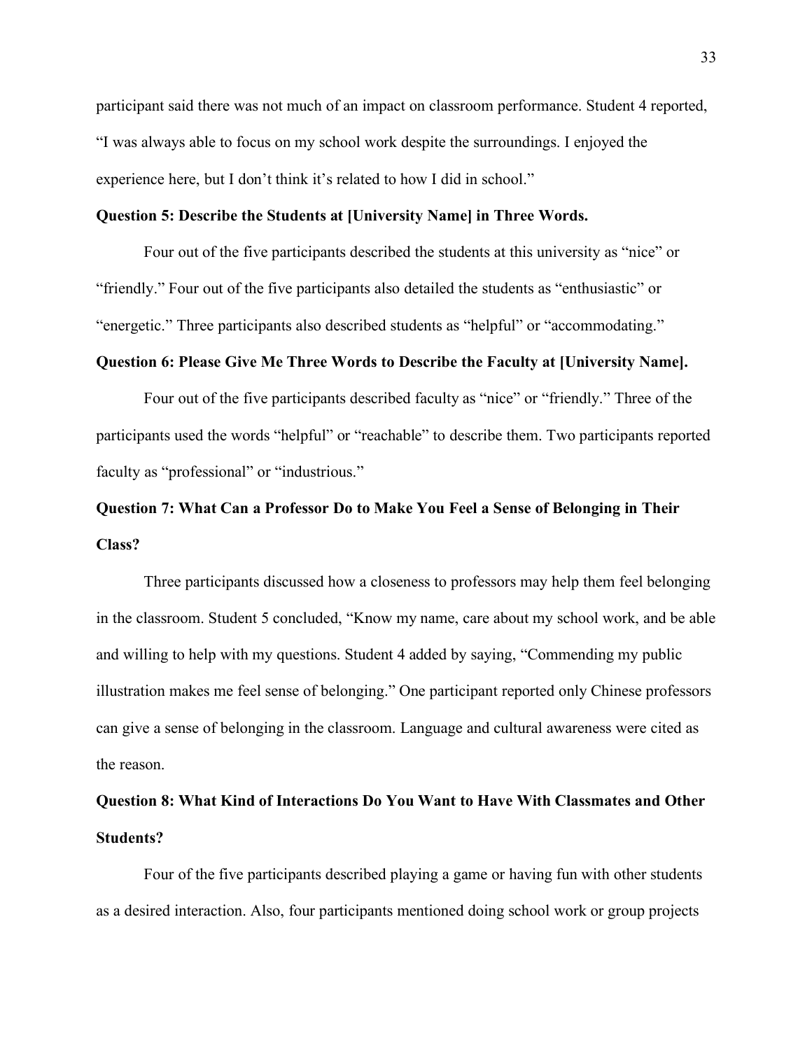participant said there was not much of an impact on classroom performance. Student 4 reported, "I was always able to focus on my school work despite the surroundings. I enjoyed the experience here, but I don't think it's related to how I did in school."

### Question 5: Describe the Students at [University Name] in Three Words.

Four out of the five participants described the students at this university as "nice" or "friendly." Four out of the five participants also detailed the students as "enthusiastic" or "energetic." Three participants also described students as "helpful" or "accommodating."

### Question 6: Please Give Me Three Words to Describe the Faculty at [University Name].

Four out of the five participants described faculty as "nice" or "friendly." Three of the participants used the words "helpful" or "reachable" to describe them. Two participants reported faculty as "professional" or "industrious."

### Question 7: What Can a Professor Do to Make You Feel a Sense of Belonging in Their Class?

Three participants discussed how a closeness to professors may help them feel belonging in the classroom. Student 5 concluded, "Know my name, care about my school work, and be able and willing to help with my questions. Student 4 added by saying, "Commending my public illustration makes me feel sense of belonging." One participant reported only Chinese professors can give a sense of belonging in the classroom. Language and cultural awareness were cited as the reason.

### Question 8: What Kind of Interactions Do You Want to Have With Classmates and Other Students?

Four of the five participants described playing a game or having fun with other students as a desired interaction. Also, four participants mentioned doing school work or group projects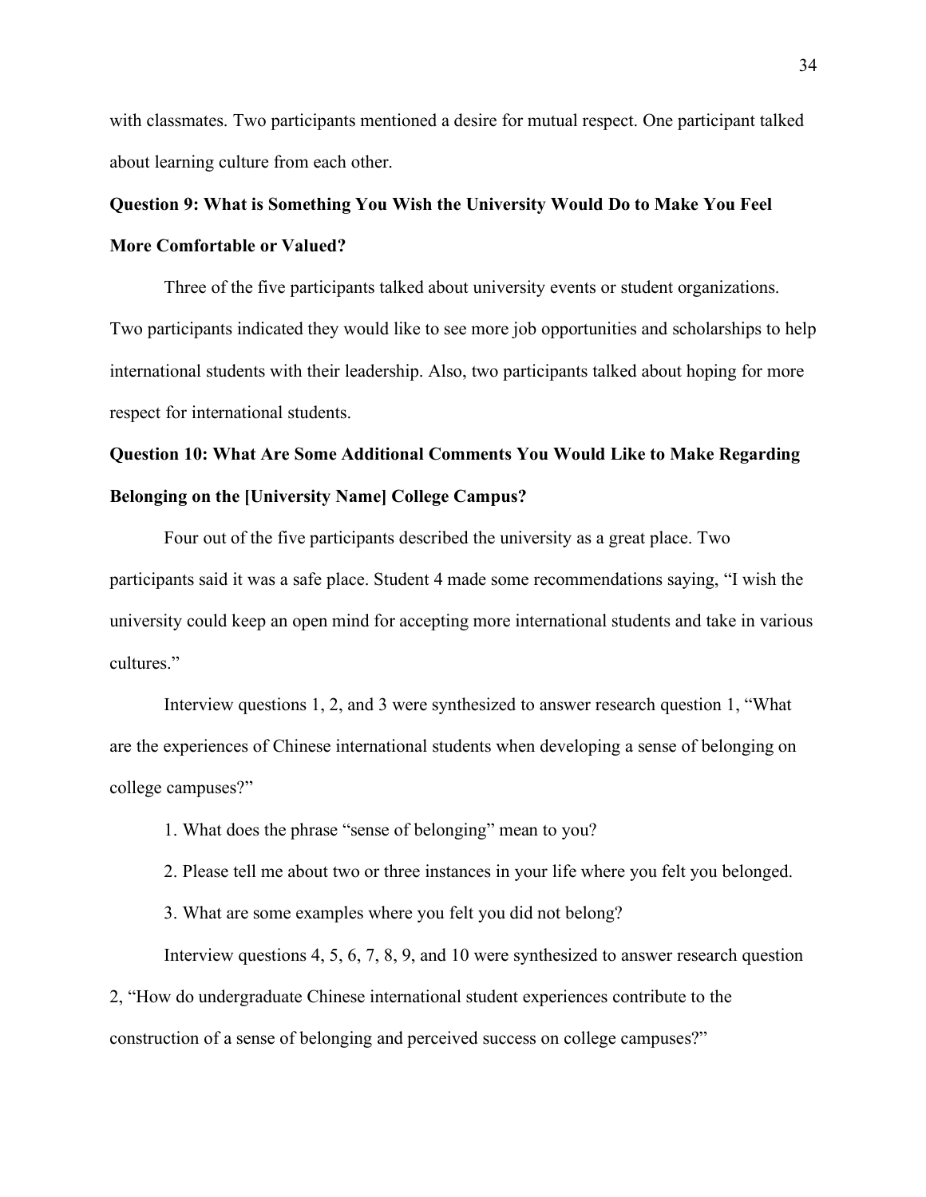with classmates. Two participants mentioned a desire for mutual respect. One participant talked about learning culture from each other.

### Question 9: What is Something You Wish the University Would Do to Make You Feel More Comfortable or Valued?

Three of the five participants talked about university events or student organizations. Two participants indicated they would like to see more job opportunities and scholarships to help international students with their leadership. Also, two participants talked about hoping for more respect for international students.

### Question 10: What Are Some Additional Comments You Would Like to Make Regarding Belonging on the [University Name] College Campus?

Four out of the five participants described the university as a great place. Two participants said it was a safe place. Student 4 made some recommendations saying, "I wish the university could keep an open mind for accepting more international students and take in various cultures."

Interview questions 1, 2, and 3 were synthesized to answer research question 1, "What are the experiences of Chinese international students when developing a sense of belonging on college campuses?"

1. What does the phrase "sense of belonging" mean to you?
2. Please tell me about two or three instances in your life where you felt you belonged.
3. What are some examples where you felt you did not belong?

Interview questions 4, 5, 6, 7, 8, 9, and 10 were synthesized to answer research question 2, "How do undergraduate Chinese international student experiences contribute to the construction of a sense of belonging and perceived success on college campuses?"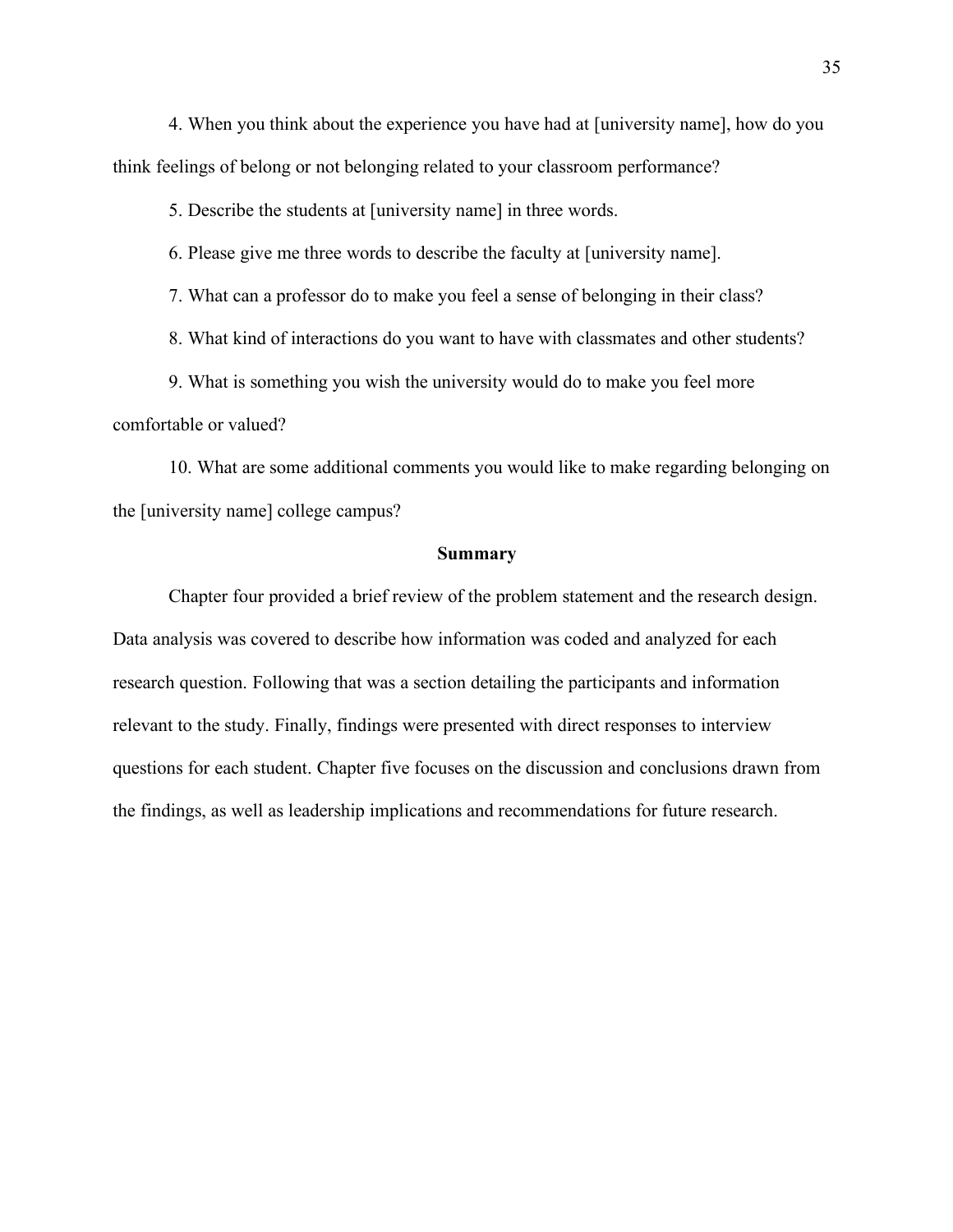4. When you think about the experience you have had at [university name], how do you think feelings of belong or not belonging related to your classroom performance?

5. Describe the students at [university name] in three words.

6. Please give me three words to describe the faculty at [university name].

7. What can a professor do to make you feel a sense of belonging in their class?

8. What kind of interactions do you want to have with classmates and other students?

9. What is something you wish the university would do to make you feel more comfortable or valued?

10. What are some additional comments you would like to make regarding belonging on the [university name] college campus?

## Summary

Chapter four provided a brief review of the problem statement and the research design. Data analysis was covered to describe how information was coded and analyzed for each research question. Following that was a section detailing the participants and information relevant to the study. Finally, findings were presented with direct responses to interview questions for each student. Chapter five focuses on the discussion and conclusions drawn from the findings, as well as leadership implications and recommendations for future research.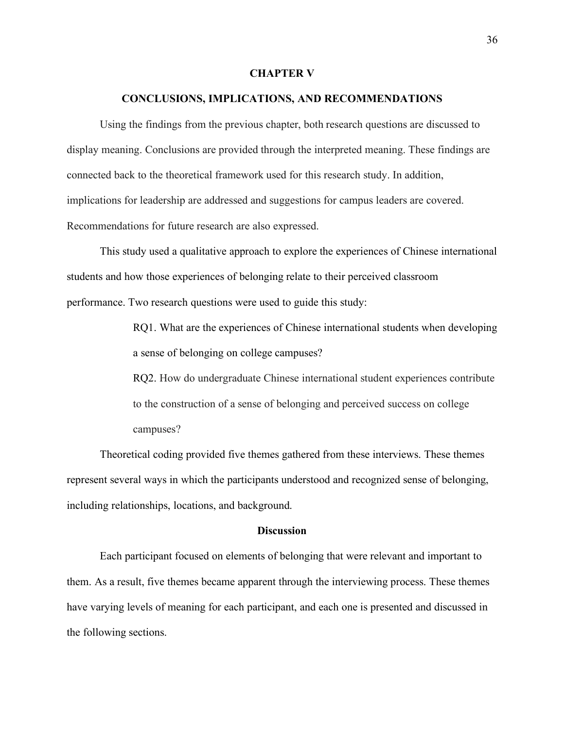# CHAPTER V

# CONCLUSIONS, IMPLICATIONS, AND RECOMMENDATIONS

Using the findings from the previous chapter, both research questions are discussed to display meaning. Conclusions are provided through the interpreted meaning. These findings are connected back to the theoretical framework used for this research study. In addition, implications for leadership are addressed and suggestions for campus leaders are covered. Recommendations for future research are also expressed.

This study used a qualitative approach to explore the experiences of Chinese international students and how those experiences of belonging relate to their perceived classroom performance. Two research questions were used to guide this study:

> RQ1. What are the experiences of Chinese international students when developing a sense of belonging on college campuses?
>
> RQ2. How do undergraduate Chinese international student experiences contribute to the construction of a sense of belonging and perceived success on college campuses?

Theoretical coding provided five themes gathered from these interviews. These themes represent several ways in which the participants understood and recognized sense of belonging, including relationships, locations, and background.

## Discussion

Each participant focused on elements of belonging that were relevant and important to them. As a result, five themes became apparent through the interviewing process. These themes have varying levels of meaning for each participant, and each one is presented and discussed in the following sections.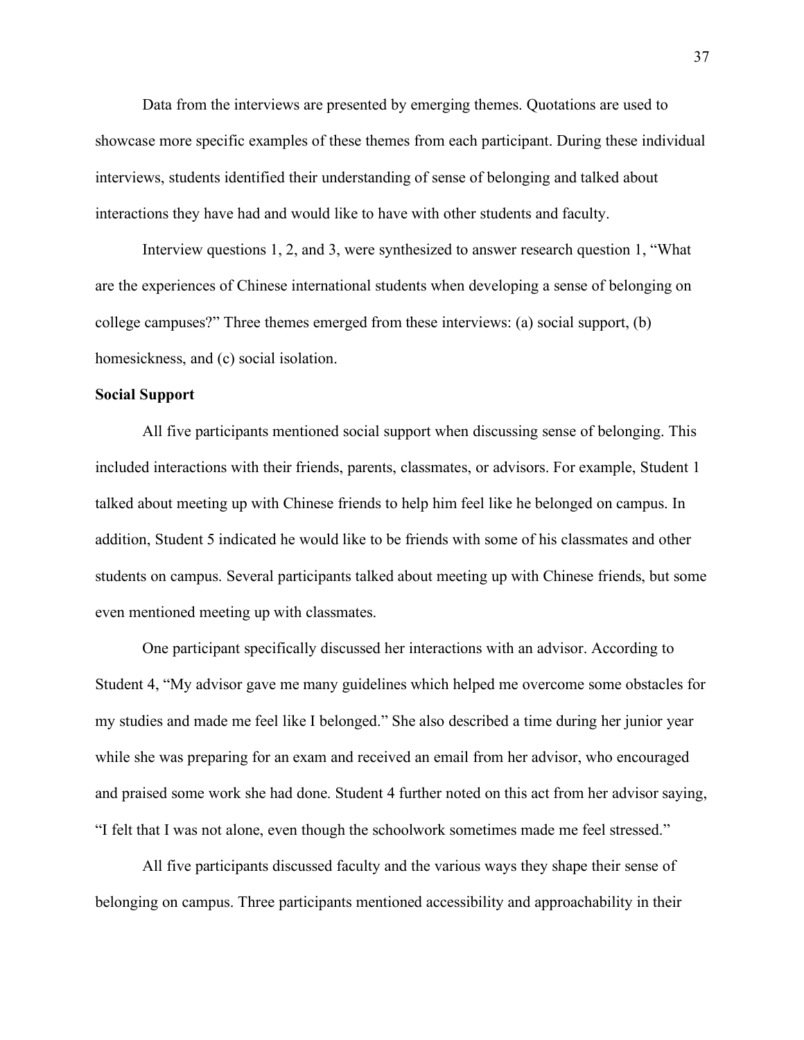Data from the interviews are presented by emerging themes. Quotations are used to showcase more specific examples of these themes from each participant. During these individual interviews, students identified their understanding of sense of belonging and talked about interactions they have had and would like to have with other students and faculty.

Interview questions 1, 2, and 3, were synthesized to answer research question 1, "What are the experiences of Chinese international students when developing a sense of belonging on college campuses?" Three themes emerged from these interviews: (a) social support, (b) homesickness, and (c) social isolation.

**Social Support**

All five participants mentioned social support when discussing sense of belonging. This included interactions with their friends, parents, classmates, or advisors. For example, Student 1 talked about meeting up with Chinese friends to help him feel like he belonged on campus. In addition, Student 5 indicated he would like to be friends with some of his classmates and other students on campus. Several participants talked about meeting up with Chinese friends, but some even mentioned meeting up with classmates.

One participant specifically discussed her interactions with an advisor. According to Student 4, "My advisor gave me many guidelines which helped me overcome some obstacles for my studies and made me feel like I belonged." She also described a time during her junior year while she was preparing for an exam and received an email from her advisor, who encouraged and praised some work she had done. Student 4 further noted on this act from her advisor saying, "I felt that I was not alone, even though the schoolwork sometimes made me feel stressed."

All five participants discussed faculty and the various ways they shape their sense of belonging on campus. Three participants mentioned accessibility and approachability in their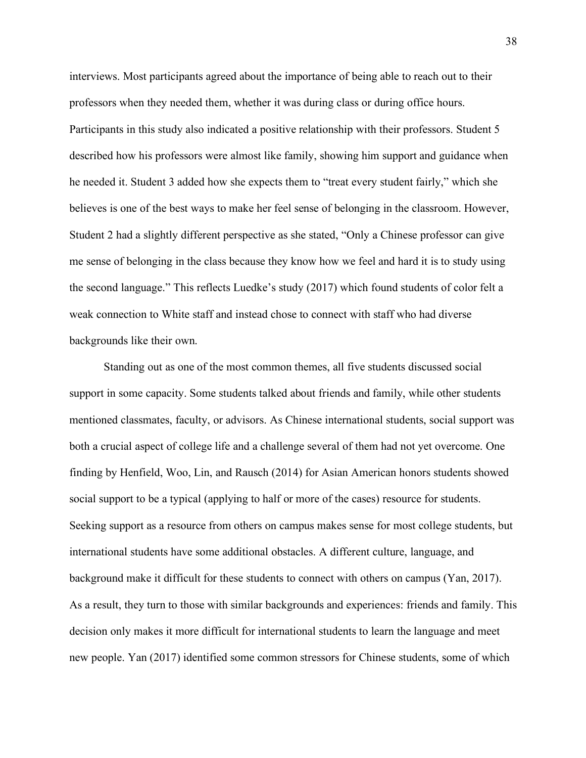interviews. Most participants agreed about the importance of being able to reach out to their professors when they needed them, whether it was during class or during office hours. Participants in this study also indicated a positive relationship with their professors. Student 5 described how his professors were almost like family, showing him support and guidance when he needed it. Student 3 added how she expects them to "treat every student fairly," which she believes is one of the best ways to make her feel sense of belonging in the classroom. However, Student 2 had a slightly different perspective as she stated, "Only a Chinese professor can give me sense of belonging in the class because they know how we feel and hard it is to study using the second language." This reflects Luedke's study (2017) which found students of color felt a weak connection to White staff and instead chose to connect with staff who had diverse backgrounds like their own.

Standing out as one of the most common themes, all five students discussed social support in some capacity. Some students talked about friends and family, while other students mentioned classmates, faculty, or advisors. As Chinese international students, social support was both a crucial aspect of college life and a challenge several of them had not yet overcome. One finding by Henfield, Woo, Lin, and Rausch (2014) for Asian American honors students showed social support to be a typical (applying to half or more of the cases) resource for students. Seeking support as a resource from others on campus makes sense for most college students, but international students have some additional obstacles. A different culture, language, and background make it difficult for these students to connect with others on campus (Yan, 2017). As a result, they turn to those with similar backgrounds and experiences: friends and family. This decision only makes it more difficult for international students to learn the language and meet new people. Yan (2017) identified some common stressors for Chinese students, some of which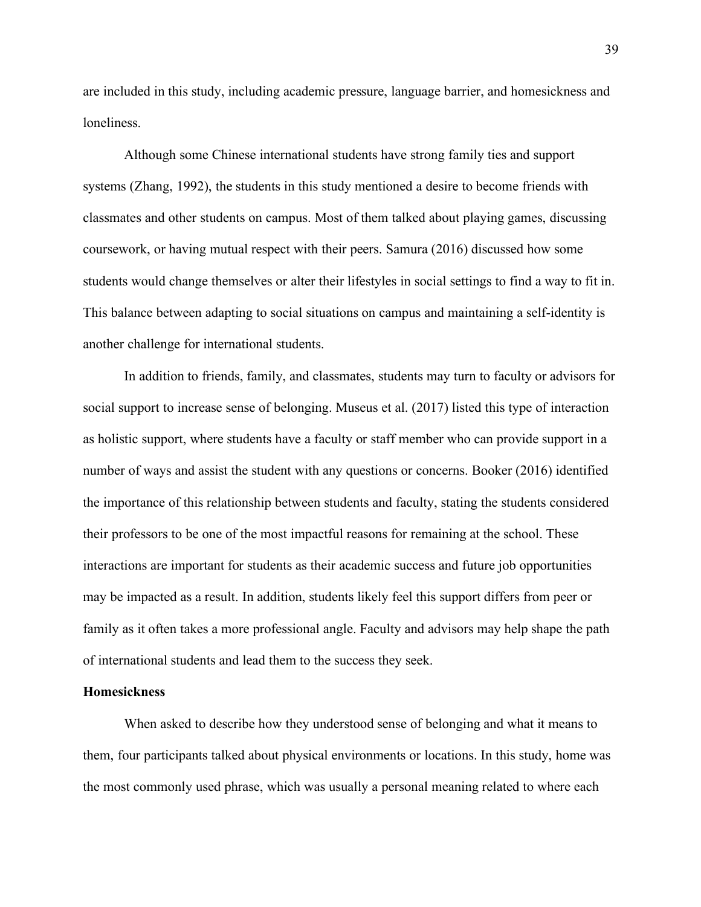are included in this study, including academic pressure, language barrier, and homesickness and loneliness.

Although some Chinese international students have strong family ties and support systems (Zhang, 1992), the students in this study mentioned a desire to become friends with classmates and other students on campus. Most of them talked about playing games, discussing coursework, or having mutual respect with their peers. Samura (2016) discussed how some students would change themselves or alter their lifestyles in social settings to find a way to fit in. This balance between adapting to social situations on campus and maintaining a self-identity is another challenge for international students.

In addition to friends, family, and classmates, students may turn to faculty or advisors for social support to increase sense of belonging. Museus et al. (2017) listed this type of interaction as holistic support, where students have a faculty or staff member who can provide support in a number of ways and assist the student with any questions or concerns. Booker (2016) identified the importance of this relationship between students and faculty, stating the students considered their professors to be one of the most impactful reasons for remaining at the school. These interactions are important for students as their academic success and future job opportunities may be impacted as a result. In addition, students likely feel this support differs from peer or family as it often takes a more professional angle. Faculty and advisors may help shape the path of international students and lead them to the success they seek.

**Homesickness**

When asked to describe how they understood sense of belonging and what it means to them, four participants talked about physical environments or locations. In this study, home was the most commonly used phrase, which was usually a personal meaning related to where each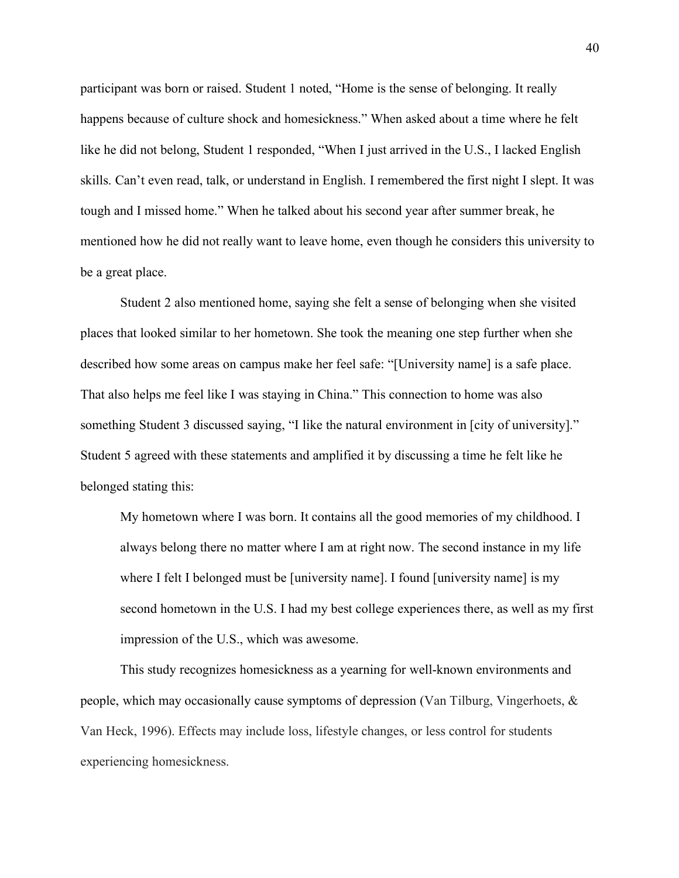participant was born or raised. Student 1 noted, "Home is the sense of belonging. It really happens because of culture shock and homesickness." When asked about a time where he felt like he did not belong, Student 1 responded, "When I just arrived in the U.S., I lacked English skills. Can't even read, talk, or understand in English. I remembered the first night I slept. It was tough and I missed home." When he talked about his second year after summer break, he mentioned how he did not really want to leave home, even though he considers this university to be a great place.

Student 2 also mentioned home, saying she felt a sense of belonging when she visited places that looked similar to her hometown. She took the meaning one step further when she described how some areas on campus make her feel safe: "[University name] is a safe place. That also helps me feel like I was staying in China." This connection to home was also something Student 3 discussed saying, "I like the natural environment in [city of university]." Student 5 agreed with these statements and amplified it by discussing a time he felt like he belonged stating this:

> My hometown where I was born. It contains all the good memories of my childhood. I always belong there no matter where I am at right now. The second instance in my life where I felt I belonged must be [university name]. I found [university name] is my second hometown in the U.S. I had my best college experiences there, as well as my first impression of the U.S., which was awesome.

This study recognizes homesickness as a yearning for well-known environments and people, which may occasionally cause symptoms of depression (Van Tilburg, Vingerhoets, & Van Heck, 1996). Effects may include loss, lifestyle changes, or less control for students experiencing homesickness.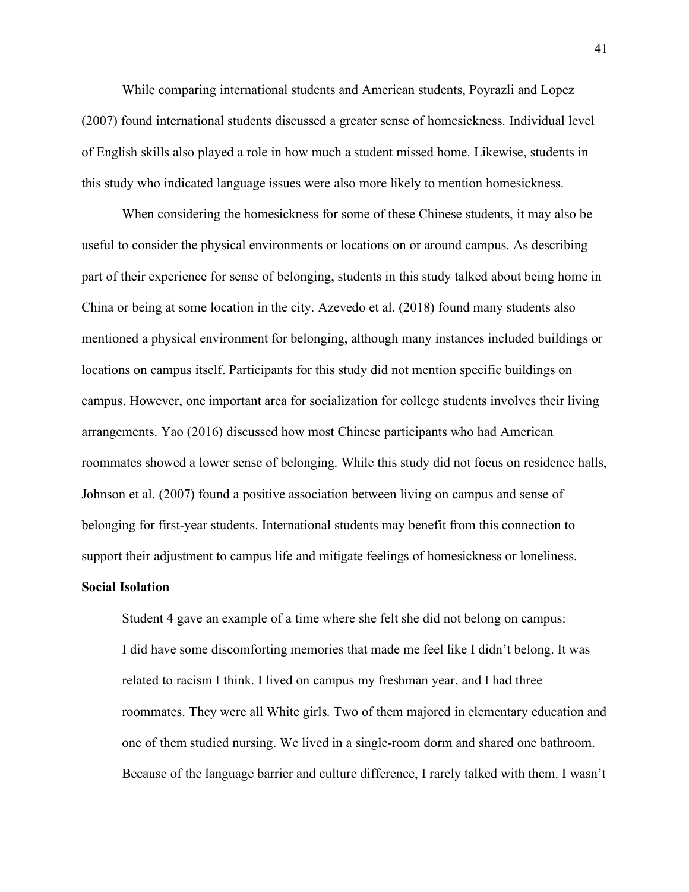While comparing international students and American students, Poyrazli and Lopez (2007) found international students discussed a greater sense of homesickness. Individual level of English skills also played a role in how much a student missed home. Likewise, students in this study who indicated language issues were also more likely to mention homesickness.

When considering the homesickness for some of these Chinese students, it may also be useful to consider the physical environments or locations on or around campus. As describing part of their experience for sense of belonging, students in this study talked about being home in China or being at some location in the city. Azevedo et al. (2018) found many students also mentioned a physical environment for belonging, although many instances included buildings or locations on campus itself. Participants for this study did not mention specific buildings on campus. However, one important area for socialization for college students involves their living arrangements. Yao (2016) discussed how most Chinese participants who had American roommates showed a lower sense of belonging. While this study did not focus on residence halls, Johnson et al. (2007) found a positive association between living on campus and sense of belonging for first-year students. International students may benefit from this connection to support their adjustment to campus life and mitigate feelings of homesickness or loneliness.

**Social Isolation**

Student 4 gave an example of a time where she felt she did not belong on campus:

> I did have some discomforting memories that made me feel like I didn't belong. It was related to racism I think. I lived on campus my freshman year, and I had three roommates. They were all White girls. Two of them majored in elementary education and one of them studied nursing. We lived in a single-room dorm and shared one bathroom. Because of the language barrier and culture difference, I rarely talked with them. I wasn't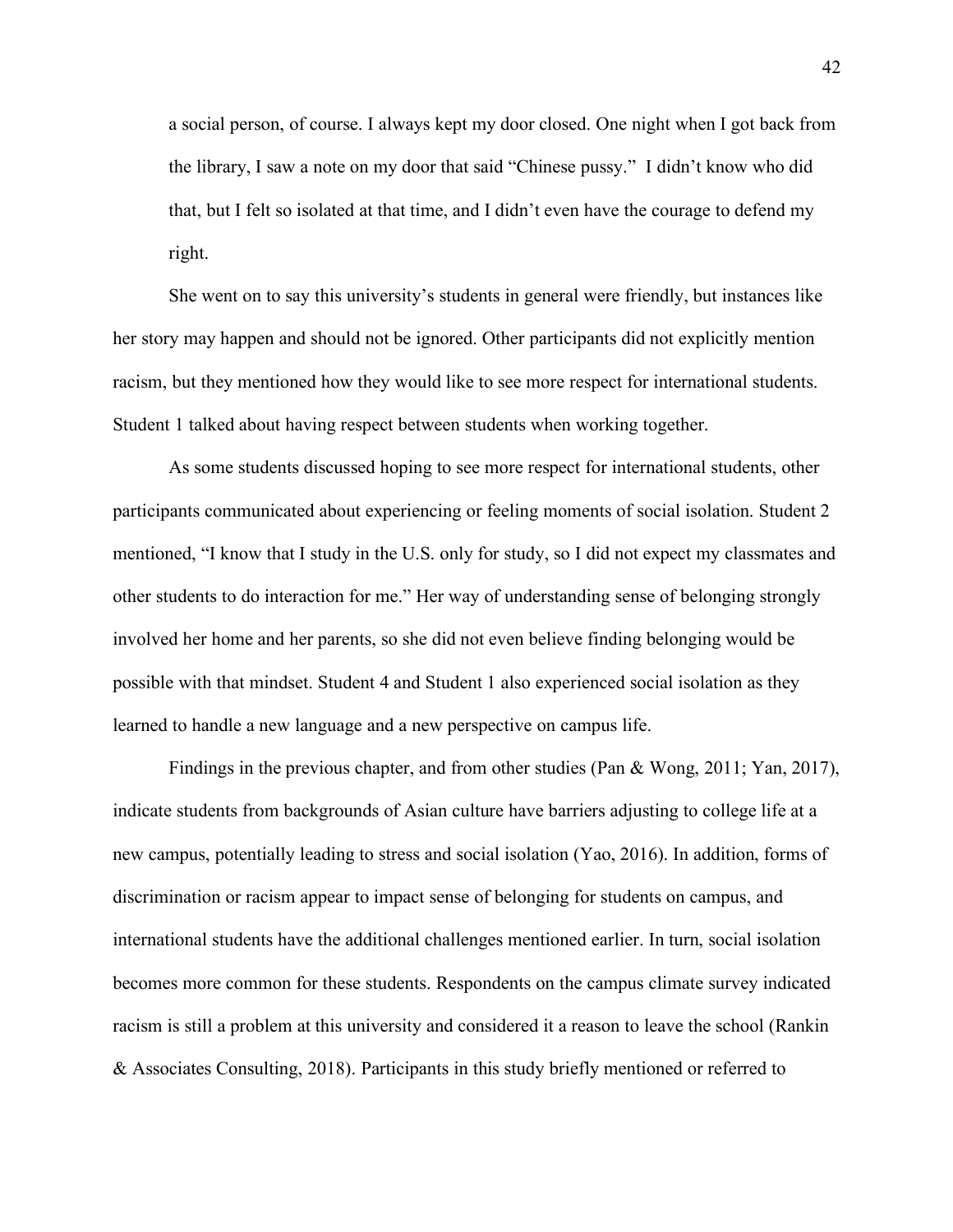> a social person, of course. I always kept my door closed. One night when I got back from the library, I saw a note on my door that said "Chinese pussy." I didn't know who did that, but I felt so isolated at that time, and I didn't even have the courage to defend my right.

She went on to say this university's students in general were friendly, but instances like her story may happen and should not be ignored. Other participants did not explicitly mention racism, but they mentioned how they would like to see more respect for international students. Student 1 talked about having respect between students when working together.

As some students discussed hoping to see more respect for international students, other participants communicated about experiencing or feeling moments of social isolation. Student 2 mentioned, "I know that I study in the U.S. only for study, so I did not expect my classmates and other students to do interaction for me." Her way of understanding sense of belonging strongly involved her home and her parents, so she did not even believe finding belonging would be possible with that mindset. Student 4 and Student 1 also experienced social isolation as they learned to handle a new language and a new perspective on campus life.

Findings in the previous chapter, and from other studies (Pan & Wong, 2011; Yan, 2017), indicate students from backgrounds of Asian culture have barriers adjusting to college life at a new campus, potentially leading to stress and social isolation (Yao, 2016). In addition, forms of discrimination or racism appear to impact sense of belonging for students on campus, and international students have the additional challenges mentioned earlier. In turn, social isolation becomes more common for these students. Respondents on the campus climate survey indicated racism is still a problem at this university and considered it a reason to leave the school (Rankin & Associates Consulting, 2018). Participants in this study briefly mentioned or referred to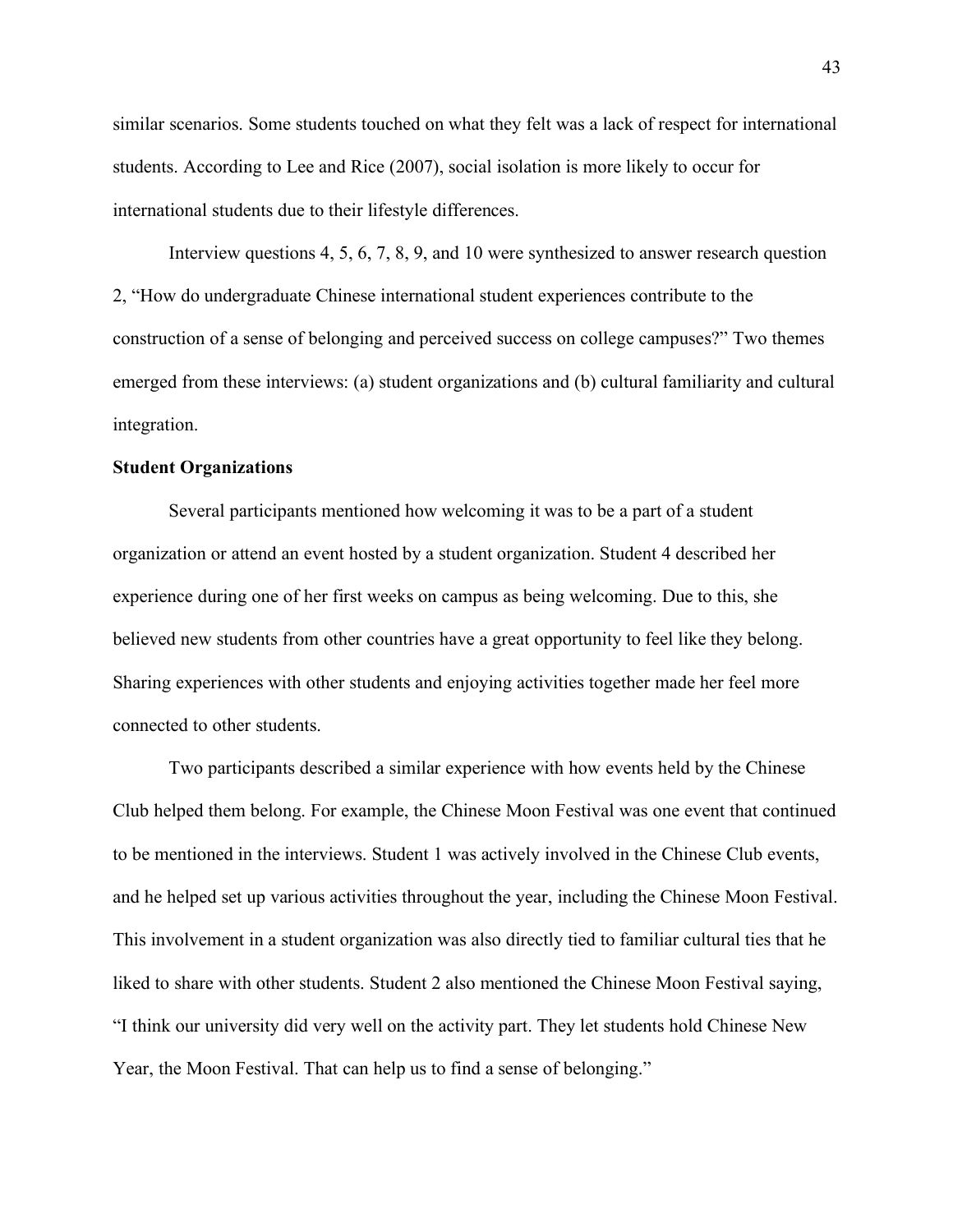similar scenarios. Some students touched on what they felt was a lack of respect for international students. According to Lee and Rice (2007), social isolation is more likely to occur for international students due to their lifestyle differences.

Interview questions 4, 5, 6, 7, 8, 9, and 10 were synthesized to answer research question 2, "How do undergraduate Chinese international student experiences contribute to the construction of a sense of belonging and perceived success on college campuses?" Two themes emerged from these interviews: (a) student organizations and (b) cultural familiarity and cultural integration.

**Student Organizations**

Several participants mentioned how welcoming it was to be a part of a student organization or attend an event hosted by a student organization. Student 4 described her experience during one of her first weeks on campus as being welcoming. Due to this, she believed new students from other countries have a great opportunity to feel like they belong. Sharing experiences with other students and enjoying activities together made her feel more connected to other students.

Two participants described a similar experience with how events held by the Chinese Club helped them belong. For example, the Chinese Moon Festival was one event that continued to be mentioned in the interviews. Student 1 was actively involved in the Chinese Club events, and he helped set up various activities throughout the year, including the Chinese Moon Festival. This involvement in a student organization was also directly tied to familiar cultural ties that he liked to share with other students. Student 2 also mentioned the Chinese Moon Festival saying, "I think our university did very well on the activity part. They let students hold Chinese New Year, the Moon Festival. That can help us to find a sense of belonging."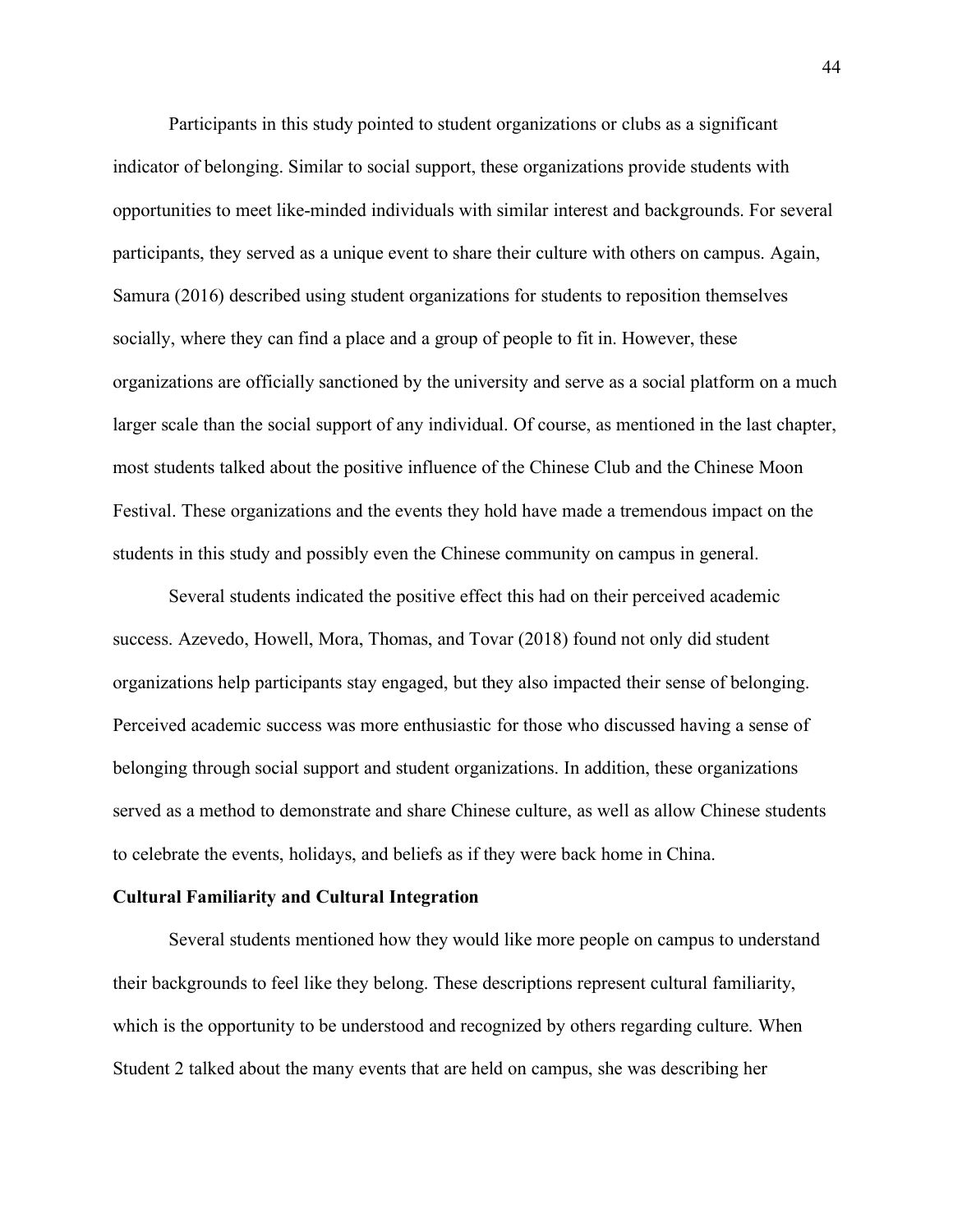Participants in this study pointed to student organizations or clubs as a significant indicator of belonging. Similar to social support, these organizations provide students with opportunities to meet like-minded individuals with similar interest and backgrounds. For several participants, they served as a unique event to share their culture with others on campus. Again, Samura (2016) described using student organizations for students to reposition themselves socially, where they can find a place and a group of people to fit in. However, these organizations are officially sanctioned by the university and serve as a social platform on a much larger scale than the social support of any individual. Of course, as mentioned in the last chapter, most students talked about the positive influence of the Chinese Club and the Chinese Moon Festival. These organizations and the events they hold have made a tremendous impact on the students in this study and possibly even the Chinese community on campus in general.

Several students indicated the positive effect this had on their perceived academic success. Azevedo, Howell, Mora, Thomas, and Tovar (2018) found not only did student organizations help participants stay engaged, but they also impacted their sense of belonging. Perceived academic success was more enthusiastic for those who discussed having a sense of belonging through social support and student organizations. In addition, these organizations served as a method to demonstrate and share Chinese culture, as well as allow Chinese students to celebrate the events, holidays, and beliefs as if they were back home in China.

**Cultural Familiarity and Cultural Integration**

Several students mentioned how they would like more people on campus to understand their backgrounds to feel like they belong. These descriptions represent cultural familiarity, which is the opportunity to be understood and recognized by others regarding culture. When Student 2 talked about the many events that are held on campus, she was describing her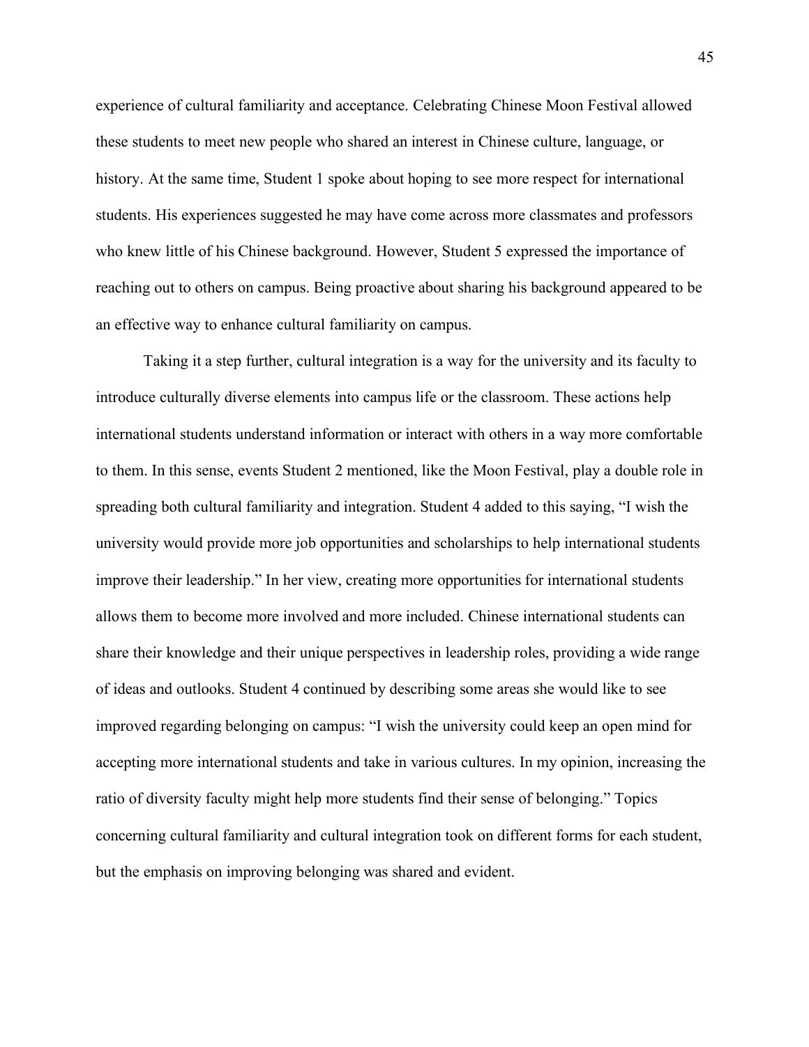experience of cultural familiarity and acceptance. Celebrating Chinese Moon Festival allowed these students to meet new people who shared an interest in Chinese culture, language, or history. At the same time, Student 1 spoke about hoping to see more respect for international students. His experiences suggested he may have come across more classmates and professors who knew little of his Chinese background. However, Student 5 expressed the importance of reaching out to others on campus. Being proactive about sharing his background appeared to be an effective way to enhance cultural familiarity on campus.

Taking it a step further, cultural integration is a way for the university and its faculty to introduce culturally diverse elements into campus life or the classroom. These actions help international students understand information or interact with others in a way more comfortable to them. In this sense, events Student 2 mentioned, like the Moon Festival, play a double role in spreading both cultural familiarity and integration. Student 4 added to this saying, "I wish the university would provide more job opportunities and scholarships to help international students improve their leadership." In her view, creating more opportunities for international students allows them to become more involved and more included. Chinese international students can share their knowledge and their unique perspectives in leadership roles, providing a wide range of ideas and outlooks. Student 4 continued by describing some areas she would like to see improved regarding belonging on campus: "I wish the university could keep an open mind for accepting more international students and take in various cultures. In my opinion, increasing the ratio of diversity faculty might help more students find their sense of belonging." Topics concerning cultural familiarity and cultural integration took on different forms for each student, but the emphasis on improving belonging was shared and evident.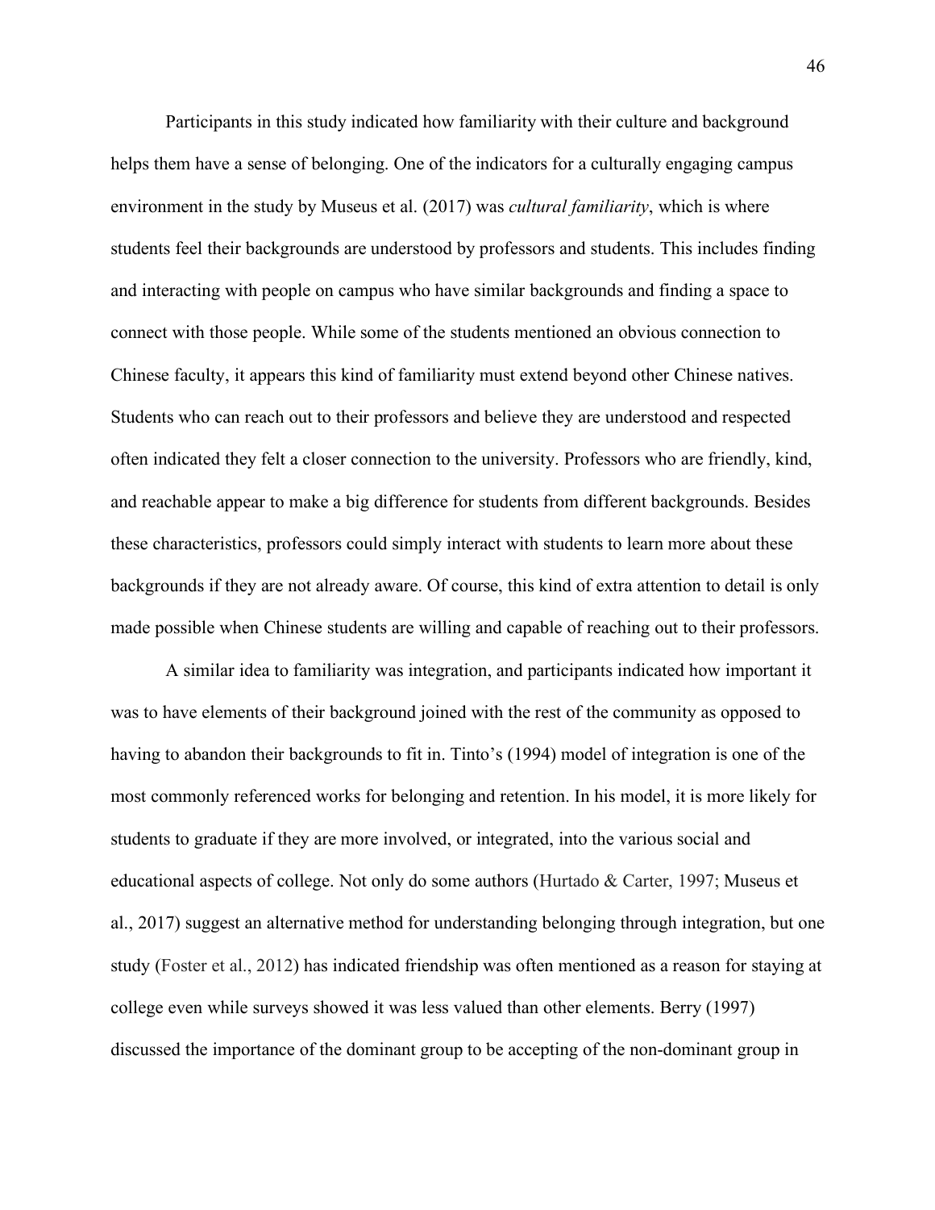Participants in this study indicated how familiarity with their culture and background helps them have a sense of belonging. One of the indicators for a culturally engaging campus environment in the study by Museus et al. (2017) was *cultural familiarity*, which is where students feel their backgrounds are understood by professors and students. This includes finding and interacting with people on campus who have similar backgrounds and finding a space to connect with those people. While some of the students mentioned an obvious connection to Chinese faculty, it appears this kind of familiarity must extend beyond other Chinese natives. Students who can reach out to their professors and believe they are understood and respected often indicated they felt a closer connection to the university. Professors who are friendly, kind, and reachable appear to make a big difference for students from different backgrounds. Besides these characteristics, professors could simply interact with students to learn more about these backgrounds if they are not already aware. Of course, this kind of extra attention to detail is only made possible when Chinese students are willing and capable of reaching out to their professors.

A similar idea to familiarity was integration, and participants indicated how important it was to have elements of their background joined with the rest of the community as opposed to having to abandon their backgrounds to fit in. Tinto's (1994) model of integration is one of the most commonly referenced works for belonging and retention. In his model, it is more likely for students to graduate if they are more involved, or integrated, into the various social and educational aspects of college. Not only do some authors (Hurtado & Carter, 1997; Museus et al., 2017) suggest an alternative method for understanding belonging through integration, but one study (Foster et al., 2012) has indicated friendship was often mentioned as a reason for staying at college even while surveys showed it was less valued than other elements. Berry (1997) discussed the importance of the dominant group to be accepting of the non-dominant group in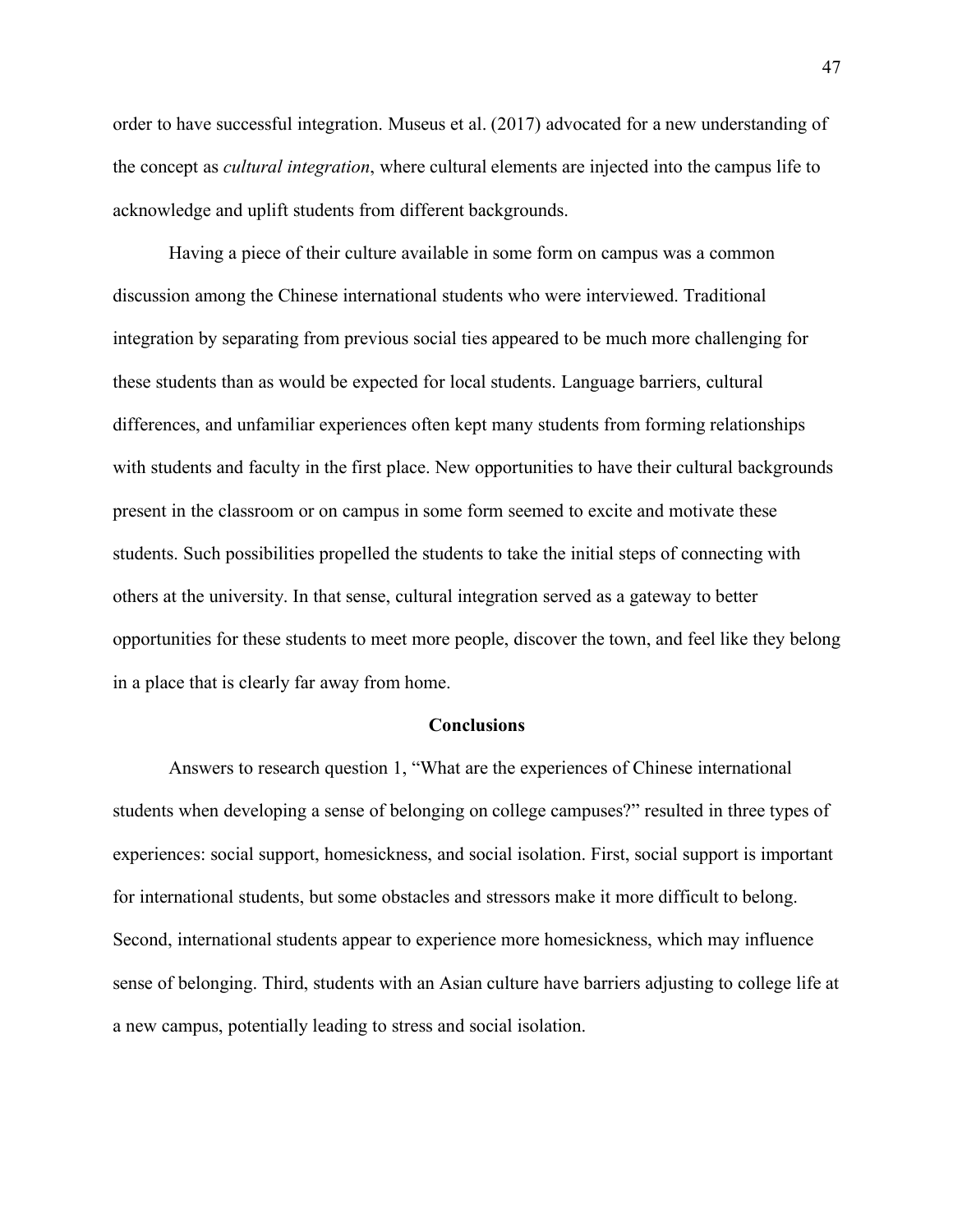order to have successful integration. Museus et al. (2017) advocated for a new understanding of the concept as *cultural integration*, where cultural elements are injected into the campus life to acknowledge and uplift students from different backgrounds.

Having a piece of their culture available in some form on campus was a common discussion among the Chinese international students who were interviewed. Traditional integration by separating from previous social ties appeared to be much more challenging for these students than as would be expected for local students. Language barriers, cultural differences, and unfamiliar experiences often kept many students from forming relationships with students and faculty in the first place. New opportunities to have their cultural backgrounds present in the classroom or on campus in some form seemed to excite and motivate these students. Such possibilities propelled the students to take the initial steps of connecting with others at the university. In that sense, cultural integration served as a gateway to better opportunities for these students to meet more people, discover the town, and feel like they belong in a place that is clearly far away from home.

## Conclusions

Answers to research question 1, "What are the experiences of Chinese international students when developing a sense of belonging on college campuses?" resulted in three types of experiences: social support, homesickness, and social isolation. First, social support is important for international students, but some obstacles and stressors make it more difficult to belong. Second, international students appear to experience more homesickness, which may influence sense of belonging. Third, students with an Asian culture have barriers adjusting to college life at a new campus, potentially leading to stress and social isolation.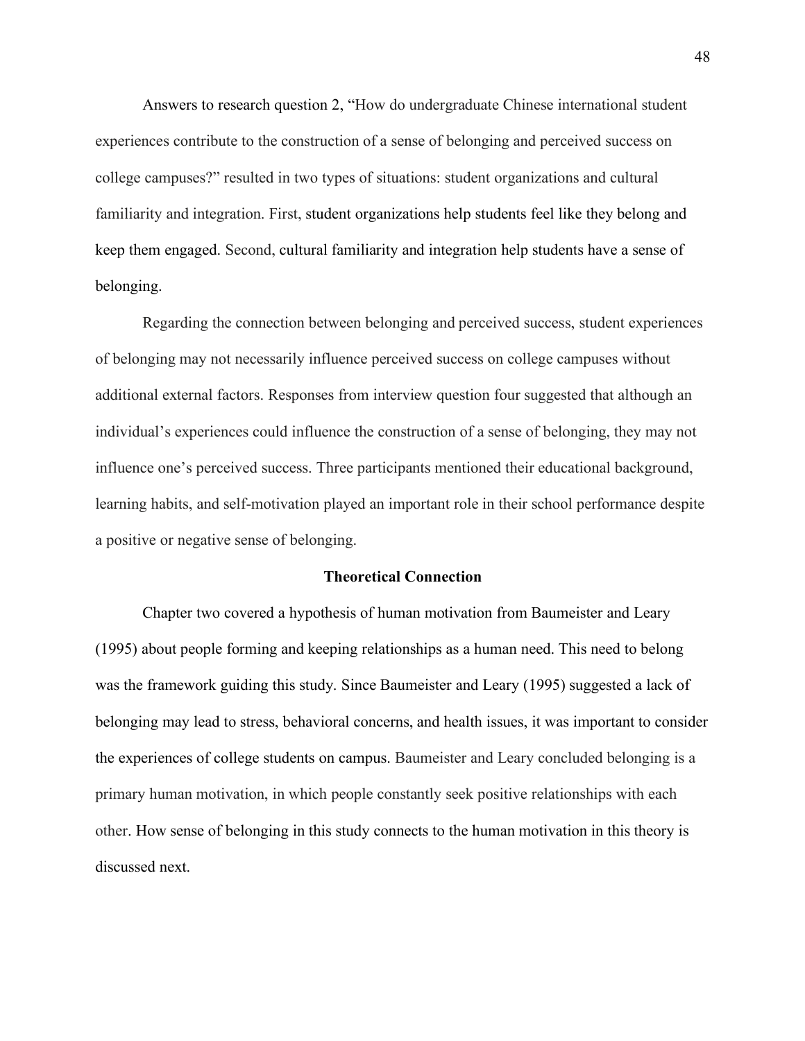Answers to research question 2, "How do undergraduate Chinese international student experiences contribute to the construction of a sense of belonging and perceived success on college campuses?" resulted in two types of situations: student organizations and cultural familiarity and integration. First, student organizations help students feel like they belong and keep them engaged. Second, cultural familiarity and integration help students have a sense of belonging.

Regarding the connection between belonging and perceived success, student experiences of belonging may not necessarily influence perceived success on college campuses without additional external factors. Responses from interview question four suggested that although an individual's experiences could influence the construction of a sense of belonging, they may not influence one's perceived success. Three participants mentioned their educational background, learning habits, and self-motivation played an important role in their school performance despite a positive or negative sense of belonging.

## Theoretical Connection

Chapter two covered a hypothesis of human motivation from Baumeister and Leary (1995) about people forming and keeping relationships as a human need. This need to belong was the framework guiding this study. Since Baumeister and Leary (1995) suggested a lack of belonging may lead to stress, behavioral concerns, and health issues, it was important to consider the experiences of college students on campus. Baumeister and Leary concluded belonging is a primary human motivation, in which people constantly seek positive relationships with each other. How sense of belonging in this study connects to the human motivation in this theory is discussed next.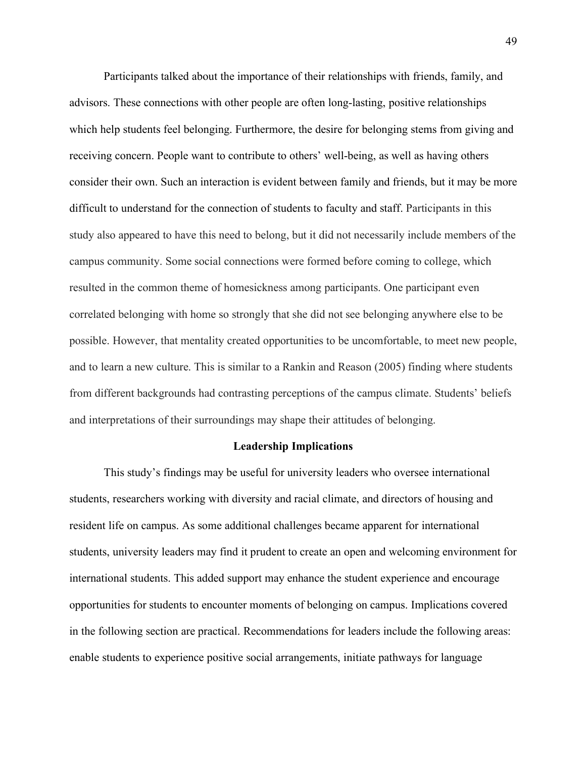Participants talked about the importance of their relationships with friends, family, and advisors. These connections with other people are often long-lasting, positive relationships which help students feel belonging. Furthermore, the desire for belonging stems from giving and receiving concern. People want to contribute to others' well-being, as well as having others consider their own. Such an interaction is evident between family and friends, but it may be more difficult to understand for the connection of students to faculty and staff. Participants in this study also appeared to have this need to belong, but it did not necessarily include members of the campus community. Some social connections were formed before coming to college, which resulted in the common theme of homesickness among participants. One participant even correlated belonging with home so strongly that she did not see belonging anywhere else to be possible. However, that mentality created opportunities to be uncomfortable, to meet new people, and to learn a new culture. This is similar to a Rankin and Reason (2005) finding where students from different backgrounds had contrasting perceptions of the campus climate. Students' beliefs and interpretations of their surroundings may shape their attitudes of belonging.

## Leadership Implications

This study's findings may be useful for university leaders who oversee international students, researchers working with diversity and racial climate, and directors of housing and resident life on campus. As some additional challenges became apparent for international students, university leaders may find it prudent to create an open and welcoming environment for international students. This added support may enhance the student experience and encourage opportunities for students to encounter moments of belonging on campus. Implications covered in the following section are practical. Recommendations for leaders include the following areas: enable students to experience positive social arrangements, initiate pathways for language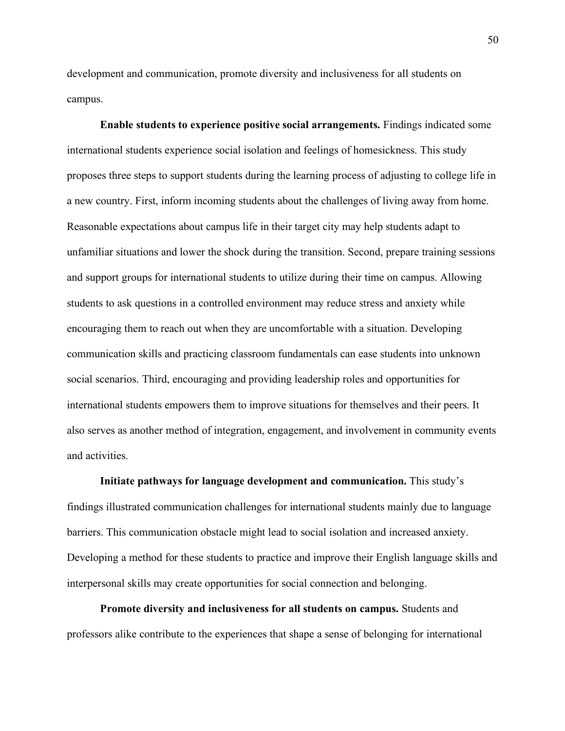development and communication, promote diversity and inclusiveness for all students on campus.

**Enable students to experience positive social arrangements.** Findings indicated some international students experience social isolation and feelings of homesickness. This study proposes three steps to support students during the learning process of adjusting to college life in a new country. First, inform incoming students about the challenges of living away from home. Reasonable expectations about campus life in their target city may help students adapt to unfamiliar situations and lower the shock during the transition. Second, prepare training sessions and support groups for international students to utilize during their time on campus. Allowing students to ask questions in a controlled environment may reduce stress and anxiety while encouraging them to reach out when they are uncomfortable with a situation. Developing communication skills and practicing classroom fundamentals can ease students into unknown social scenarios. Third, encouraging and providing leadership roles and opportunities for international students empowers them to improve situations for themselves and their peers. It also serves as another method of integration, engagement, and involvement in community events and activities.

**Initiate pathways for language development and communication.** This study's findings illustrated communication challenges for international students mainly due to language barriers. This communication obstacle might lead to social isolation and increased anxiety. Developing a method for these students to practice and improve their English language skills and interpersonal skills may create opportunities for social connection and belonging.

**Promote diversity and inclusiveness for all students on campus.** Students and professors alike contribute to the experiences that shape a sense of belonging for international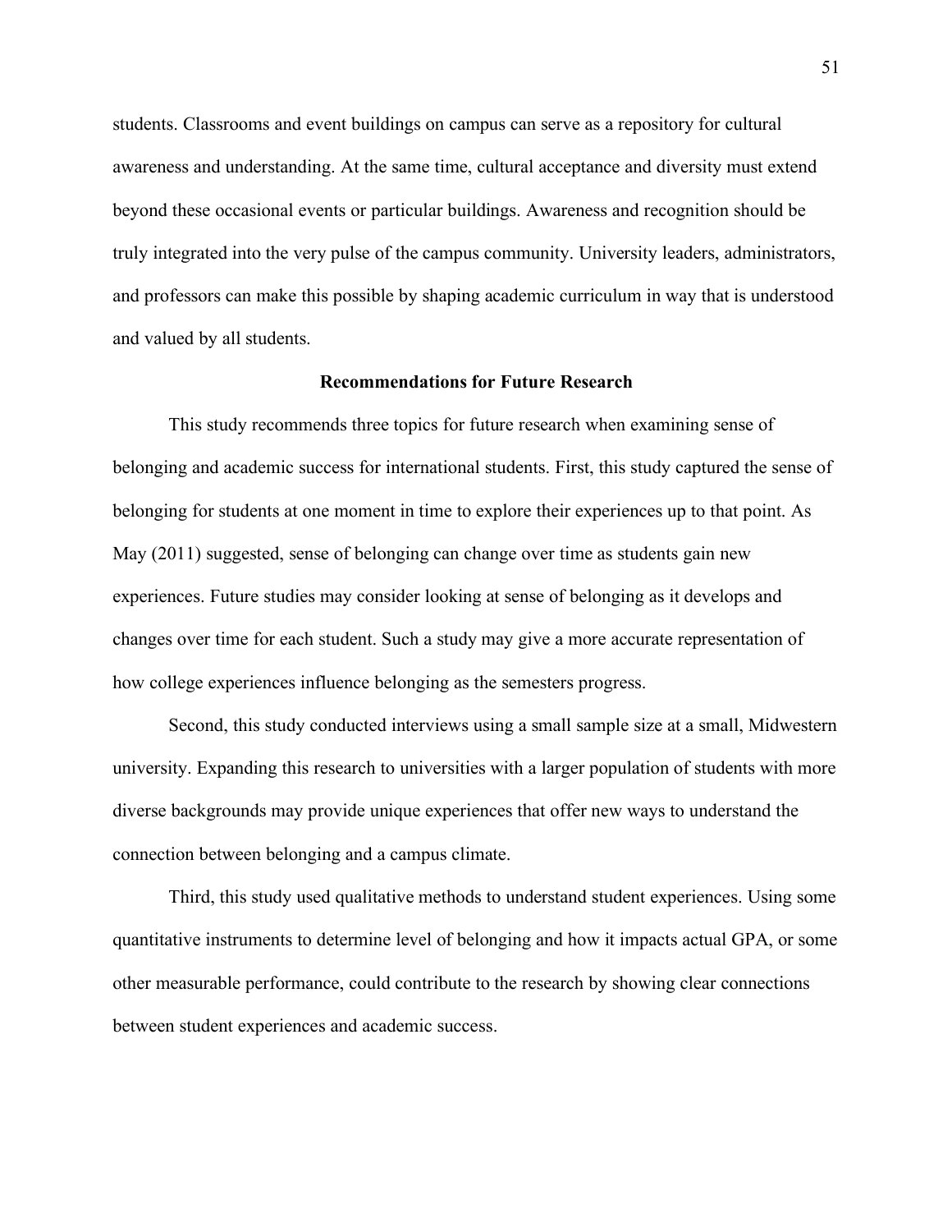students. Classrooms and event buildings on campus can serve as a repository for cultural awareness and understanding. At the same time, cultural acceptance and diversity must extend beyond these occasional events or particular buildings. Awareness and recognition should be truly integrated into the very pulse of the campus community. University leaders, administrators, and professors can make this possible by shaping academic curriculum in way that is understood and valued by all students.

## Recommendations for Future Research

This study recommends three topics for future research when examining sense of belonging and academic success for international students. First, this study captured the sense of belonging for students at one moment in time to explore their experiences up to that point. As May (2011) suggested, sense of belonging can change over time as students gain new experiences. Future studies may consider looking at sense of belonging as it develops and changes over time for each student. Such a study may give a more accurate representation of how college experiences influence belonging as the semesters progress.

Second, this study conducted interviews using a small sample size at a small, Midwestern university. Expanding this research to universities with a larger population of students with more diverse backgrounds may provide unique experiences that offer new ways to understand the connection between belonging and a campus climate.

Third, this study used qualitative methods to understand student experiences. Using some quantitative instruments to determine level of belonging and how it impacts actual GPA, or some other measurable performance, could contribute to the research by showing clear connections between student experiences and academic success.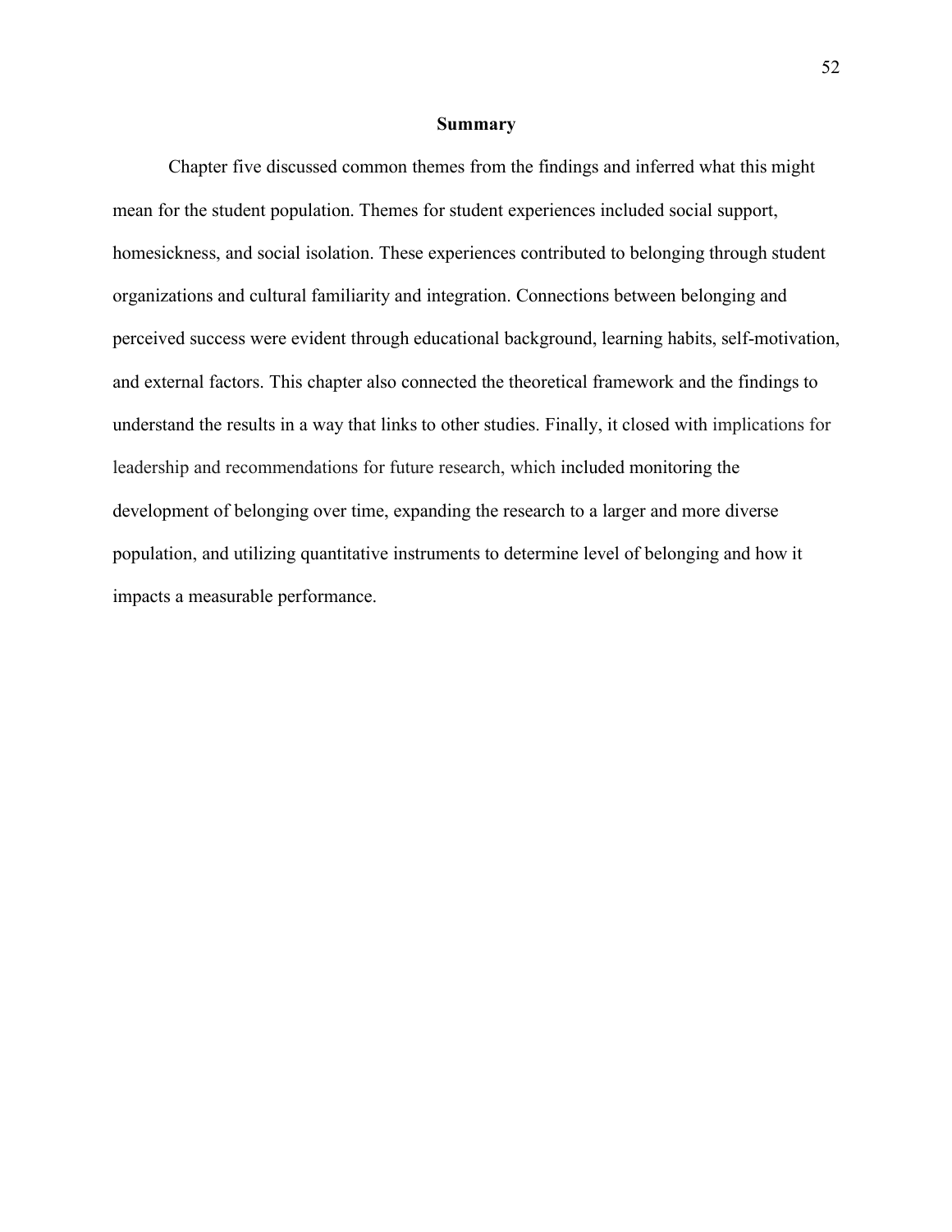## Summary

Chapter five discussed common themes from the findings and inferred what this might mean for the student population. Themes for student experiences included social support, homesickness, and social isolation. These experiences contributed to belonging through student organizations and cultural familiarity and integration. Connections between belonging and perceived success were evident through educational background, learning habits, self-motivation, and external factors. This chapter also connected the theoretical framework and the findings to understand the results in a way that links to other studies. Finally, it closed with implications for leadership and recommendations for future research, which included monitoring the development of belonging over time, expanding the research to a larger and more diverse population, and utilizing quantitative instruments to determine level of belonging and how it impacts a measurable performance.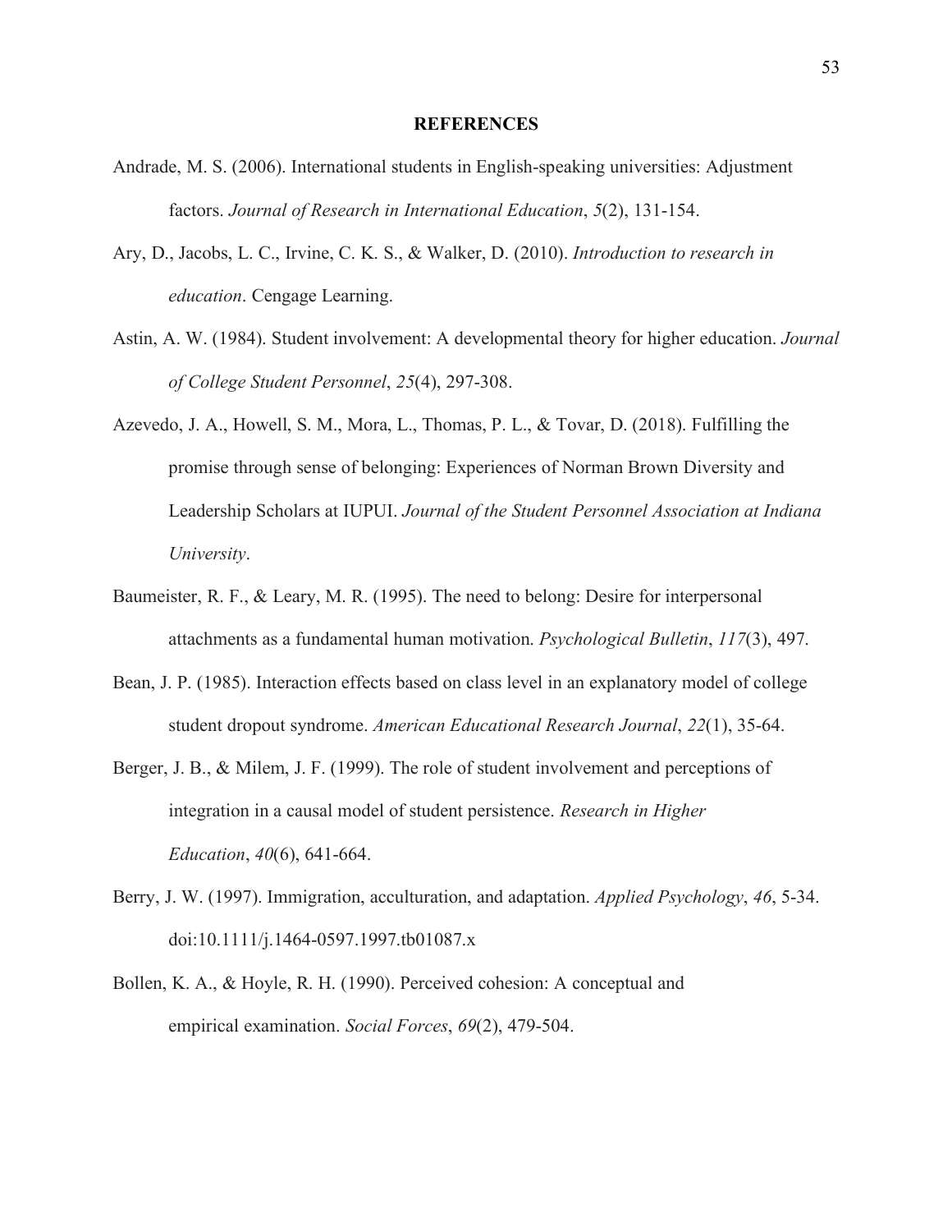# REFERENCES

Andrade, M. S. (2006). International students in English-speaking universities: Adjustment factors. *Journal of Research in International Education*, *5*(2), 131-154.

Ary, D., Jacobs, L. C., Irvine, C. K. S., & Walker, D. (2010). *Introduction to research in education*. Cengage Learning.

Astin, A. W. (1984). Student involvement: A developmental theory for higher education. *Journal of College Student Personnel*, *25*(4), 297-308.

Azevedo, J. A., Howell, S. M., Mora, L., Thomas, P. L., & Tovar, D. (2018). Fulfilling the promise through sense of belonging: Experiences of Norman Brown Diversity and Leadership Scholars at IUPUI. *Journal of the Student Personnel Association at Indiana University*.

Baumeister, R. F., & Leary, M. R. (1995). The need to belong: Desire for interpersonal attachments as a fundamental human motivation. *Psychological Bulletin*, *117*(3), 497.

Bean, J. P. (1985). Interaction effects based on class level in an explanatory model of college student dropout syndrome. *American Educational Research Journal*, *22*(1), 35-64.

Berger, J. B., & Milem, J. F. (1999). The role of student involvement and perceptions of integration in a causal model of student persistence. *Research in Higher Education*, *40*(6), 641-664.

Berry, J. W. (1997). Immigration, acculturation, and adaptation. *Applied Psychology*, *46*, 5-34. doi:10.1111/j.1464-0597.1997.tb01087.x

Bollen, K. A., & Hoyle, R. H. (1990). Perceived cohesion: A conceptual and empirical examination. *Social Forces*, *69*(2), 479-504.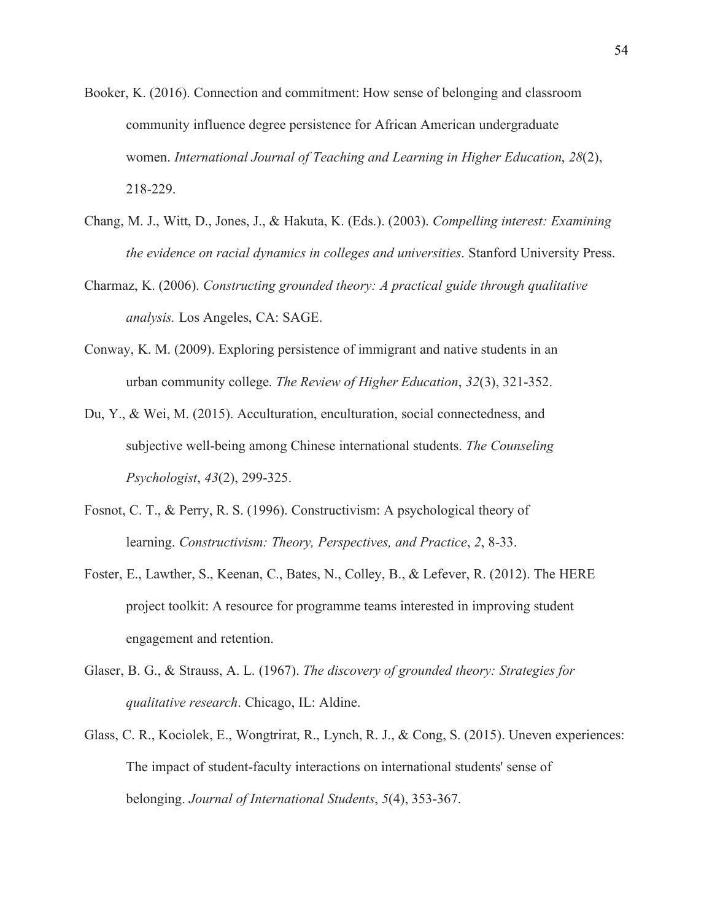Booker, K. (2016). Connection and commitment: How sense of belonging and classroom community influence degree persistence for African American undergraduate women. *International Journal of Teaching and Learning in Higher Education*, *28*(2), 218-229.

Chang, M. J., Witt, D., Jones, J., & Hakuta, K. (Eds.). (2003). *Compelling interest: Examining the evidence on racial dynamics in colleges and universities*. Stanford University Press.

Charmaz, K. (2006). *Constructing grounded theory: A practical guide through qualitative analysis.* Los Angeles, CA: SAGE.

Conway, K. M. (2009). Exploring persistence of immigrant and native students in an urban community college. *The Review of Higher Education*, *32*(3), 321-352.

Du, Y., & Wei, M. (2015). Acculturation, enculturation, social connectedness, and subjective well-being among Chinese international students. *The Counseling Psychologist*, *43*(2), 299-325.

Fosnot, C. T., & Perry, R. S. (1996). Constructivism: A psychological theory of learning. *Constructivism: Theory, Perspectives, and Practice*, *2*, 8-33.

Foster, E., Lawther, S., Keenan, C., Bates, N., Colley, B., & Lefever, R. (2012). The HERE project toolkit: A resource for programme teams interested in improving student engagement and retention.

Glaser, B. G., & Strauss, A. L. (1967). *The discovery of grounded theory: Strategies for qualitative research*. Chicago, IL: Aldine.

Glass, C. R., Kociolek, E., Wongtrirat, R., Lynch, R. J., & Cong, S. (2015). Uneven experiences: The impact of student-faculty interactions on international students' sense of belonging. *Journal of International Students*, *5*(4), 353-367.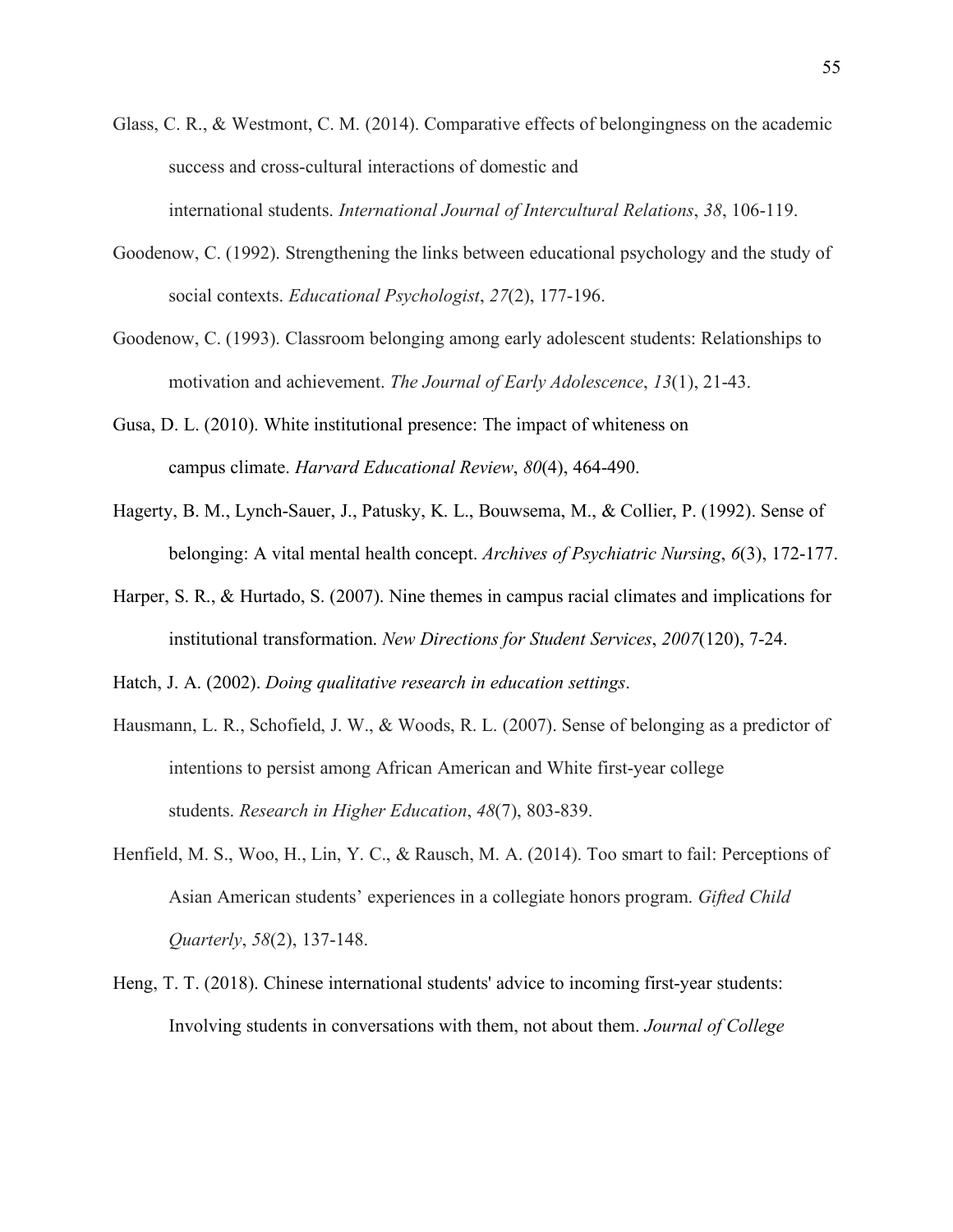Glass, C. R., & Westmont, C. M. (2014). Comparative effects of belongingness on the academic success and cross-cultural interactions of domestic and international students. *International Journal of Intercultural Relations*, *38*, 106-119.

Goodenow, C. (1992). Strengthening the links between educational psychology and the study of social contexts. *Educational Psychologist*, *27*(2), 177-196.

Goodenow, C. (1993). Classroom belonging among early adolescent students: Relationships to motivation and achievement. *The Journal of Early Adolescence*, *13*(1), 21-43.

Gusa, D. L. (2010). White institutional presence: The impact of whiteness on campus climate. *Harvard Educational Review*, *80*(4), 464-490.

Hagerty, B. M., Lynch-Sauer, J., Patusky, K. L., Bouwsema, M., & Collier, P. (1992). Sense of belonging: A vital mental health concept. *Archives of Psychiatric Nursing*, *6*(3), 172-177.

Harper, S. R., & Hurtado, S. (2007). Nine themes in campus racial climates and implications for institutional transformation. *New Directions for Student Services*, *2007*(120), 7-24.

Hatch, J. A. (2002). *Doing qualitative research in education settings*.

Hausmann, L. R., Schofield, J. W., & Woods, R. L. (2007). Sense of belonging as a predictor of intentions to persist among African American and White first-year college students. *Research in Higher Education*, *48*(7), 803-839.

Henfield, M. S., Woo, H., Lin, Y. C., & Rausch, M. A. (2014). Too smart to fail: Perceptions of Asian American students' experiences in a collegiate honors program. *Gifted Child Quarterly*, *58*(2), 137-148.

Heng, T. T. (2018). Chinese international students' advice to incoming first-year students: Involving students in conversations with them, not about them. *Journal of College*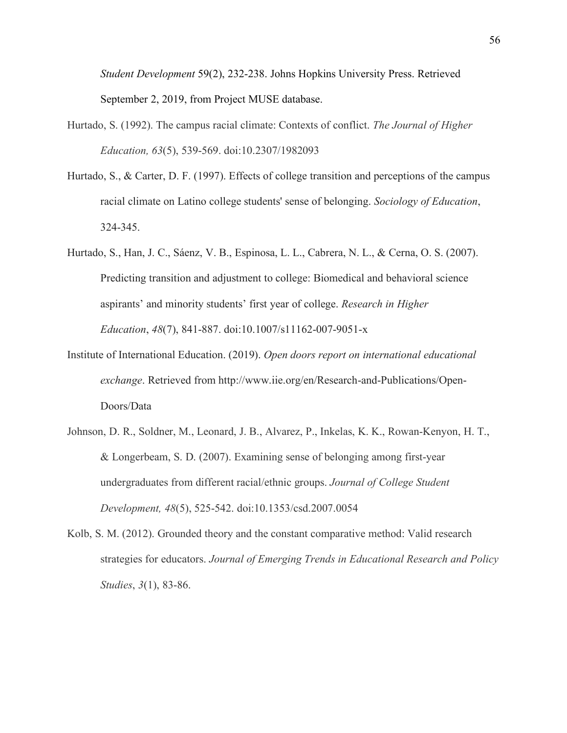*Student Development* 59(2), 232-238. Johns Hopkins University Press. Retrieved September 2, 2019, from Project MUSE database.

Hurtado, S. (1992). The campus racial climate: Contexts of conflict. *The Journal of Higher Education, 63*(5), 539-569. doi:10.2307/1982093

Hurtado, S., & Carter, D. F. (1997). Effects of college transition and perceptions of the campus racial climate on Latino college students' sense of belonging. *Sociology of Education*, 324-345.

Hurtado, S., Han, J. C., Sáenz, V. B., Espinosa, L. L., Cabrera, N. L., & Cerna, O. S. (2007). Predicting transition and adjustment to college: Biomedical and behavioral science aspirants' and minority students' first year of college. *Research in Higher Education*, *48*(7), 841-887. doi:10.1007/s11162-007-9051-x

Institute of International Education. (2019). *Open doors report on international educational exchange*. Retrieved from http://www.iie.org/en/Research-and-Publications/Open-Doors/Data

Johnson, D. R., Soldner, M., Leonard, J. B., Alvarez, P., Inkelas, K. K., Rowan-Kenyon, H. T., & Longerbeam, S. D. (2007). Examining sense of belonging among first-year undergraduates from different racial/ethnic groups. *Journal of College Student Development, 48*(5), 525-542. doi:10.1353/csd.2007.0054

Kolb, S. M. (2012). Grounded theory and the constant comparative method: Valid research strategies for educators. *Journal of Emerging Trends in Educational Research and Policy Studies*, *3*(1), 83-86.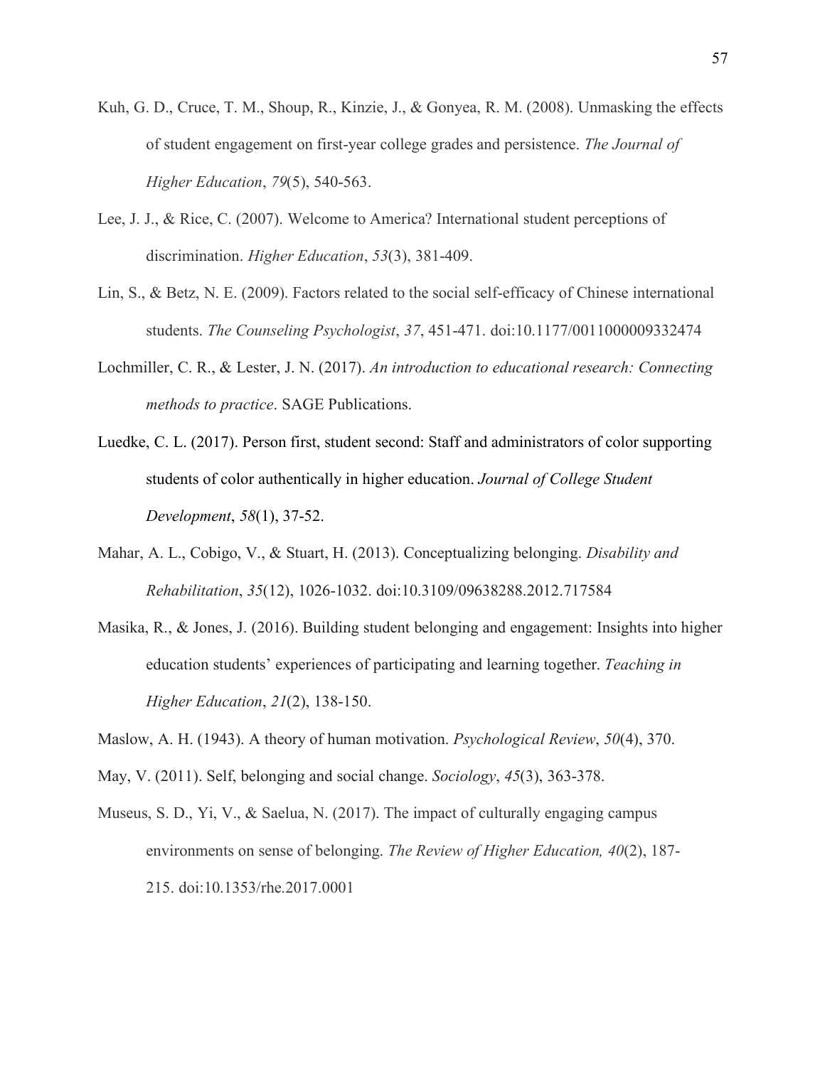Kuh, G. D., Cruce, T. M., Shoup, R., Kinzie, J., & Gonyea, R. M. (2008). Unmasking the effects of student engagement on first-year college grades and persistence. *The Journal of Higher Education*, *79*(5), 540-563.

Lee, J. J., & Rice, C. (2007). Welcome to America? International student perceptions of discrimination. *Higher Education*, *53*(3), 381-409.

Lin, S., & Betz, N. E. (2009). Factors related to the social self-efficacy of Chinese international students. *The Counseling Psychologist*, *37*, 451-471. doi:10.1177/0011000009332474

Lochmiller, C. R., & Lester, J. N. (2017). *An introduction to educational research: Connecting methods to practice*. SAGE Publications.

Luedke, C. L. (2017). Person first, student second: Staff and administrators of color supporting students of color authentically in higher education. *Journal of College Student Development*, *58*(1), 37-52.

Mahar, A. L., Cobigo, V., & Stuart, H. (2013). Conceptualizing belonging. *Disability and Rehabilitation*, *35*(12), 1026-1032. doi:10.3109/09638288.2012.717584

Masika, R., & Jones, J. (2016). Building student belonging and engagement: Insights into higher education students' experiences of participating and learning together. *Teaching in Higher Education*, *21*(2), 138-150.

Maslow, A. H. (1943). A theory of human motivation. *Psychological Review*, *50*(4), 370.

May, V. (2011). Self, belonging and social change. *Sociology*, *45*(3), 363-378.

Museus, S. D., Yi, V., & Saelua, N. (2017). The impact of culturally engaging campus environments on sense of belonging. *The Review of Higher Education, 40*(2), 187-215. doi:10.1353/rhe.2017.0001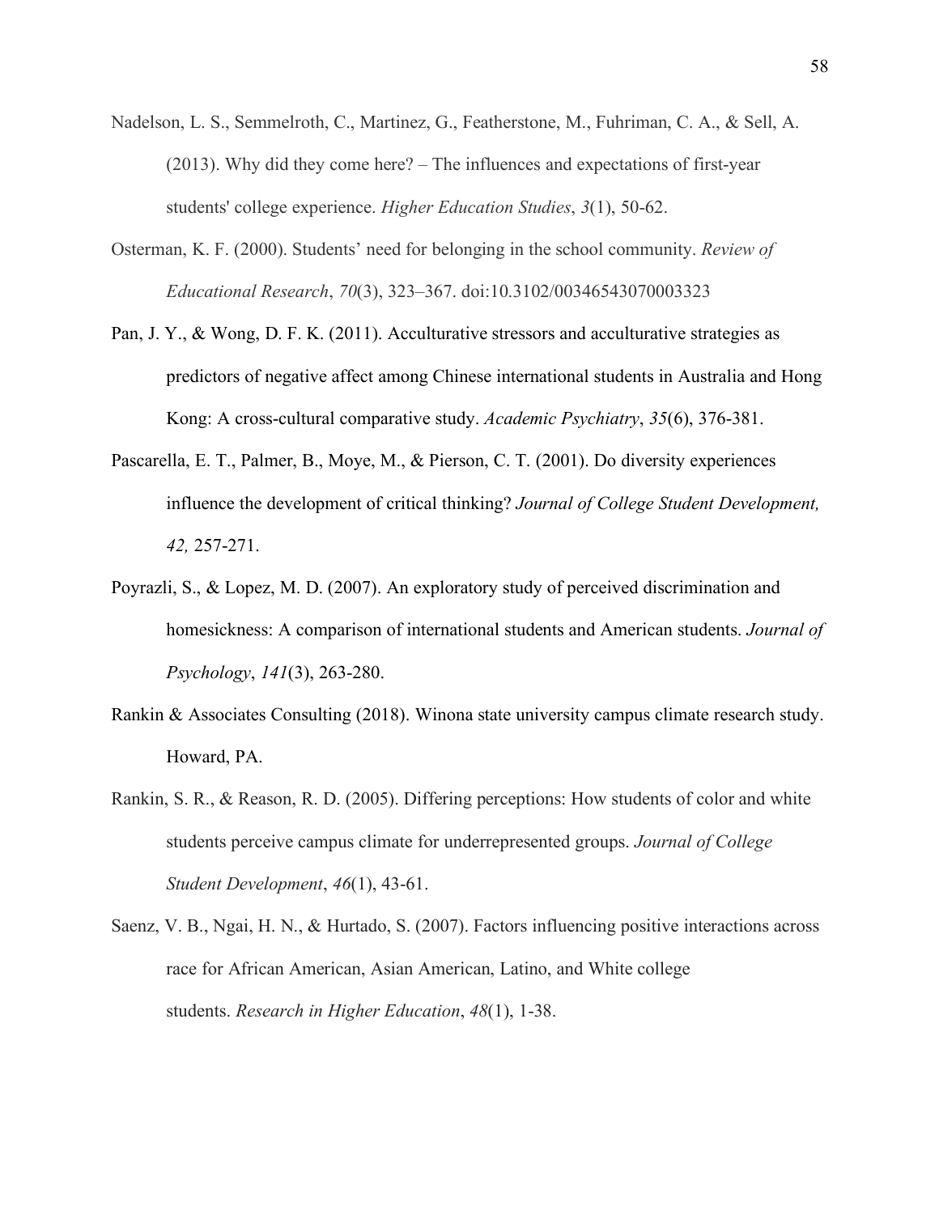Nadelson, L. S., Semmelroth, C., Martinez, G., Featherstone, M., Fuhriman, C. A., & Sell, A. (2013). Why did they come here? – The influences and expectations of first-year students' college experience. *Higher Education Studies*, *3*(1), 50-62.

Osterman, K. F. (2000). Students' need for belonging in the school community. *Review of Educational Research*, *70*(3), 323–367. doi:10.3102/00346543070003323

Pan, J. Y., & Wong, D. F. K. (2011). Acculturative stressors and acculturative strategies as predictors of negative affect among Chinese international students in Australia and Hong Kong: A cross-cultural comparative study. *Academic Psychiatry*, *35*(6), 376-381.

Pascarella, E. T., Palmer, B., Moye, M., & Pierson, C. T. (2001). Do diversity experiences influence the development of critical thinking? *Journal of College Student Development, 42,* 257-271.

Poyrazli, S., & Lopez, M. D. (2007). An exploratory study of perceived discrimination and homesickness: A comparison of international students and American students. *Journal of Psychology*, *141*(3), 263-280.

Rankin & Associates Consulting (2018). Winona state university campus climate research study. Howard, PA.

Rankin, S. R., & Reason, R. D. (2005). Differing perceptions: How students of color and white students perceive campus climate for underrepresented groups. *Journal of College Student Development*, *46*(1), 43-61.

Saenz, V. B., Ngai, H. N., & Hurtado, S. (2007). Factors influencing positive interactions across race for African American, Asian American, Latino, and White college students. *Research in Higher Education*, *48*(1), 1-38.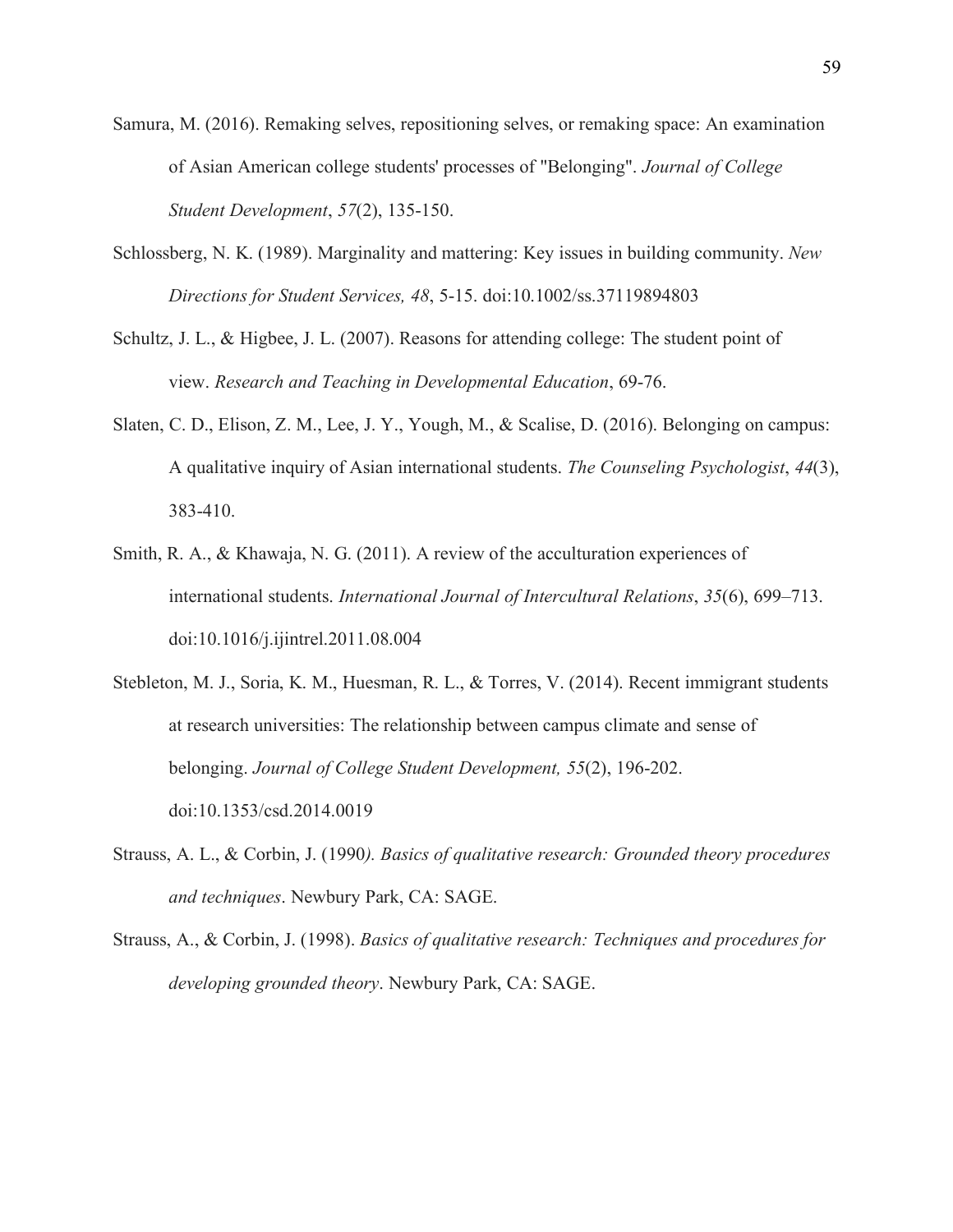Samura, M. (2016). Remaking selves, repositioning selves, or remaking space: An examination of Asian American college students' processes of "Belonging". *Journal of College Student Development*, *57*(2), 135-150.

Schlossberg, N. K. (1989). Marginality and mattering: Key issues in building community. *New Directions for Student Services, 48*, 5-15. doi:10.1002/ss.37119894803

Schultz, J. L., & Higbee, J. L. (2007). Reasons for attending college: The student point of view. *Research and Teaching in Developmental Education*, 69-76.

Slaten, C. D., Elison, Z. M., Lee, J. Y., Yough, M., & Scalise, D. (2016). Belonging on campus: A qualitative inquiry of Asian international students. *The Counseling Psychologist*, *44*(3), 383-410.

Smith, R. A., & Khawaja, N. G. (2011). A review of the acculturation experiences of international students. *International Journal of Intercultural Relations*, *35*(6), 699–713. doi:10.1016/j.ijintrel.2011.08.004

Stebleton, M. J., Soria, K. M., Huesman, R. L., & Torres, V. (2014). Recent immigrant students at research universities: The relationship between campus climate and sense of belonging. *Journal of College Student Development, 55*(2), 196-202. doi:10.1353/csd.2014.0019

Strauss, A. L., & Corbin, J. (1990*). Basics of qualitative research: Grounded theory procedures and techniques*. Newbury Park, CA: SAGE.

Strauss, A., & Corbin, J. (1998). *Basics of qualitative research: Techniques and procedures for developing grounded theory*. Newbury Park, CA: SAGE.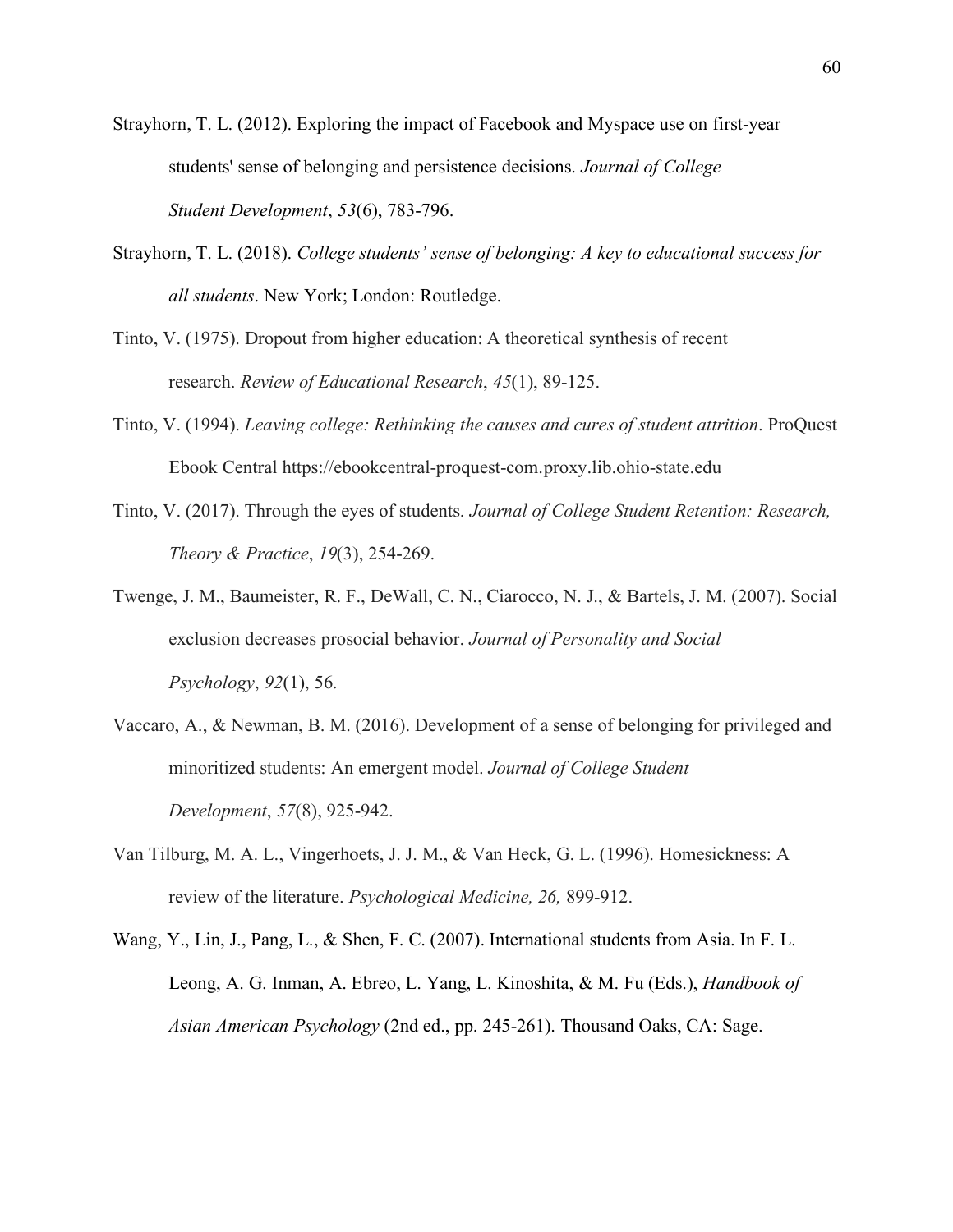Strayhorn, T. L. (2012). Exploring the impact of Facebook and Myspace use on first-year students' sense of belonging and persistence decisions. *Journal of College Student Development*, *53*(6), 783-796.

Strayhorn, T. L. (2018). *College students' sense of belonging: A key to educational success for all students*. New York; London: Routledge.

Tinto, V. (1975). Dropout from higher education: A theoretical synthesis of recent research. *Review of Educational Research*, *45*(1), 89-125.

Tinto, V. (1994). *Leaving college: Rethinking the causes and cures of student attrition*. ProQuest Ebook Central https://ebookcentral-proquest-com.proxy.lib.ohio-state.edu

Tinto, V. (2017). Through the eyes of students. *Journal of College Student Retention: Research, Theory & Practice*, *19*(3), 254-269.

Twenge, J. M., Baumeister, R. F., DeWall, C. N., Ciarocco, N. J., & Bartels, J. M. (2007). Social exclusion decreases prosocial behavior. *Journal of Personality and Social Psychology*, *92*(1), 56.

Vaccaro, A., & Newman, B. M. (2016). Development of a sense of belonging for privileged and minoritized students: An emergent model. *Journal of College Student Development*, *57*(8), 925-942.

Van Tilburg, M. A. L., Vingerhoets, J. J. M., & Van Heck, G. L. (1996). Homesickness: A review of the literature. *Psychological Medicine, 26,* 899-912.

Wang, Y., Lin, J., Pang, L., & Shen, F. C. (2007). International students from Asia. In F. L. Leong, A. G. Inman, A. Ebreo, L. Yang, L. Kinoshita, & M. Fu (Eds.), *Handbook of Asian American Psychology* (2nd ed., pp. 245-261). Thousand Oaks, CA: Sage.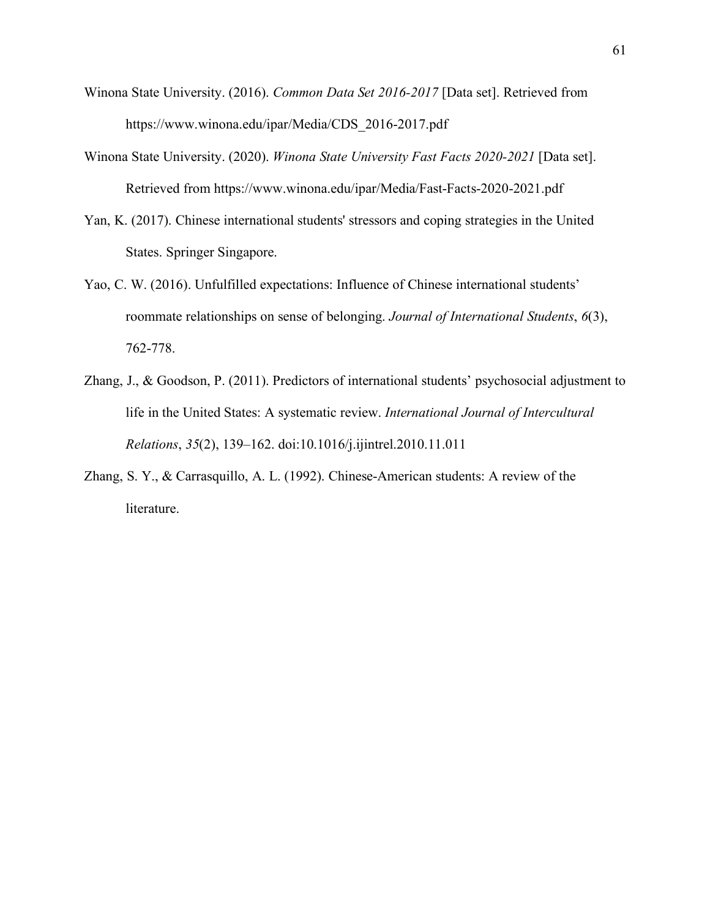Winona State University. (2016). *Common Data Set 2016-2017* [Data set]. Retrieved from https://www.winona.edu/ipar/Media/CDS_2016-2017.pdf

Winona State University. (2020). *Winona State University Fast Facts 2020-2021* [Data set]. Retrieved from https://www.winona.edu/ipar/Media/Fast-Facts-2020-2021.pdf

Yan, K. (2017). Chinese international students' stressors and coping strategies in the United States. Springer Singapore.

Yao, C. W. (2016). Unfulfilled expectations: Influence of Chinese international students' roommate relationships on sense of belonging. *Journal of International Students*, *6*(3), 762-778.

Zhang, J., & Goodson, P. (2011). Predictors of international students' psychosocial adjustment to life in the United States: A systematic review. *International Journal of Intercultural Relations*, *35*(2), 139–162. doi:10.1016/j.ijintrel.2010.11.011

Zhang, S. Y., & Carrasquillo, A. L. (1992). Chinese-American students: A review of the literature.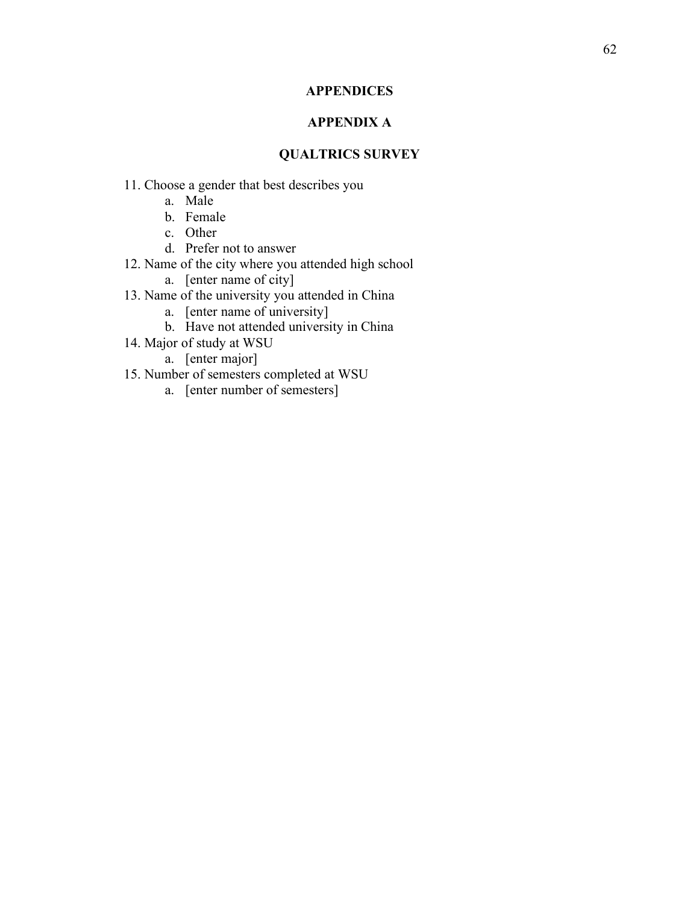# APPENDICES

## APPENDIX A

## QUALTRICS SURVEY

11. Choose a gender that best describes you
    a. Male
    b. Female
    c. Other
    d. Prefer not to answer
12. Name of the city where you attended high school
    a. [enter name of city]
13. Name of the university you attended in China
    a. [enter name of university]
    b. Have not attended university in China
14. Major of study at WSU
    a. [enter major]
15. Number of semesters completed at WSU
    a. [enter number of semesters]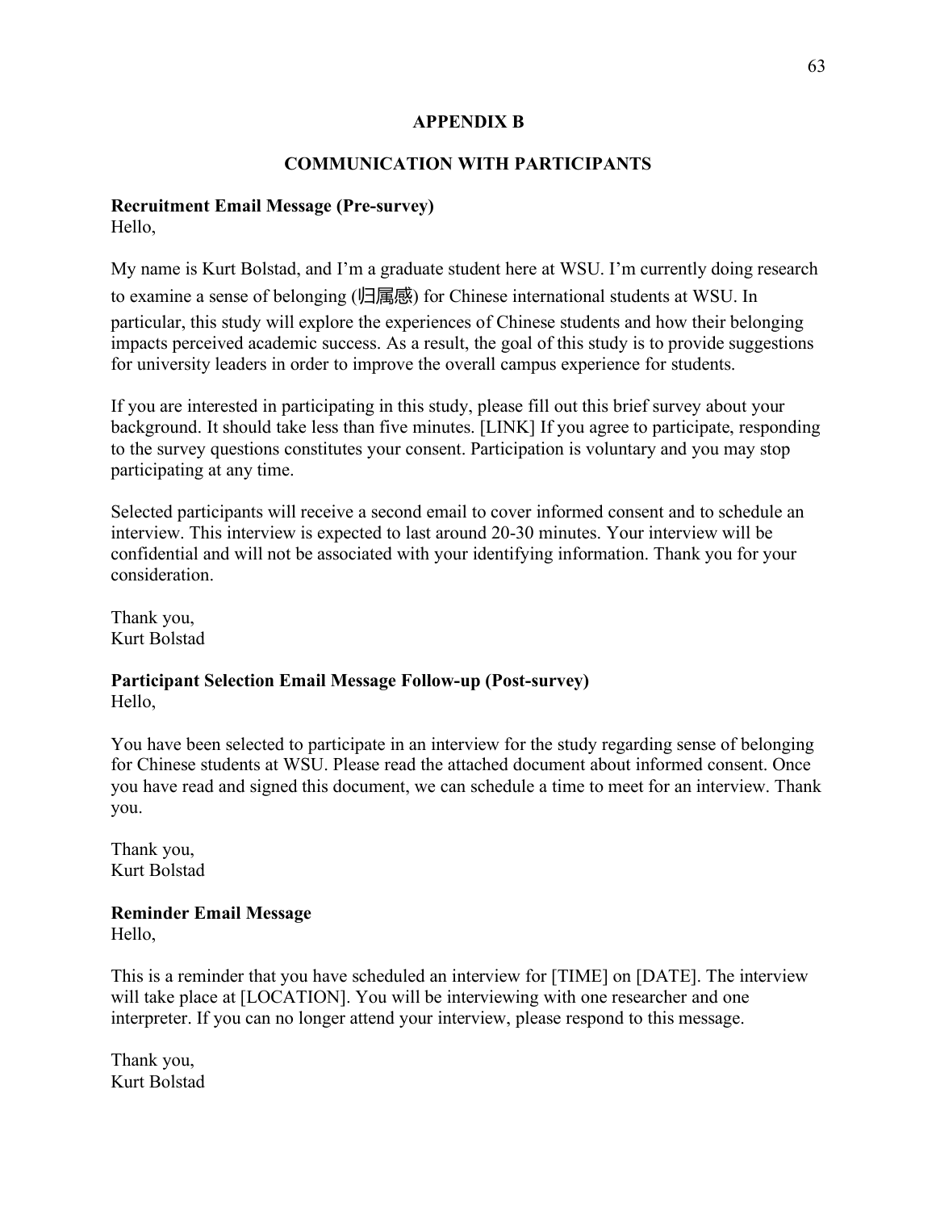# APPENDIX B

## COMMUNICATION WITH PARTICIPANTS

**Recruitment Email Message (Pre-survey)**
Hello,

My name is Kurt Bolstad, and I'm a graduate student here at WSU. I'm currently doing research to examine a sense of belonging (归属感) for Chinese international students at WSU. In particular, this study will explore the experiences of Chinese students and how their belonging impacts perceived academic success. As a result, the goal of this study is to provide suggestions for university leaders in order to improve the overall campus experience for students.

If you are interested in participating in this study, please fill out this brief survey about your background. It should take less than five minutes. [LINK] If you agree to participate, responding to the survey questions constitutes your consent. Participation is voluntary and you may stop participating at any time.

Selected participants will receive a second email to cover informed consent and to schedule an interview. This interview is expected to last around 20-30 minutes. Your interview will be confidential and will not be associated with your identifying information. Thank you for your consideration.

Thank you,
Kurt Bolstad

**Participant Selection Email Message Follow-up (Post-survey)**
Hello,

You have been selected to participate in an interview for the study regarding sense of belonging for Chinese students at WSU. Please read the attached document about informed consent. Once you have read and signed this document, we can schedule a time to meet for an interview. Thank you.

Thank you,
Kurt Bolstad

**Reminder Email Message**
Hello,

This is a reminder that you have scheduled an interview for [TIME] on [DATE]. The interview will take place at [LOCATION]. You will be interviewing with one researcher and one interpreter. If you can no longer attend your interview, please respond to this message.

Thank you,
Kurt Bolstad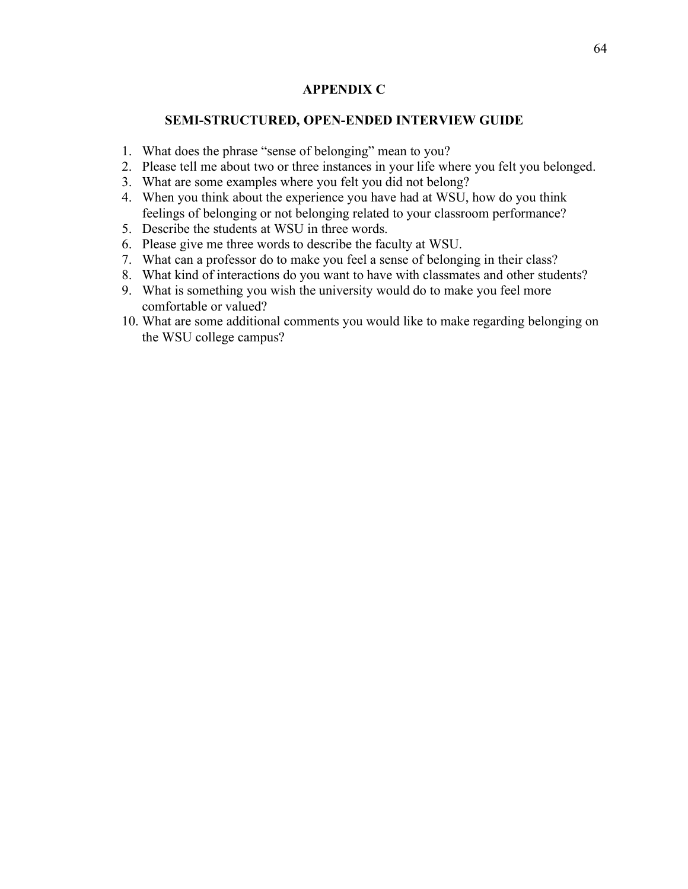## APPENDIX C

### SEMI-STRUCTURED, OPEN-ENDED INTERVIEW GUIDE

1. What does the phrase "sense of belonging" mean to you?
2. Please tell me about two or three instances in your life where you felt you belonged.
3. What are some examples where you felt you did not belong?
4. When you think about the experience you have had at WSU, how do you think feelings of belonging or not belonging related to your classroom performance?
5. Describe the students at WSU in three words.
6. Please give me three words to describe the faculty at WSU.
7. What can a professor do to make you feel a sense of belonging in their class?
8. What kind of interactions do you want to have with classmates and other students?
9. What is something you wish the university would do to make you feel more comfortable or valued?
10. What are some additional comments you would like to make regarding belonging on the WSU college campus?